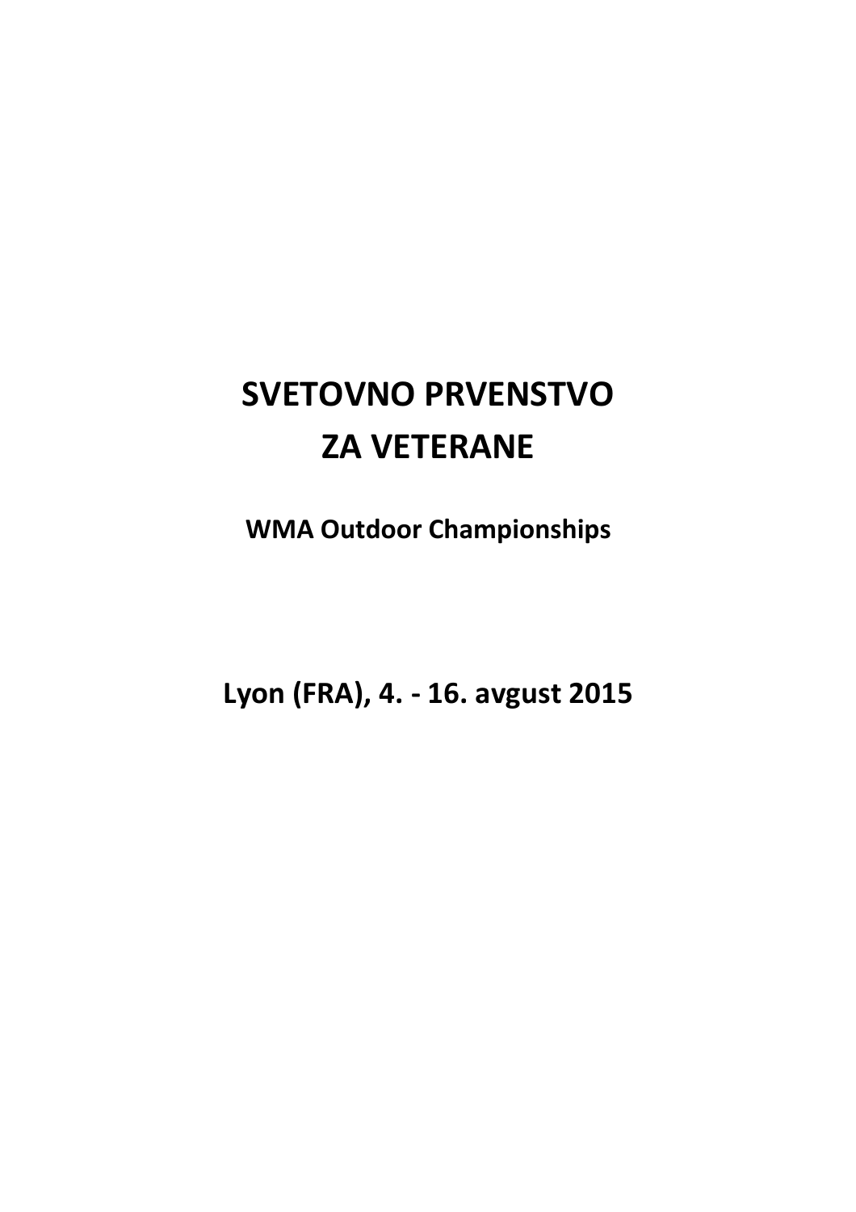# SVETOVNO PRVENSTVO ZA VETERANE

**WMA Outdoor Championships**

**Lyon (FRA), 4. - 16. avgust 2015**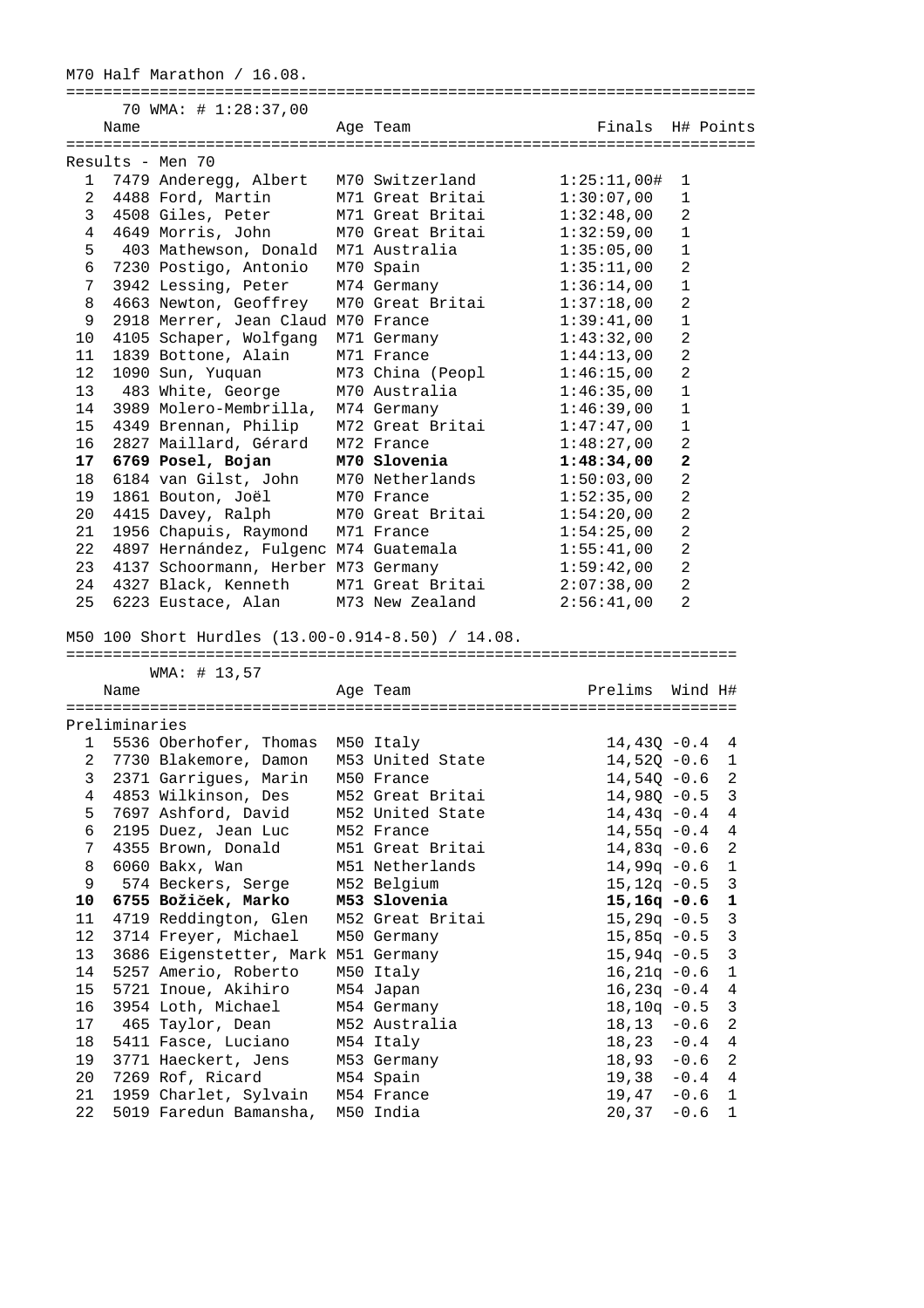M70 Half Marathon / 16.08.

70 WMA: # 1:28:37,00

Results - Men 70

| | | Name | Age | Team | Finals | H# | Points |
|---|---|---|---|---|---|---|---|
| 1 | 7479 | Anderegg, Albert | M70 | Switzerland | 1:25:11,00# | 1 | |
| 2 | 4488 | Ford, Martin | M71 | Great Britai | 1:30:07,00 | 1 | |
| 3 | 4508 | Giles, Peter | M71 | Great Britai | 1:32:48,00 | 2 | |
| 4 | 4649 | Morris, John | M70 | Great Britai | 1:32:59,00 | 1 | |
| 5 | 403 | Mathewson, Donald | M71 | Australia | 1:35:05,00 | 1 | |
| 6 | 7230 | Postigo, Antonio | M70 | Spain | 1:35:11,00 | 2 | |
| 7 | 3942 | Lessing, Peter | M74 | Germany | 1:36:14,00 | 1 | |
| 8 | 4663 | Newton, Geoffrey | M70 | Great Britai | 1:37:18,00 | 2 | |
| 9 | 2918 | Merrer, Jean Claud | M70 | France | 1:39:41,00 | 1 | |
| 10 | 4105 | Schaper, Wolfgang | M71 | Germany | 1:43:32,00 | 2 | |
| 11 | 1839 | Bottone, Alain | M71 | France | 1:44:13,00 | 2 | |
| 12 | 1090 | Sun, Yuquan | M73 | China (Peopl | 1:46:15,00 | 2 | |
| 13 | 483 | White, George | M70 | Australia | 1:46:35,00 | 1 | |
| 14 | 3989 | Molero-Membrilla, | M74 | Germany | 1:46:39,00 | 1 | |
| 15 | 4349 | Brennan, Philip | M72 | Great Britai | 1:47:47,00 | 1 | |
| 16 | 2827 | Maillard, Gérard | M72 | France | 1:48:27,00 | 2 | |
| **17** | **6769** | **Posel, Bojan** | **M70** | **Slovenia** | **1:48:34,00** | **2** | |
| 18 | 6184 | van Gilst, John | M70 | Netherlands | 1:50:03,00 | 2 | |
| 19 | 1861 | Bouton, Joël | M70 | France | 1:52:35,00 | 2 | |
| 20 | 4415 | Davey, Ralph | M70 | Great Britai | 1:54:20,00 | 2 | |
| 21 | 1956 | Chapuis, Raymond | M71 | France | 1:54:25,00 | 2 | |
| 22 | 4897 | Hernández, Fulgenc | M74 | Guatemala | 1:55:41,00 | 2 | |
| 23 | 4137 | Schoormann, Herber | M73 | Germany | 1:59:42,00 | 2 | |
| 24 | 4327 | Black, Kenneth | M71 | Great Britai | 2:07:38,00 | 2 | |
| 25 | 6223 | Eustace, Alan | M73 | New Zealand | 2:56:41,00 | 2 | |

M50 100 Short Hurdles (13.00-0.914-8.50) / 14.08.

WMA: # 13,57

Preliminaries

| | | Name | Age | Team | Prelims | Wind | H# |
|---|---|---|---|---|---|---|---|
| 1 | 5536 | Oberhofer, Thomas | M50 | Italy | 14,43Q | -0.4 | 4 |
| 2 | 7730 | Blakemore, Damon | M53 | United State | 14,52Q | -0.6 | 1 |
| 3 | 2371 | Garrigues, Marin | M50 | France | 14,54Q | -0.6 | 2 |
| 4 | 4853 | Wilkinson, Des | M52 | Great Britai | 14,98Q | -0.5 | 3 |
| 5 | 7697 | Ashford, David | M52 | United State | 14,43q | -0.4 | 4 |
| 6 | 2195 | Duez, Jean Luc | M52 | France | 14,55q | -0.4 | 4 |
| 7 | 4355 | Brown, Donald | M51 | Great Britai | 14,83q | -0.6 | 2 |
| 8 | 6060 | Bakx, Wan | M51 | Netherlands | 14,99q | -0.6 | 1 |
| 9 | 574 | Beckers, Serge | M52 | Belgium | 15,12q | -0.5 | 3 |
| **10** | **6755** | **Božiček, Marko** | **M53** | **Slovenia** | **15,16q** | **-0.6** | **1** |
| 11 | 4719 | Reddington, Glen | M52 | Great Britai | 15,29q | -0.5 | 3 |
| 12 | 3714 | Freyer, Michael | M50 | Germany | 15,85q | -0.5 | 3 |
| 13 | 3686 | Eigenstetter, Mark | M51 | Germany | 15,94q | -0.5 | 3 |
| 14 | 5257 | Amerio, Roberto | M50 | Italy | 16,21q | -0.6 | 1 |
| 15 | 5721 | Inoue, Akihiro | M54 | Japan | 16,23q | -0.4 | 4 |
| 16 | 3954 | Loth, Michael | M54 | Germany | 18,10q | -0.5 | 3 |
| 17 | 465 | Taylor, Dean | M52 | Australia | 18,13 | -0.6 | 2 |
| 18 | 5411 | Fasce, Luciano | M54 | Italy | 18,23 | -0.4 | 4 |
| 19 | 3771 | Haeckert, Jens | M53 | Germany | 18,93 | -0.6 | 2 |
| 20 | 7269 | Rof, Ricard | M54 | Spain | 19,38 | -0.4 | 4 |
| 21 | 1959 | Charlet, Sylvain | M54 | France | 19,47 | -0.6 | 1 |
| 22 | 5019 | Faredun Bamansha, | M50 | India | 20,37 | -0.6 | 1 |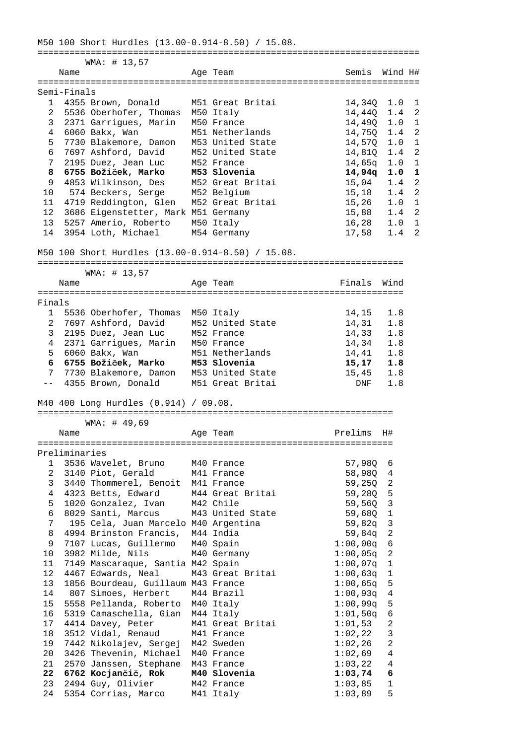M50 100 Short Hurdles (13.00-0.914-8.50) / 15.08.

WMA: # 13,57

**Semi-Finals**

| | Name | Age | Team | Semis | Wind | H# |
|---|---|---|---|---|---|---|
| 1 | 4355 Brown, Donald | M51 | Great Britai | 14,34Q | 1.0 | 1 |
| 2 | 5536 Oberhofer, Thomas | M50 | Italy | 14,44Q | 1.4 | 2 |
| 3 | 2371 Garrigues, Marin | M50 | France | 14,49Q | 1.0 | 1 |
| 4 | 6060 Bakx, Wan | M51 | Netherlands | 14,75Q | 1.4 | 2 |
| 5 | 7730 Blakemore, Damon | M53 | United State | 14,57Q | 1.0 | 1 |
| 6 | 7697 Ashford, David | M52 | United State | 14,81Q | 1.4 | 2 |
| 7 | 2195 Duez, Jean Luc | M52 | France | 14,65q | 1.0 | 1 |
| **8** | **6755 Božiček, Marko** | **M53** | **Slovenia** | **14,94q** | **1.0** | **1** |
| 9 | 4853 Wilkinson, Des | M52 | Great Britai | 15,04 | 1.4 | 2 |
| 10 | 574 Beckers, Serge | M52 | Belgium | 15,18 | 1.4 | 2 |
| 11 | 4719 Reddington, Glen | M52 | Great Britai | 15,26 | 1.0 | 1 |
| 12 | 3686 Eigenstetter, Mark | M51 | Germany | 15,88 | 1.4 | 2 |
| 13 | 5257 Amerio, Roberto | M50 | Italy | 16,28 | 1.0 | 1 |
| 14 | 3954 Loth, Michael | M54 | Germany | 17,58 | 1.4 | 2 |

M50 100 Short Hurdles (13.00-0.914-8.50) / 15.08.

WMA: # 13,57

**Finals**

| | Name | Age | Team | Finals | Wind |
|---|---|---|---|---|---|
| 1 | 5536 Oberhofer, Thomas | M50 | Italy | 14,15 | 1.8 |
| 2 | 7697 Ashford, David | M52 | United State | 14,31 | 1.8 |
| 3 | 2195 Duez, Jean Luc | M52 | France | 14,33 | 1.8 |
| 4 | 2371 Garrigues, Marin | M50 | France | 14,34 | 1.8 |
| 5 | 6060 Bakx, Wan | M51 | Netherlands | 14,41 | 1.8 |
| **6** | **6755 Božiček, Marko** | **M53** | **Slovenia** | **15,17** | **1.8** |
| 7 | 7730 Blakemore, Damon | M53 | United State | 15,45 | 1.8 |
| -- | 4355 Brown, Donald | M51 | Great Britai | DNF | 1.8 |

M40 400 Long Hurdles (0.914) / 09.08.

WMA: # 49,69

**Preliminaries**

| | Name | Age | Team | Prelims | H# |
|---|---|---|---|---|---|
| 1 | 3536 Wavelet, Bruno | M40 | France | 57,98Q | 6 |
| 2 | 3140 Piot, Gerald | M41 | France | 58,98Q | 4 |
| 3 | 3440 Thommerel, Benoit | M41 | France | 59,25Q | 2 |
| 4 | 4323 Betts, Edward | M44 | Great Britai | 59,28Q | 5 |
| 5 | 1020 Gonzalez, Ivan | M42 | Chile | 59,56Q | 3 |
| 6 | 8029 Santi, Marcus | M43 | United State | 59,68Q | 1 |
| 7 | 195 Cela, Juan Marcelo | M40 | Argentina | 59,82q | 3 |
| 8 | 4994 Brinston Francis, | M44 | India | 59,84q | 2 |
| 9 | 7107 Lucas, Guillermo | M40 | Spain | 1:00,00q | 6 |
| 10 | 3982 Milde, Nils | M40 | Germany | 1:00,05q | 2 |
| 11 | 7149 Mascaraque, Santia | M42 | Spain | 1:00,07q | 1 |
| 12 | 4467 Edwards, Neal | M43 | Great Britai | 1:00,63q | 1 |
| 13 | 1856 Bourdeau, Guillaum | M43 | France | 1:00,65q | 5 |
| 14 | 807 Simoes, Herbert | M44 | Brazil | 1:00,93q | 4 |
| 15 | 5558 Pellanda, Roberto | M40 | Italy | 1:00,99q | 5 |
| 16 | 5319 Camaschella, Gian | M44 | Italy | 1:01,50q | 6 |
| 17 | 4414 Davey, Peter | M41 | Great Britai | 1:01,53 | 2 |
| 18 | 3512 Vidal, Renaud | M41 | France | 1:02,22 | 3 |
| 19 | 7442 Nikolajev, Sergej | M42 | Sweden | 1:02,26 | 2 |
| 20 | 3426 Thevenin, Michael | M40 | France | 1:02,69 | 4 |
| 21 | 2570 Janssen, Stephane | M43 | France | 1:03,22 | 4 |
| **22** | **6762 Kocjančič, Rok** | **M40** | **Slovenia** | **1:03,74** | **6** |
| 23 | 2494 Guy, Olivier | M42 | France | 1:03,85 | 1 |
| 24 | 5354 Corrias, Marco | M41 | Italy | 1:03,89 | 5 |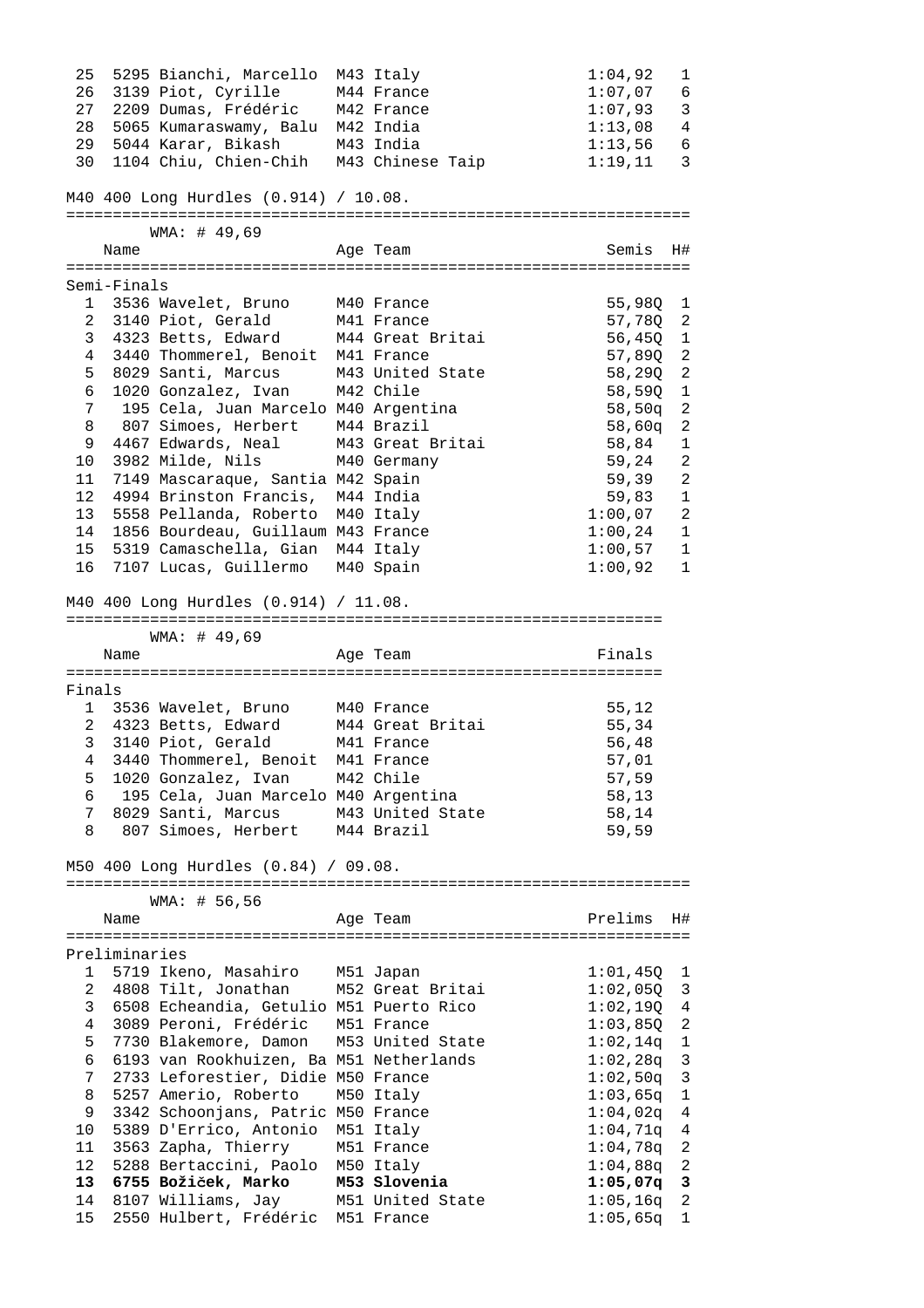| | | | | | | |
|---|---|---|---|---|---|---|
| 25 | 5295 | Bianchi, Marcello | M43 | Italy | 1:04,92 | 1 |
| 26 | 3139 | Piot, Cyrille | M44 | France | 1:07,07 | 6 |
| 27 | 2209 | Dumas, Frédéric | M42 | France | 1:07,93 | 3 |
| 28 | 5065 | Kumaraswamy, Balu | M42 | India | 1:13,08 | 4 |
| 29 | 5044 | Karar, Bikash | M43 | India | 1:13,56 | 6 |
| 30 | 1104 | Chiu, Chien-Chih | M43 | Chinese Taip | 1:19,11 | 3 |

M40 400 Long Hurdles (0.914) / 10.08.

WMA: # 49,69

Semi-Finals

| | | Name | Age | Team | Semis | H# |
|---|---|---|---|---|---|---|
| 1 | 3536 | Wavelet, Bruno | M40 | France | 55,98Q | 1 |
| 2 | 3140 | Piot, Gerald | M41 | France | 57,78Q | 2 |
| 3 | 4323 | Betts, Edward | M44 | Great Britai | 56,45Q | 1 |
| 4 | 3440 | Thommerel, Benoit | M41 | France | 57,89Q | 2 |
| 5 | 8029 | Santi, Marcus | M43 | United State | 58,29Q | 2 |
| 6 | 1020 | Gonzalez, Ivan | M42 | Chile | 58,59Q | 1 |
| 7 | 195 | Cela, Juan Marcelo | M40 | Argentina | 58,50q | 2 |
| 8 | 807 | Simoes, Herbert | M44 | Brazil | 58,60q | 2 |
| 9 | 4467 | Edwards, Neal | M43 | Great Britai | 58,84 | 1 |
| 10 | 3982 | Milde, Nils | M40 | Germany | 59,24 | 2 |
| 11 | 7149 | Mascaraque, Santia | M42 | Spain | 59,39 | 2 |
| 12 | 4994 | Brinston Francis, | M44 | India | 59,83 | 1 |
| 13 | 5558 | Pellanda, Roberto | M40 | Italy | 1:00,07 | 2 |
| 14 | 1856 | Bourdeau, Guillaum | M43 | France | 1:00,24 | 1 |
| 15 | 5319 | Camaschella, Gian | M44 | Italy | 1:00,57 | 1 |
| 16 | 7107 | Lucas, Guillermo | M40 | Spain | 1:00,92 | 1 |

M40 400 Long Hurdles (0.914) / 11.08.

WMA: # 49,69

Finals

| | | Name | Age | Team | Finals |
|---|---|---|---|---|---|
| 1 | 3536 | Wavelet, Bruno | M40 | France | 55,12 |
| 2 | 4323 | Betts, Edward | M44 | Great Britai | 55,34 |
| 3 | 3140 | Piot, Gerald | M41 | France | 56,48 |
| 4 | 3440 | Thommerel, Benoit | M41 | France | 57,01 |
| 5 | 1020 | Gonzalez, Ivan | M42 | Chile | 57,59 |
| 6 | 195 | Cela, Juan Marcelo | M40 | Argentina | 58,13 |
| 7 | 8029 | Santi, Marcus | M43 | United State | 58,14 |
| 8 | 807 | Simoes, Herbert | M44 | Brazil | 59,59 |

M50 400 Long Hurdles (0.84) / 09.08.

WMA: # 56,56

Preliminaries

| | | Name | Age | Team | Prelims | H# |
|---|---|---|---|---|---|---|
| 1 | 5719 | Ikeno, Masahiro | M51 | Japan | 1:01,45Q | 1 |
| 2 | 4808 | Tilt, Jonathan | M52 | Great Britai | 1:02,05Q | 3 |
| 3 | 6508 | Echeandia, Getulio | M51 | Puerto Rico | 1:02,19Q | 4 |
| 4 | 3089 | Peroni, Frédéric | M51 | France | 1:03,85Q | 2 |
| 5 | 7730 | Blakemore, Damon | M53 | United State | 1:02,14q | 1 |
| 6 | 6193 | van Rookhuizen, Ba | M51 | Netherlands | 1:02,28q | 3 |
| 7 | 2733 | Leforestier, Didie | M50 | France | 1:02,50q | 3 |
| 8 | 5257 | Amerio, Roberto | M50 | Italy | 1:03,65q | 1 |
| 9 | 3342 | Schoonjans, Patric | M50 | France | 1:04,02q | 4 |
| 10 | 5389 | D'Errico, Antonio | M51 | Italy | 1:04,71q | 4 |
| 11 | 3563 | Zapha, Thierry | M51 | France | 1:04,78q | 2 |
| 12 | 5288 | Bertaccini, Paolo | M50 | Italy | 1:04,88q | 2 |
| **13** | **6755** | **Božiček, Marko** | **M53** | **Slovenia** | **1:05,07q** | **3** |
| 14 | 8107 | Williams, Jay | M51 | United State | 1:05,16q | 2 |
| 15 | 2550 | Hulbert, Frédéric | M51 | France | 1:05,65q | 1 |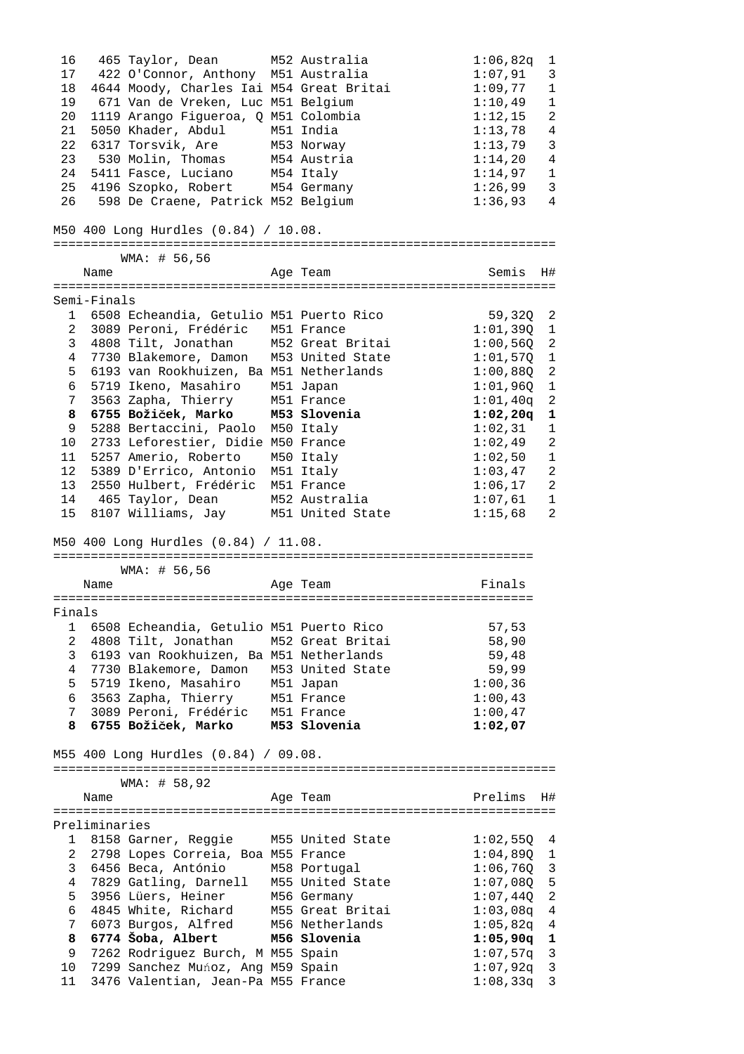| Place | Bib | Name | Age | Team | Time | H# |
|---|---|---|---|---|---|---|
| 16 | 465 | Taylor, Dean | M52 | Australia | 1:06,82q | 1 |
| 17 | 422 | O'Connor, Anthony | M51 | Australia | 1:07,91 | 3 |
| 18 | 4644 | Moody, Charles Iai | M54 | Great Britai | 1:09,77 | 1 |
| 19 | 671 | Van de Vreken, Luc | M51 | Belgium | 1:10,49 | 1 |
| 20 | 1119 | Arango Figueroa, Q | M51 | Colombia | 1:12,15 | 2 |
| 21 | 5050 | Khader, Abdul | M51 | India | 1:13,78 | 4 |
| 22 | 6317 | Torsvik, Are | M53 | Norway | 1:13,79 | 3 |
| 23 | 530 | Molin, Thomas | M54 | Austria | 1:14,20 | 4 |
| 24 | 5411 | Fasce, Luciano | M54 | Italy | 1:14,97 | 1 |
| 25 | 4196 | Szopko, Robert | M54 | Germany | 1:26,99 | 3 |
| 26 | 598 | De Craene, Patrick | M52 | Belgium | 1:36,93 | 4 |

## M50 400 Long Hurdles (0.84) / 10.08.

WMA: # 56,56

Semi-Finals

| Place | Bib | Name | Age | Team | Semis | H# |
|---|---|---|---|---|---|---|
| 1 | 6508 | Echeandia, Getulio | M51 | Puerto Rico | 59,32Q | 2 |
| 2 | 3089 | Peroni, Frédéric | M51 | France | 1:01,39Q | 1 |
| 3 | 4808 | Tilt, Jonathan | M52 | Great Britai | 1:00,56Q | 2 |
| 4 | 7730 | Blakemore, Damon | M53 | United State | 1:01,57Q | 1 |
| 5 | 6193 | van Rookhuizen, Ba | M51 | Netherlands | 1:00,88Q | 2 |
| 6 | 5719 | Ikeno, Masahiro | M51 | Japan | 1:01,96Q | 1 |
| 7 | 3563 | Zapha, Thierry | M51 | France | 1:01,40q | 2 |
| **8** | **6755** | **Božiček, Marko** | **M53** | **Slovenia** | **1:02,20q** | **1** |
| 9 | 5288 | Bertaccini, Paolo | M50 | Italy | 1:02,31 | 1 |
| 10 | 2733 | Leforestier, Didie | M50 | France | 1:02,49 | 2 |
| 11 | 5257 | Amerio, Roberto | M50 | Italy | 1:02,50 | 1 |
| 12 | 5389 | D'Errico, Antonio | M51 | Italy | 1:03,47 | 2 |
| 13 | 2550 | Hulbert, Frédéric | M51 | France | 1:06,17 | 2 |
| 14 | 465 | Taylor, Dean | M52 | Australia | 1:07,61 | 1 |
| 15 | 8107 | Williams, Jay | M51 | United State | 1:15,68 | 2 |

## M50 400 Long Hurdles (0.84) / 11.08.

WMA: # 56,56

Finals

| Place | Bib | Name | Age | Team | Finals |
|---|---|---|---|---|---|
| 1 | 6508 | Echeandia, Getulio | M51 | Puerto Rico | 57,53 |
| 2 | 4808 | Tilt, Jonathan | M52 | Great Britai | 58,90 |
| 3 | 6193 | van Rookhuizen, Ba | M51 | Netherlands | 59,48 |
| 4 | 7730 | Blakemore, Damon | M53 | United State | 59,99 |
| 5 | 5719 | Ikeno, Masahiro | M51 | Japan | 1:00,36 |
| 6 | 3563 | Zapha, Thierry | M51 | France | 1:00,43 |
| 7 | 3089 | Peroni, Frédéric | M51 | France | 1:00,47 |
| **8** | **6755** | **Božiček, Marko** | **M53** | **Slovenia** | **1:02,07** |

## M55 400 Long Hurdles (0.84) / 09.08.

WMA: # 58,92

Preliminaries

| Place | Bib | Name | Age | Team | Prelims | H# |
|---|---|---|---|---|---|---|
| 1 | 8158 | Garner, Reggie | M55 | United State | 1:02,55Q | 4 |
| 2 | 2798 | Lopes Correia, Boa | M55 | France | 1:04,89Q | 1 |
| 3 | 6456 | Beca, António | M58 | Portugal | 1:06,76Q | 3 |
| 4 | 7829 | Gatling, Darnell | M55 | United State | 1:07,08Q | 5 |
| 5 | 3956 | Lüers, Heiner | M56 | Germany | 1:07,44Q | 2 |
| 6 | 4845 | White, Richard | M55 | Great Britai | 1:03,08q | 4 |
| 7 | 6073 | Burgos, Alfred | M56 | Netherlands | 1:05,82q | 4 |
| **8** | **6774** | **Šoba, Albert** | **M56** | **Slovenia** | **1:05,90q** | **1** |
| 9 | 7262 | Rodriguez Burch, M | M55 | Spain | 1:07,57q | 3 |
| 10 | 7299 | Sanchez Muńoz, Ang | M59 | Spain | 1:07,92q | 3 |
| 11 | 3476 | Valentian, Jean-Pa | M55 | France | 1:08,33q | 3 |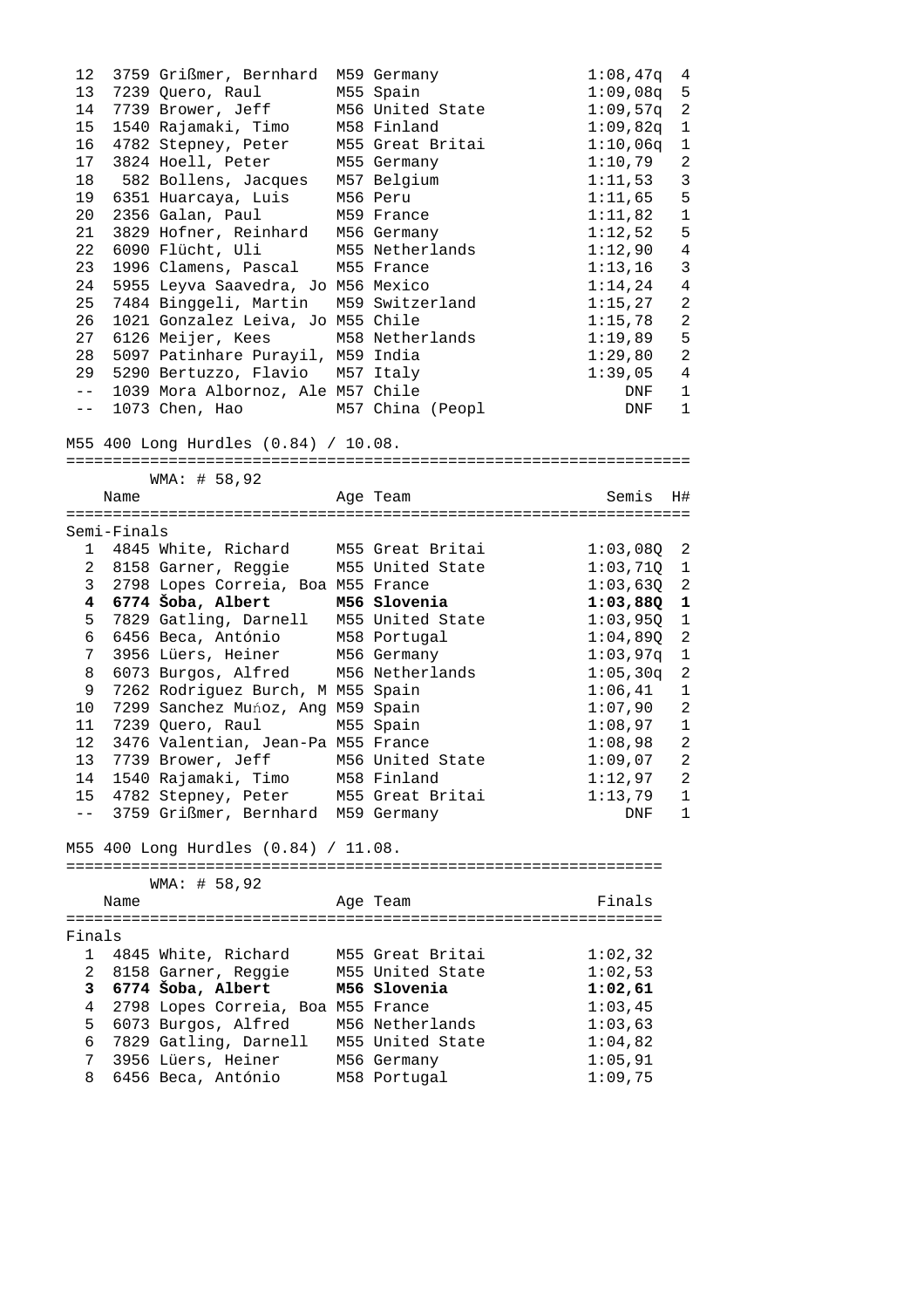| Place | Bib | Name | Age | Team | Time | H# |
|---|---|---|---|---|---|---|
| 12 | 3759 | Grißmer, Bernhard | M59 | Germany | 1:08,47q | 4 |
| 13 | 7239 | Quero, Raul | M55 | Spain | 1:09,08q | 5 |
| 14 | 7739 | Brower, Jeff | M56 | United State | 1:09,57q | 2 |
| 15 | 1540 | Rajamaki, Timo | M58 | Finland | 1:09,82q | 1 |
| 16 | 4782 | Stepney, Peter | M55 | Great Britai | 1:10,06q | 1 |
| 17 | 3824 | Hoell, Peter | M55 | Germany | 1:10,79 | 2 |
| 18 | 582 | Bollens, Jacques | M57 | Belgium | 1:11,53 | 3 |
| 19 | 6351 | Huarcaya, Luis | M56 | Peru | 1:11,65 | 5 |
| 20 | 2356 | Galan, Paul | M59 | France | 1:11,82 | 1 |
| 21 | 3829 | Hofner, Reinhard | M56 | Germany | 1:12,52 | 5 |
| 22 | 6090 | Flücht, Uli | M55 | Netherlands | 1:12,90 | 4 |
| 23 | 1996 | Clamens, Pascal | M55 | France | 1:13,16 | 3 |
| 24 | 5955 | Leyva Saavedra, Jo | M56 | Mexico | 1:14,24 | 4 |
| 25 | 7484 | Binggeli, Martin | M59 | Switzerland | 1:15,27 | 2 |
| 26 | 1021 | Gonzalez Leiva, Jo | M55 | Chile | 1:15,78 | 2 |
| 27 | 6126 | Meijer, Kees | M58 | Netherlands | 1:19,89 | 5 |
| 28 | 5097 | Patinhare Purayil, | M59 | India | 1:29,80 | 2 |
| 29 | 5290 | Bertuzzo, Flavio | M57 | Italy | 1:39,05 | 4 |
| -- | 1039 | Mora Albornoz, Ale | M57 | Chile | DNF | 1 |
| -- | 1073 | Chen, Hao | M57 | China (Peopl | DNF | 1 |

M55 400 Long Hurdles (0.84) / 10.08.

WMA: # 58,92

Semi-Finals

| Place | Bib | Name | Age | Team | Semis | H# |
|---|---|---|---|---|---|---|
| 1 | 4845 | White, Richard | M55 | Great Britai | 1:03,08Q | 2 |
| 2 | 8158 | Garner, Reggie | M55 | United State | 1:03,71Q | 1 |
| 3 | 2798 | Lopes Correia, Boa | M55 | France | 1:03,63Q | 2 |
| **4** | **6774** | **Šoba, Albert** | **M56** | **Slovenia** | **1:03,88Q** | **1** |
| 5 | 7829 | Gatling, Darnell | M55 | United State | 1:03,95Q | 1 |
| 6 | 6456 | Beca, António | M58 | Portugal | 1:04,89Q | 2 |
| 7 | 3956 | Lüers, Heiner | M56 | Germany | 1:03,97q | 1 |
| 8 | 6073 | Burgos, Alfred | M56 | Netherlands | 1:05,30q | 2 |
| 9 | 7262 | Rodriguez Burch, M | M55 | Spain | 1:06,41 | 1 |
| 10 | 7299 | Sanchez Muńoz, Ang | M59 | Spain | 1:07,90 | 2 |
| 11 | 7239 | Quero, Raul | M55 | Spain | 1:08,97 | 1 |
| 12 | 3476 | Valentian, Jean-Pa | M55 | France | 1:08,98 | 2 |
| 13 | 7739 | Brower, Jeff | M56 | United State | 1:09,07 | 2 |
| 14 | 1540 | Rajamaki, Timo | M58 | Finland | 1:12,97 | 2 |
| 15 | 4782 | Stepney, Peter | M55 | Great Britai | 1:13,79 | 1 |
| -- | 3759 | Grißmer, Bernhard | M59 | Germany | DNF | 1 |

M55 400 Long Hurdles (0.84) / 11.08.

WMA: # 58,92

Finals

| Place | Bib | Name | Age | Team | Finals |
|---|---|---|---|---|---|
| 1 | 4845 | White, Richard | M55 | Great Britai | 1:02,32 |
| 2 | 8158 | Garner, Reggie | M55 | United State | 1:02,53 |
| **3** | **6774** | **Šoba, Albert** | **M56** | **Slovenia** | **1:02,61** |
| 4 | 2798 | Lopes Correia, Boa | M55 | France | 1:03,45 |
| 5 | 6073 | Burgos, Alfred | M56 | Netherlands | 1:03,63 |
| 6 | 7829 | Gatling, Darnell | M55 | United State | 1:04,82 |
| 7 | 3956 | Lüers, Heiner | M56 | Germany | 1:05,91 |
| 8 | 6456 | Beca, António | M58 | Portugal | 1:09,75 |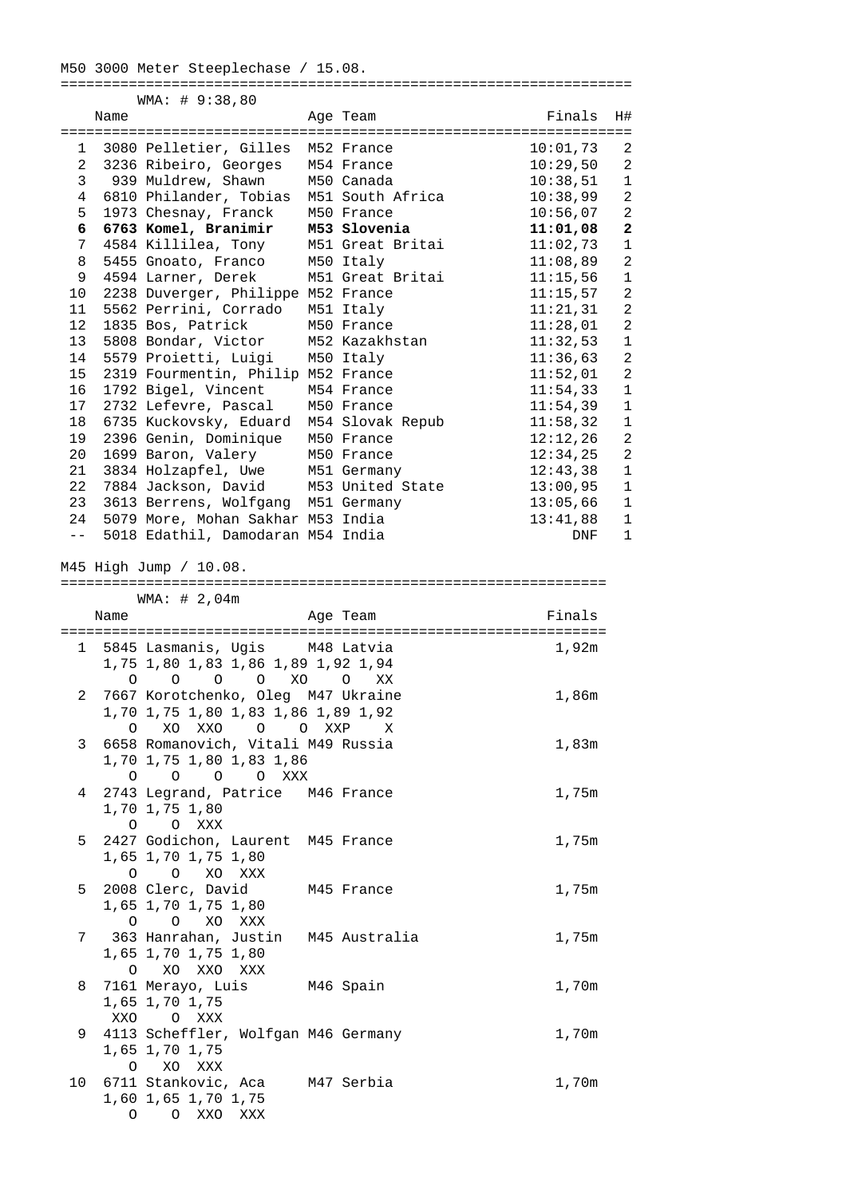## M50 3000 Meter Steeplechase / 15.08.

WMA: # 9:38,80

| | Name | Age | Team | Finals | H# |
|---|---|---|---|---|---|
| 1 | 3080 Pelletier, Gilles | M52 | France | 10:01,73 | 2 |
| 2 | 3236 Ribeiro, Georges | M54 | France | 10:29,50 | 2 |
| 3 | 939 Muldrew, Shawn | M50 | Canada | 10:38,51 | 1 |
| 4 | 6810 Philander, Tobias | M51 | South Africa | 10:38,99 | 2 |
| 5 | 1973 Chesnay, Franck | M50 | France | 10:56,07 | 2 |
| **6** | **6763 Komel, Branimir** | **M53** | **Slovenia** | **11:01,08** | **2** |
| 7 | 4584 Killilea, Tony | M51 | Great Britai | 11:02,73 | 1 |
| 8 | 5455 Gnoato, Franco | M50 | Italy | 11:08,89 | 2 |
| 9 | 4594 Larner, Derek | M51 | Great Britai | 11:15,56 | 1 |
| 10 | 2238 Duverger, Philippe | M52 | France | 11:15,57 | 2 |
| 11 | 5562 Perrini, Corrado | M51 | Italy | 11:21,31 | 2 |
| 12 | 1835 Bos, Patrick | M50 | France | 11:28,01 | 2 |
| 13 | 5808 Bondar, Victor | M52 | Kazakhstan | 11:32,53 | 1 |
| 14 | 5579 Proietti, Luigi | M50 | Italy | 11:36,63 | 2 |
| 15 | 2319 Fourmentin, Philip | M52 | France | 11:52,01 | 2 |
| 16 | 1792 Bigel, Vincent | M54 | France | 11:54,33 | 1 |
| 17 | 2732 Lefevre, Pascal | M50 | France | 11:54,39 | 1 |
| 18 | 6735 Kuckovsky, Eduard | M54 | Slovak Repub | 11:58,32 | 1 |
| 19 | 2396 Genin, Dominique | M50 | France | 12:12,26 | 2 |
| 20 | 1699 Baron, Valery | M50 | France | 12:34,25 | 2 |
| 21 | 3834 Holzapfel, Uwe | M51 | Germany | 12:43,38 | 1 |
| 22 | 7884 Jackson, David | M53 | United State | 13:00,95 | 1 |
| 23 | 3613 Berrens, Wolfgang | M51 | Germany | 13:05,66 | 1 |
| 24 | 5079 More, Mohan Sakhar | M53 | India | 13:41,88 | 1 |
| -- | 5018 Edathil, Damodaran | M54 | India | DNF | 1 |

## M45 High Jump / 10.08.

WMA: # 2,04m

| | Name | Age | Team | Finals |
|---|---|---|---|---|
| 1 | 5845 Lasmanis, Ugis | M48 | Latvia | 1,92m |
| | 1,75 1,80 1,83 1,86 1,89 1,92 1,94 / O O O O XO O XX | | | |
| 2 | 7667 Korotchenko, Oleg | M47 | Ukraine | 1,86m |
| | 1,70 1,75 1,80 1,83 1,86 1,89 1,92 / O XO XXO O O XXP X | | | |
| 3 | 6658 Romanovich, Vitali | M49 | Russia | 1,83m |
| | 1,70 1,75 1,80 1,83 1,86 / O O O O XXX | | | |
| 4 | 2743 Legrand, Patrice | M46 | France | 1,75m |
| | 1,70 1,75 1,80 / O O XXX | | | |
| 5 | 2427 Godichon, Laurent | M45 | France | 1,75m |
| | 1,65 1,70 1,75 1,80 / O O XO XXX | | | |
| 5 | 2008 Clerc, David | M45 | France | 1,75m |
| | 1,65 1,70 1,75 1,80 / O O XO XXX | | | |
| 7 | 363 Hanrahan, Justin | M45 | Australia | 1,75m |
| | 1,65 1,70 1,75 1,80 / O XO XXO XXX | | | |
| 8 | 7161 Merayo, Luis | M46 | Spain | 1,70m |
| | 1,65 1,70 1,75 / XXO O XXX | | | |
| 9 | 4113 Scheffler, Wolfgan | M46 | Germany | 1,70m |
| | 1,65 1,70 1,75 / O XO XXX | | | |
| 10 | 6711 Stankovic, Aca | M47 | Serbia | 1,70m |
| | 1,60 1,65 1,70 1,75 / O O XXO XXX | | | |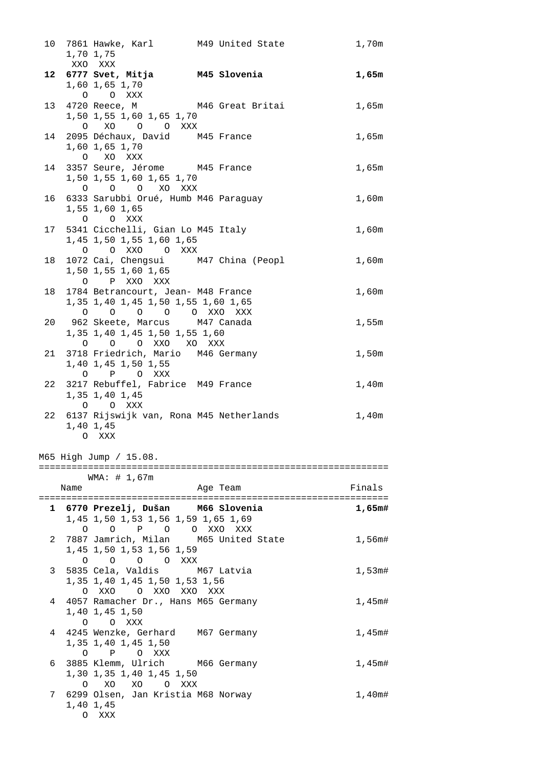```
 10  7861 Hawke, Karl        M49 United State            1,70m
     1,70 1,75
      XXO  XXX
```
**12  6777 Svet, Mitja        M45 Slovenia                1,65m**
```
     1,60 1,65 1,70
        O    O  XXX
 13  4720 Reece, M           M46 Great Britai            1,65m
     1,50 1,55 1,60 1,65 1,70
        O   XO    O    O  XXX
 14  2095 Déchaux, David     M45 France                  1,65m
     1,60 1,65 1,70
        O   XO  XXX
 14  3357 Seure, Jérome      M45 France                  1,65m
     1,50 1,55 1,60 1,65 1,70
        O    O    O   XO  XXX
 16  6333 Sarubbi Orué, Humb M46 Paraguay                1,60m
     1,55 1,60 1,65
        O    O  XXX
 17  5341 Cicchelli, Gian Lo M45 Italy                   1,60m
     1,45 1,50 1,55 1,60 1,65
        O    O  XXO    O  XXX
 18  1072 Cai, Chengsui      M47 China (Peopl            1,60m
     1,50 1,55 1,60 1,65
        O    P  XXO  XXX
 18  1784 Betrancourt, Jean- M48 France                  1,60m
     1,35 1,40 1,45 1,50 1,55 1,60 1,65
        O    O    O    O    O  XXO  XXX
 20   962 Skeete, Marcus     M47 Canada                  1,55m
     1,35 1,40 1,45 1,50 1,55 1,60
        O    O    O  XXO   XO  XXX
 21  3718 Friedrich, Mario   M46 Germany                 1,50m
     1,40 1,45 1,50 1,55
        O    P    O  XXX
 22  3217 Rebuffel, Fabrice  M49 France                  1,40m
     1,35 1,40 1,45
        O    O  XXX
 22  6137 Rijswijk van, Rona M45 Netherlands             1,40m
     1,40 1,45
        O  XXX
```

M65 High Jump / 15.08.

```
================================================================
         WMA: # 1,67m
    Name                   Age Team                    Finals
================================================================
```
**1  6770 Prezelj, Dušan     M66 Slovenia               1,65m#**
```
     1,45 1,50 1,53 1,56 1,59 1,65 1,69
        O    O    P    O    O  XXO  XXX
  2  7887 Jamrich, Milan     M65 United State           1,56m#
     1,45 1,50 1,53 1,56 1,59
        O    O    O    O  XXX
  3  5835 Cela, Valdis       M67 Latvia                 1,53m#
     1,35 1,40 1,45 1,50 1,53 1,56
        O  XXO    O  XXO  XXO  XXX
  4  4057 Ramacher Dr., Hans M65 Germany                1,45m#
     1,40 1,45 1,50
        O    O  XXX
  4  4245 Wenzke, Gerhard    M67 Germany                1,45m#
     1,35 1,40 1,45 1,50
        O    P    O  XXX
  6  3885 Klemm, Ulrich      M66 Germany                1,45m#
     1,30 1,35 1,40 1,45 1,50
        O   XO   XO    O  XXX
  7  6299 Olsen, Jan Kristia M68 Norway                 1,40m#
     1,40 1,45
        O  XXX
```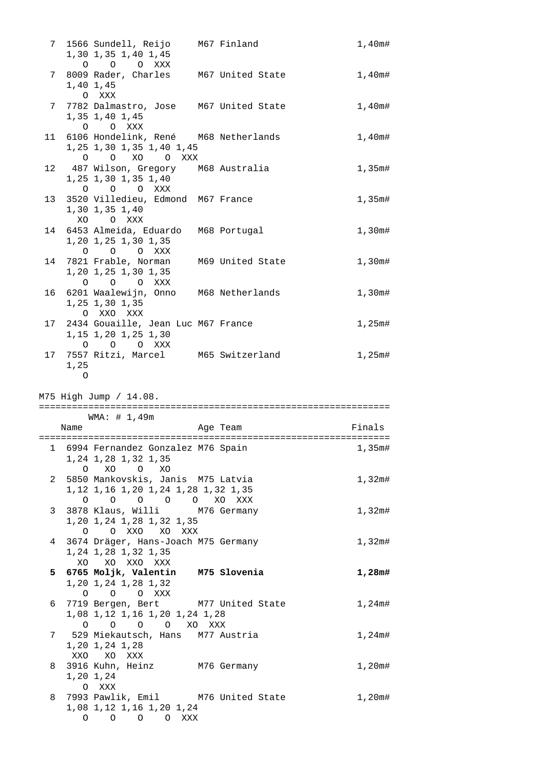```
  7  1566 Sundell, Reijo     M67 Finland                     1,40m#
     1,30 1,35 1,40 1,45
        O    O    O  XXX
  7  8009 Rader, Charles     M67 United State                1,40m#
     1,40 1,45
        O  XXX
  7  7782 Dalmastro, Jose    M67 United State                1,40m#
     1,35 1,40 1,45
        O    O  XXX
 11  6106 Hondelink, René    M68 Netherlands                 1,40m#
     1,25 1,30 1,35 1,40 1,45
        O    O   XO    O  XXX
 12   487 Wilson, Gregory    M68 Australia                   1,35m#
     1,25 1,30 1,35 1,40
        O    O    O  XXX
 13  3520 Villedieu, Edmond  M67 France                      1,35m#
     1,30 1,35 1,40
       XO    O  XXX
 14  6453 Almeida, Eduardo   M68 Portugal                    1,30m#
     1,20 1,25 1,30 1,35
        O    O    O  XXX
 14  7821 Frable, Norman     M69 United State                1,30m#
     1,20 1,25 1,30 1,35
        O    O    O  XXX
 16  6201 Waalewijn, Onno    M68 Netherlands                 1,30m#
     1,25 1,30 1,35
        O  XXO  XXX
 17  2434 Gouaille, Jean Luc M67 France                      1,25m#
     1,15 1,20 1,25 1,30
        O    O    O  XXX
 17  7557 Ritzi, Marcel      M65 Switzerland                 1,25m#
     1,25
        O
```

M75 High Jump / 14.08.

```
================================================================
         WMA: # 1,49m
    Name                      Age Team                    Finals
================================================================
  1  6994 Fernandez Gonzalez M76 Spain                       1,35m#
     1,24 1,28 1,32 1,35
        O   XO    O   XO
  2  5850 Mankovskis, Janis  M75 Latvia                      1,32m#
     1,12 1,16 1,20 1,24 1,28 1,32 1,35
        O    O    O    O    O   XO  XXX
  3  3878 Klaus, Willi       M76 Germany                     1,32m#
     1,20 1,24 1,28 1,32 1,35
        O    O  XXO   XO  XXX
  4  3674 Dräger, Hans-Joach M75 Germany                     1,32m#
     1,24 1,28 1,32 1,35
       XO   XO  XXO  XXX
```
**5  6765 Moljk, Valentin    M75 Slovenia                    1,28m#**
```
     1,20 1,24 1,28 1,32
        O    O    O  XXX
  6  7719 Bergen, Bert       M77 United State                1,24m#
     1,08 1,12 1,16 1,20 1,24 1,28
        O    O    O    O   XO  XXX
  7   529 Miekautsch, Hans   M77 Austria                     1,24m#
     1,20 1,24 1,28
      XXO   XO  XXX
  8  3916 Kuhn, Heinz        M76 Germany                     1,20m#
     1,20 1,24
        O  XXX
  8  7993 Pawlik, Emil       M76 United State                1,20m#
     1,08 1,12 1,16 1,20 1,24
        O    O    O    O  XXX
```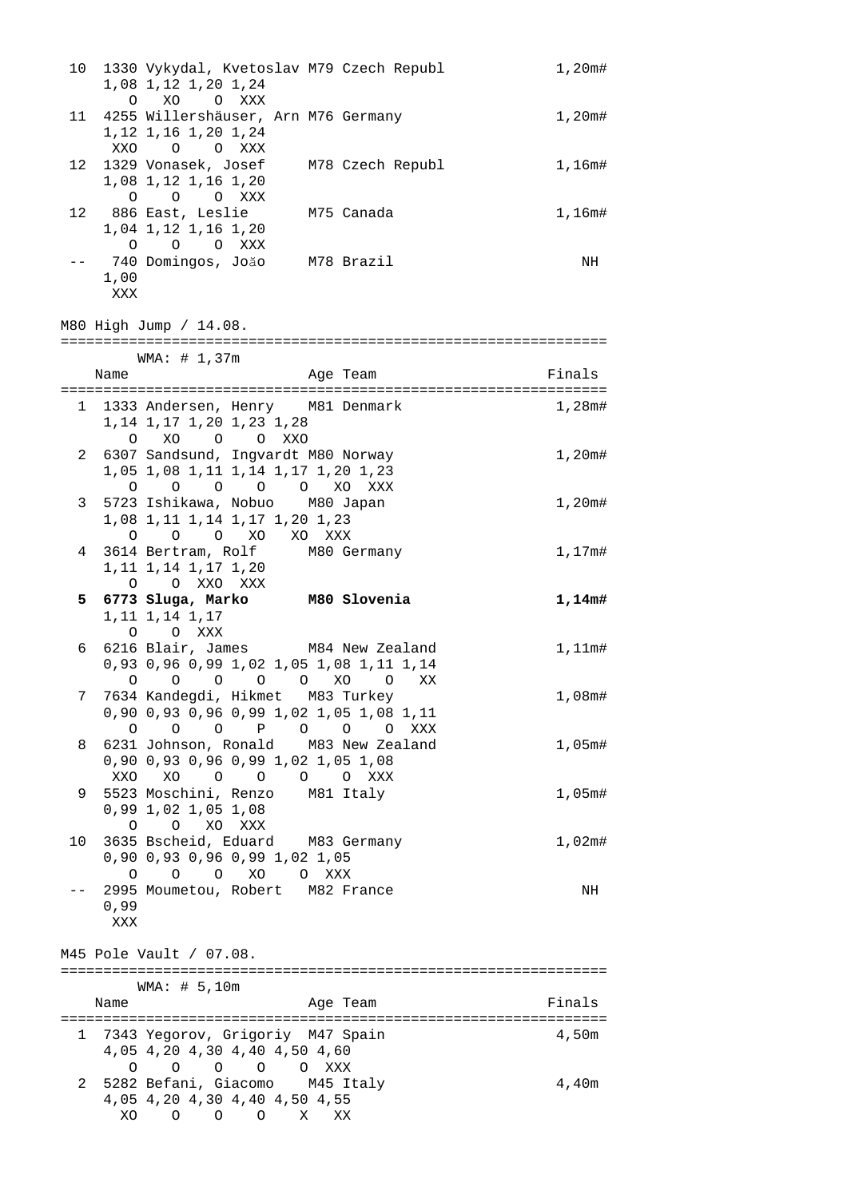```
 10  1330 Vykydal, Kvetoslav M79 Czech Republ              1,20m#
     1,08 1,12 1,20 1,24
       O   XO    O  XXX
 11  4255 Willershäuser, Arn M76 Germany                   1,20m#
     1,12 1,16 1,20 1,24
      XXO    O    O  XXX
 12  1329 Vonasek, Josef     M78 Czech Republ              1,16m#
     1,08 1,12 1,16 1,20
       O    O    O  XXX
 12   886 East, Leslie       M75 Canada                    1,16m#
     1,04 1,12 1,16 1,20
       O    O    O  XXX
 --   740 Domingos, Joăo     M78 Brazil                       NH
     1,00
      XXX
```

M80 High Jump / 14.08.

```
================================================================
        WMA: # 1,37m
    Name                    Age Team                    Finals
================================================================
  1  1333 Andersen, Henry    M81 Denmark                 1,28m#
     1,14 1,17 1,20 1,23 1,28
       O   XO    O    O  XXO
  2  6307 Sandsund, Ingvardt M80 Norway                  1,20m#
     1,05 1,08 1,11 1,14 1,17 1,20 1,23
       O    O    O    O    O   XO  XXX
  3  5723 Ishikawa, Nobuo    M80 Japan                   1,20m#
     1,08 1,11 1,14 1,17 1,20 1,23
       O    O    O   XO   XO  XXX
  4  3614 Bertram, Rolf      M80 Germany                 1,17m#
     1,11 1,14 1,17 1,20
       O    O  XXO  XXX
```
**5  6773 Sluga, Marko       M80 Slovenia                1,14m#**
```
     1,11 1,14 1,17
       O    O  XXX
  6  6216 Blair, James       M84 New Zealand             1,11m#
     0,93 0,96 0,99 1,02 1,05 1,08 1,11 1,14
       O    O    O    O    O   XO    O   XX
  7  7634 Kandegdi, Hikmet   M83 Turkey                  1,08m#
     0,90 0,93 0,96 0,99 1,02 1,05 1,08 1,11
       O    O    O    P    O    O    O  XXX
  8  6231 Johnson, Ronald    M83 New Zealand             1,05m#
     0,90 0,93 0,96 0,99 1,02 1,05 1,08
      XXO   XO    O    O    O    O  XXX
  9  5523 Moschini, Renzo    M81 Italy                   1,05m#
     0,99 1,02 1,05 1,08
       O    O   XO  XXX
 10  3635 Bscheid, Eduard    M83 Germany                 1,02m#
     0,90 0,93 0,96 0,99 1,02 1,05
       O    O    O   XO    O  XXX
 --  2995 Moumetou, Robert   M82 France                     NH
     0,99
      XXX
```

M45 Pole Vault / 07.08.

```
================================================================
        WMA: # 5,10m
    Name                    Age Team                    Finals
================================================================
  1  7343 Yegorov, Grigoriy  M47 Spain                   4,50m
     4,05 4,20 4,30 4,40 4,50 4,60
       O    O    O    O    O  XXX
  2  5282 Befani, Giacomo    M45 Italy                   4,40m
     4,05 4,20 4,30 4,40 4,50 4,55
      XO    O    O    O    X   XX
```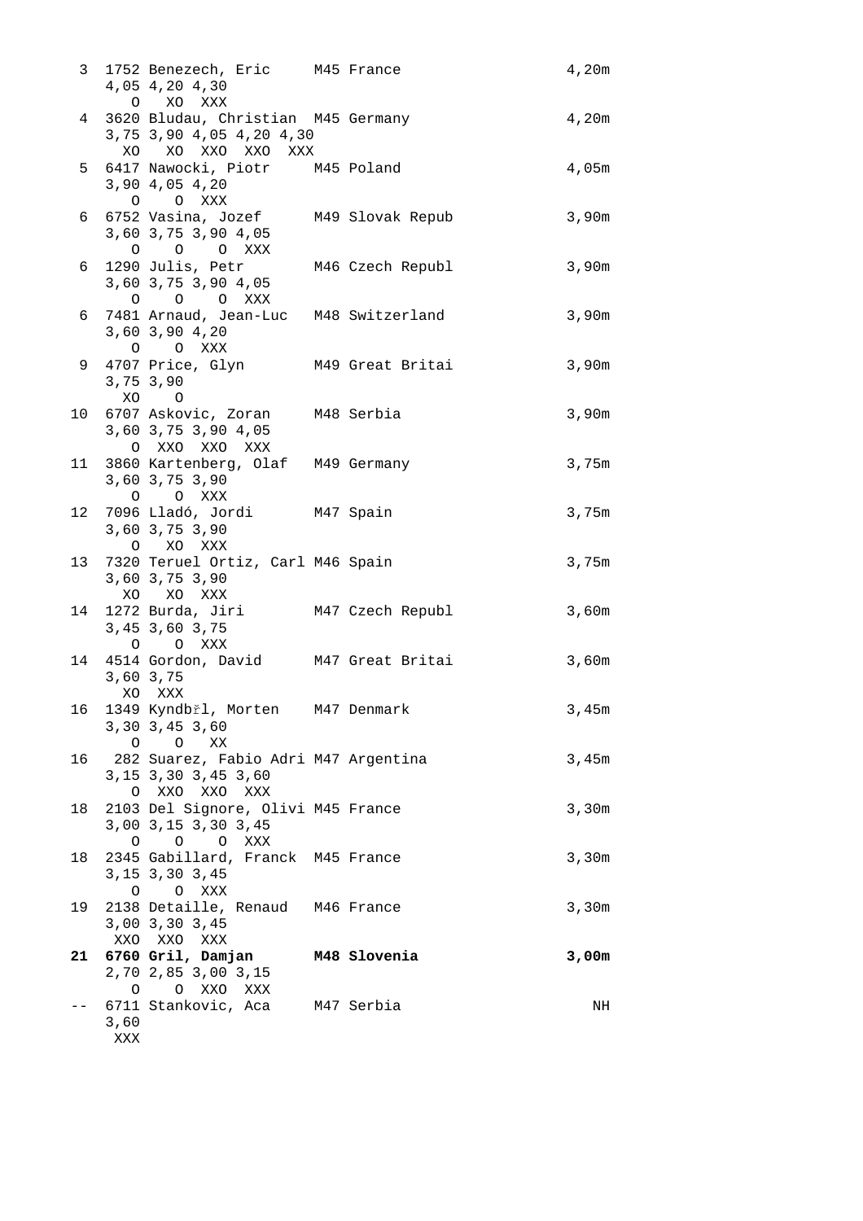```
  3  1752 Benezech, Eric     M45 France                    4,20m
     4,05 4,20 4,30
       O   XO  XXX
  4  3620 Bludau, Christian  M45 Germany                   4,20m
     3,75 3,90 4,05 4,20 4,30
      XO   XO  XXO  XXO  XXX
  5  6417 Nawocki, Piotr     M45 Poland                    4,05m
     3,90 4,05 4,20
       O    O  XXX
  6  6752 Vasina, Jozef      M49 Slovak Repub              3,90m
     3,60 3,75 3,90 4,05
       O    O    O  XXX
  6  1290 Julis, Petr        M46 Czech Republ              3,90m
     3,60 3,75 3,90 4,05
       O    O    O  XXX
  6  7481 Arnaud, Jean-Luc   M48 Switzerland               3,90m
     3,60 3,90 4,20
       O    O  XXX
  9  4707 Price, Glyn        M49 Great Britai              3,90m
     3,75 3,90
      XO    O
 10  6707 Askovic, Zoran     M48 Serbia                    3,90m
     3,60 3,75 3,90 4,05
       O  XXO  XXO  XXX
 11  3860 Kartenberg, Olaf   M49 Germany                   3,75m
     3,60 3,75 3,90
       O    O  XXX
 12  7096 Lladó, Jordi       M47 Spain                     3,75m
     3,60 3,75 3,90
       O   XO  XXX
 13  7320 Teruel Ortiz, Carl M46 Spain                     3,75m
     3,60 3,75 3,90
      XO   XO  XXX
 14  1272 Burda, Jiri        M47 Czech Republ              3,60m
     3,45 3,60 3,75
       O    O  XXX
 14  4514 Gordon, David      M47 Great Britai              3,60m
     3,60 3,75
      XO  XXX
 16  1349 Kyndbřl, Morten    M47 Denmark                   3,45m
     3,30 3,45 3,60
       O    O   XX
 16   282 Suarez, Fabio Adri M47 Argentina                 3,45m
     3,15 3,30 3,45 3,60
       O  XXO  XXO  XXX
 18  2103 Del Signore, Olivi M45 France                    3,30m
     3,00 3,15 3,30 3,45
       O    O    O  XXX
 18  2345 Gabillard, Franck  M45 France                    3,30m
     3,15 3,30 3,45
       O    O  XXX
 19  2138 Detaille, Renaud   M46 France                    3,30m
     3,00 3,30 3,45
     XXO  XXO  XXX
 21  6760 Gril, Damjan       M48 Slovenia                  3,00m
     2,70 2,85 3,00 3,15
       O    O  XXO  XXX
 --  6711 Stankovic, Aca     M47 Serbia                       NH
     3,60
      XXX
```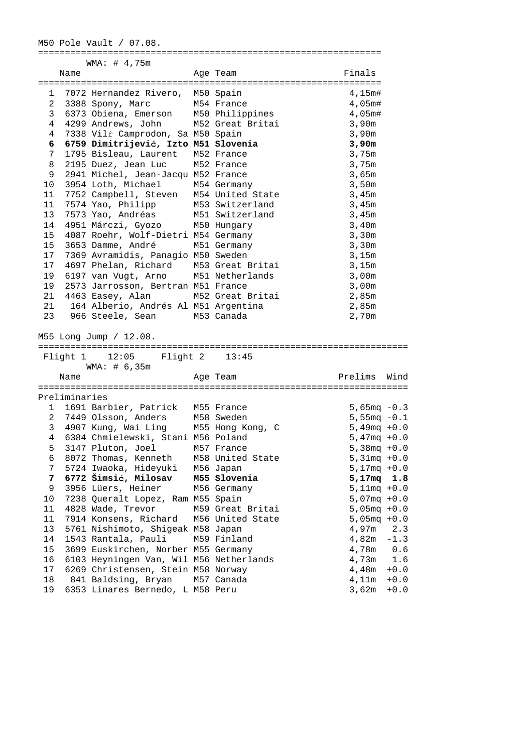M50 Pole Vault / 07.08.

WMA: # 4,75m

| | Name | Age | Team | Finals |
|---|---|---|---|---|
| 1 | 7072 Hernandez Rivero, | M50 | Spain | 4,15m# |
| 2 | 3388 Spony, Marc | M54 | France | 4,05m# |
| 3 | 6373 Obiena, Emerson | M50 | Philippines | 4,05m# |
| 4 | 4299 Andrews, John | M52 | Great Britai | 3,90m |
| 4 | 7338 Vilŕ Camprodon, Sa | M50 | Spain | 3,90m |
| **6** | **6759 Dimitrijević, Izto** | **M51** | **Slovenia** | **3,90m** |
| 7 | 1795 Bisleau, Laurent | M52 | France | 3,75m |
| 8 | 2195 Duez, Jean Luc | M52 | France | 3,75m |
| 9 | 2941 Michel, Jean-Jacqu | M52 | France | 3,65m |
| 10 | 3954 Loth, Michael | M54 | Germany | 3,50m |
| 11 | 7752 Campbell, Steven | M54 | United State | 3,45m |
| 11 | 7574 Yao, Philipp | M53 | Switzerland | 3,45m |
| 13 | 7573 Yao, Andréas | M51 | Switzerland | 3,45m |
| 14 | 4951 Márczi, Gyozo | M50 | Hungary | 3,40m |
| 15 | 4087 Roehr, Wolf-Dietri | M54 | Germany | 3,30m |
| 15 | 3653 Damme, André | M51 | Germany | 3,30m |
| 17 | 7369 Avramidis, Panagio | M50 | Sweden | 3,15m |
| 17 | 4697 Phelan, Richard | M53 | Great Britai | 3,15m |
| 19 | 6197 van Vugt, Arno | M51 | Netherlands | 3,00m |
| 19 | 2573 Jarrosson, Bertran | M51 | France | 3,00m |
| 21 | 4463 Easey, Alan | M52 | Great Britai | 2,85m |
| 21 | 164 Alberio, Andrés Al | M51 | Argentina | 2,85m |
| 23 | 966 Steele, Sean | M53 | Canada | 2,70m |

M55 Long Jump / 12.08.

Flight 1 12:05 Flight 2 13:45

WMA: # 6,35m

Preliminaries

| | Name | Age | Team | Prelims | Wind |
|---|---|---|---|---|---|
| 1 | 1691 Barbier, Patrick | M55 | France | 5,65mq | -0.3 |
| 2 | 7449 Olsson, Anders | M58 | Sweden | 5,55mq | -0.1 |
| 3 | 4907 Kung, Wai Ling | M55 | Hong Kong, C | 5,49mq | +0.0 |
| 4 | 6384 Chmielewski, Stani | M56 | Poland | 5,47mq | +0.0 |
| 5 | 3147 Pluton, Joel | M57 | France | 5,38mq | +0.0 |
| 6 | 8072 Thomas, Kenneth | M58 | United State | 5,31mq | +0.0 |
| 7 | 5724 Iwaoka, Hideyuki | M56 | Japan | 5,17mq | +0.0 |
| **7** | **6772 Šimsić, Milosav** | **M55** | **Slovenia** | **5,17mq** | **1.8** |
| 9 | 3956 Lüers, Heiner | M56 | Germany | 5,11mq | +0.0 |
| 10 | 7238 Queralt Lopez, Ram | M55 | Spain | 5,07mq | +0.0 |
| 11 | 4828 Wade, Trevor | M59 | Great Britai | 5,05mq | +0.0 |
| 11 | 7914 Konsens, Richard | M56 | United State | 5,05mq | +0.0 |
| 13 | 5761 Nishimoto, Shigeak | M58 | Japan | 4,97m | 2.3 |
| 14 | 1543 Rantala, Pauli | M59 | Finland | 4,82m | -1.3 |
| 15 | 3699 Euskirchen, Norber | M55 | Germany | 4,78m | 0.6 |
| 16 | 6103 Heyningen Van, Wil | M56 | Netherlands | 4,73m | 1.6 |
| 17 | 6269 Christensen, Stein | M58 | Norway | 4,48m | +0.0 |
| 18 | 841 Baldsing, Bryan | M57 | Canada | 4,11m | +0.0 |
| 19 | 6353 Linares Bernedo, L | M58 | Peru | 3,62m | +0.0 |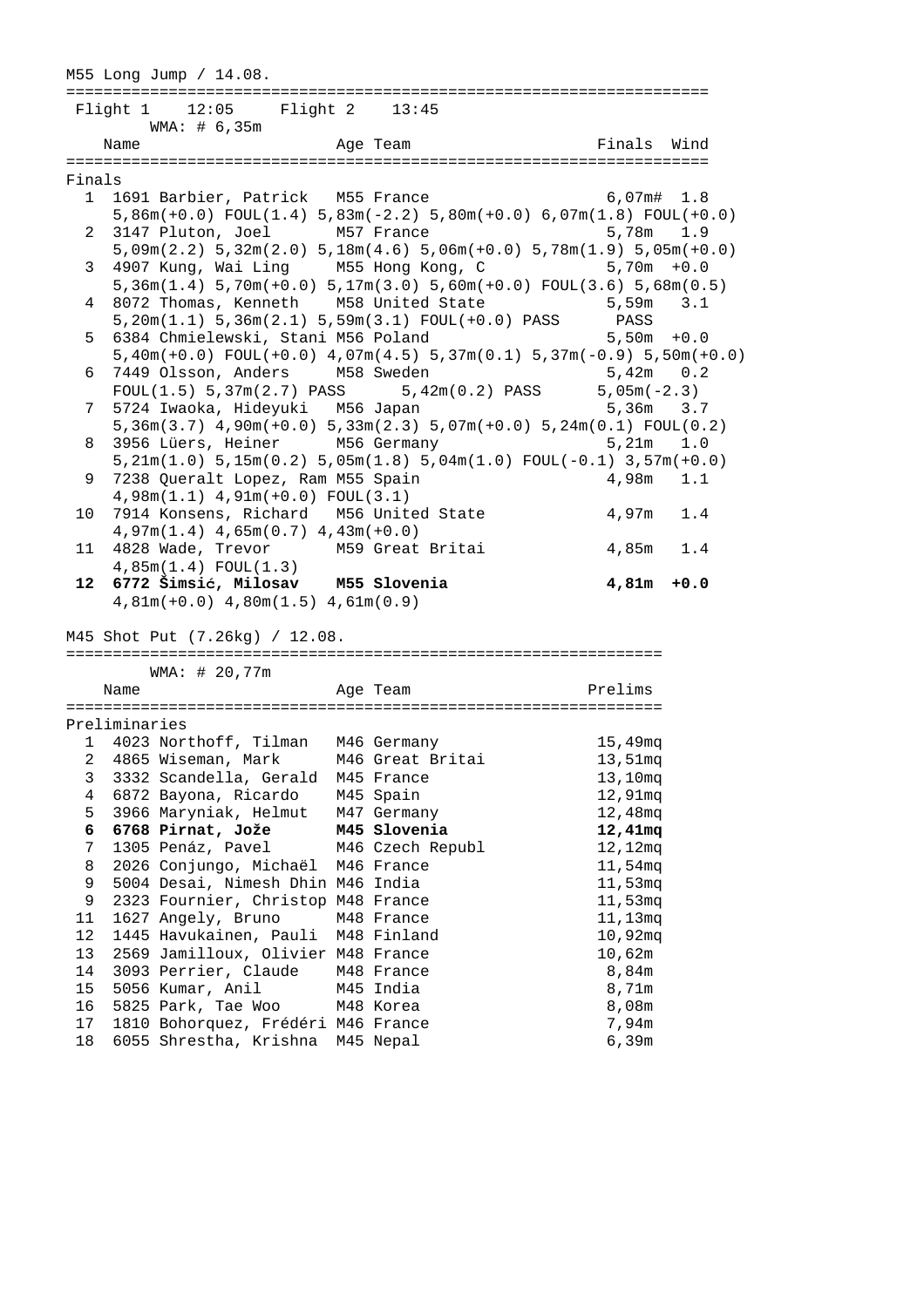M55 Long Jump / 14.08.

Flight 1 12:05 Flight 2 13:45

WMA: # 6,35m

| | Name | Age | Team | Finals | Wind |
|---|---|---|---|---|---|
| **Finals** | | | | | |
| 1 | 1691 Barbier, Patrick | M55 | France | 6,07m# | 1.8 |
| | 5,86m(+0.0) FOUL(1.4) 5,83m(-2.2) 5,80m(+0.0) 6,07m(1.8) FOUL(+0.0) | | | | |
| 2 | 3147 Pluton, Joel | M57 | France | 5,78m | 1.9 |
| | 5,09m(2.2) 5,32m(2.0) 5,18m(4.6) 5,06m(+0.0) 5,78m(1.9) 5,05m(+0.0) | | | | |
| 3 | 4907 Kung, Wai Ling | M55 | Hong Kong, C | 5,70m | +0.0 |
| | 5,36m(1.4) 5,70m(+0.0) 5,17m(3.0) 5,60m(+0.0) FOUL(3.6) 5,68m(0.5) | | | | |
| 4 | 8072 Thomas, Kenneth | M58 | United State | 5,59m | 3.1 |
| | 5,20m(1.1) 5,36m(2.1) 5,59m(3.1) FOUL(+0.0) PASS PASS | | | | |
| 5 | 6384 Chmielewski, Stani | M56 | Poland | 5,50m | +0.0 |
| | 5,40m(+0.0) FOUL(+0.0) 4,07m(4.5) 5,37m(0.1) 5,37m(-0.9) 5,50m(+0.0) | | | | |
| 6 | 7449 Olsson, Anders | M58 | Sweden | 5,42m | 0.2 |
| | FOUL(1.5) 5,37m(2.7) PASS 5,42m(0.2) PASS 5,05m(-2.3) | | | | |
| 7 | 5724 Iwaoka, Hideyuki | M56 | Japan | 5,36m | 3.7 |
| | 5,36m(3.7) 4,90m(+0.0) 5,33m(2.3) 5,07m(+0.0) 5,24m(0.1) FOUL(0.2) | | | | |
| 8 | 3956 Lüers, Heiner | M56 | Germany | 5,21m | 1.0 |
| | 5,21m(1.0) 5,15m(0.2) 5,05m(1.8) 5,04m(1.0) FOUL(-0.1) 3,57m(+0.0) | | | | |
| 9 | 7238 Queralt Lopez, Ram | M55 | Spain | 4,98m | 1.1 |
| | 4,98m(1.1) 4,91m(+0.0) FOUL(3.1) | | | | |
| 10 | 7914 Konsens, Richard | M56 | United State | 4,97m | 1.4 |
| | 4,97m(1.4) 4,65m(0.7) 4,43m(+0.0) | | | | |
| 11 | 4828 Wade, Trevor | M59 | Great Britai | 4,85m | 1.4 |
| | 4,85m(1.4) FOUL(1.3) | | | | |
| **12** | **6772 Šimsić, Milosav** | **M55** | **Slovenia** | **4,81m** | **+0.0** |
| | 4,81m(+0.0) 4,80m(1.5) 4,61m(0.9) | | | | |

M45 Shot Put (7.26kg) / 12.08.

WMA: # 20,77m

| | Name | Age | Team | Prelims |
|---|---|---|---|---|
| **Preliminaries** | | | | |
| 1 | 4023 Northoff, Tilman | M46 | Germany | 15,49mq |
| 2 | 4865 Wiseman, Mark | M46 | Great Britai | 13,51mq |
| 3 | 3332 Scandella, Gerald | M45 | France | 13,10mq |
| 4 | 6872 Bayona, Ricardo | M45 | Spain | 12,91mq |
| 5 | 3966 Maryniak, Helmut | M47 | Germany | 12,48mq |
| **6** | **6768 Pirnat, Jože** | **M45** | **Slovenia** | **12,41mq** |
| 7 | 1305 Penáz, Pavel | M46 | Czech Republ | 12,12mq |
| 8 | 2026 Conjungo, Michaël | M46 | France | 11,54mq |
| 9 | 5004 Desai, Nimesh Dhin | M46 | India | 11,53mq |
| 9 | 2323 Fournier, Christop | M48 | France | 11,53mq |
| 11 | 1627 Angely, Bruno | M48 | France | 11,13mq |
| 12 | 1445 Havukainen, Pauli | M48 | Finland | 10,92mq |
| 13 | 2569 Jamilloux, Olivier | M48 | France | 10,62m |
| 14 | 3093 Perrier, Claude | M48 | France | 8,84m |
| 15 | 5056 Kumar, Anil | M45 | India | 8,71m |
| 16 | 5825 Park, Tae Woo | M48 | Korea | 8,08m |
| 17 | 1810 Bohorquez, Frédéri | M46 | France | 7,94m |
| 18 | 6055 Shrestha, Krishna | M45 | Nepal | 6,39m |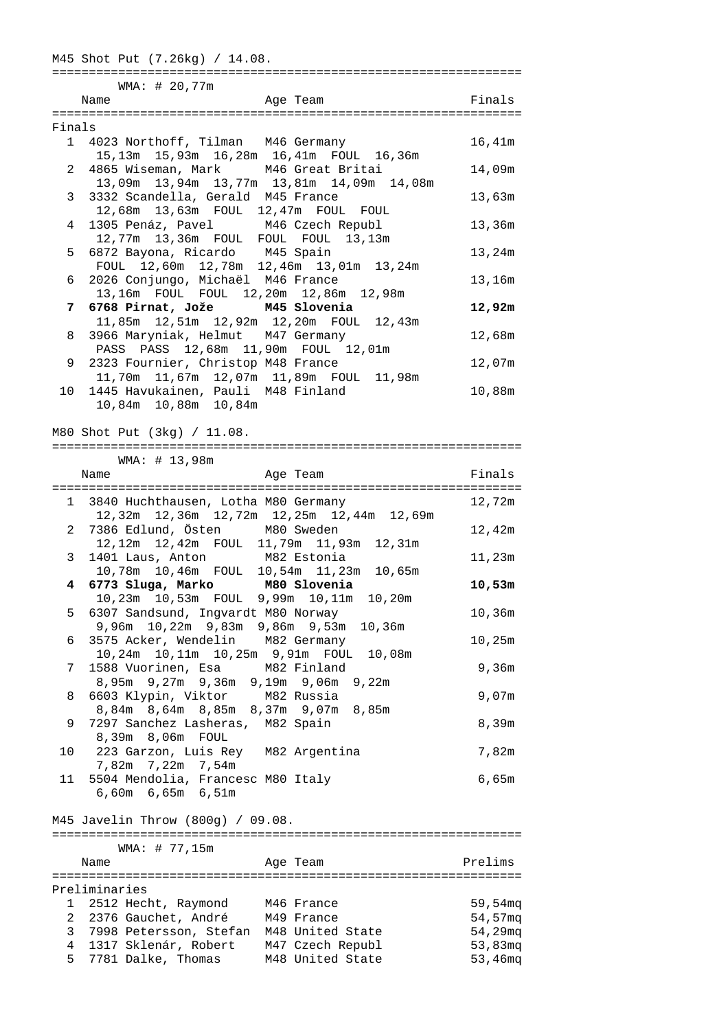## M45 Shot Put (7.26kg) / 14.08.

WMA: # 20,77m

**Finals**

| Place | Bib | Name | Age | Team | Finals |
|---|---|---|---|---|---|
| 1 | 4023 | Northoff, Tilman | M46 | Germany | 16,41m |
| | | 15,13m 15,93m 16,28m 16,41m FOUL 16,36m | | | |
| 2 | 4865 | Wiseman, Mark | M46 | Great Britai | 14,09m |
| | | 13,09m 13,94m 13,77m 13,81m 14,09m 14,08m | | | |
| 3 | 3332 | Scandella, Gerald | M45 | France | 13,63m |
| | | 12,68m 13,63m FOUL 12,47m FOUL FOUL | | | |
| 4 | 1305 | Penáz, Pavel | M46 | Czech Republ | 13,36m |
| | | 12,77m 13,36m FOUL FOUL FOUL 13,13m | | | |
| 5 | 6872 | Bayona, Ricardo | M45 | Spain | 13,24m |
| | | FOUL 12,60m 12,78m 12,46m 13,01m 13,24m | | | |
| 6 | 2026 | Conjungo, Michaël | M46 | France | 13,16m |
| | | 13,16m FOUL FOUL 12,20m 12,86m 12,98m | | | |
| **7** | **6768** | **Pirnat, Jože** | **M45** | **Slovenia** | **12,92m** |
| | | 11,85m 12,51m 12,92m 12,20m FOUL 12,43m | | | |
| 8 | 3966 | Maryniak, Helmut | M47 | Germany | 12,68m |
| | | PASS PASS 12,68m 11,90m FOUL 12,01m | | | |
| 9 | 2323 | Fournier, Christop | M48 | France | 12,07m |
| | | 11,70m 11,67m 12,07m 11,89m FOUL 11,98m | | | |
| 10 | 1445 | Havukainen, Pauli | M48 | Finland | 10,88m |
| | | 10,84m 10,88m 10,84m | | | |

## M80 Shot Put (3kg) / 11.08.

WMA: # 13,98m

| Place | Bib | Name | Age | Team | Finals |
|---|---|---|---|---|---|
| 1 | 3840 | Huchthausen, Lotha | M80 | Germany | 12,72m |
| | | 12,32m 12,36m 12,72m 12,25m 12,44m 12,69m | | | |
| 2 | 7386 | Edlund, Östen | M80 | Sweden | 12,42m |
| | | 12,12m 12,42m FOUL 11,79m 11,93m 12,31m | | | |
| 3 | 1401 | Laus, Anton | M82 | Estonia | 11,23m |
| | | 10,78m 10,46m FOUL 10,54m 11,23m 10,65m | | | |
| **4** | **6773** | **Sluga, Marko** | **M80** | **Slovenia** | **10,53m** |
| | | 10,23m 10,53m FOUL 9,99m 10,11m 10,20m | | | |
| 5 | 6307 | Sandsund, Ingvardt | M80 | Norway | 10,36m |
| | | 9,96m 10,22m 9,83m 9,86m 9,53m 10,36m | | | |
| 6 | 3575 | Acker, Wendelin | M82 | Germany | 10,25m |
| | | 10,24m 10,11m 10,25m 9,91m FOUL 10,08m | | | |
| 7 | 1588 | Vuorinen, Esa | M82 | Finland | 9,36m |
| | | 8,95m 9,27m 9,36m 9,19m 9,06m 9,22m | | | |
| 8 | 6603 | Klypin, Viktor | M82 | Russia | 9,07m |
| | | 8,84m 8,64m 8,85m 8,37m 9,07m 8,85m | | | |
| 9 | 7297 | Sanchez Lasheras, | M82 | Spain | 8,39m |
| | | 8,39m 8,06m FOUL | | | |
| 10 | 223 | Garzon, Luis Rey | M82 | Argentina | 7,82m |
| | | 7,82m 7,22m 7,54m | | | |
| 11 | 5504 | Mendolia, Francesc | M80 | Italy | 6,65m |
| | | 6,60m 6,65m 6,51m | | | |

## M45 Javelin Throw (800g) / 09.08.

WMA: # 77,15m

**Preliminaries**

| Place | Bib | Name | Age | Team | Prelims |
|---|---|---|---|---|---|
| 1 | 2512 | Hecht, Raymond | M46 | France | 59,54mq |
| 2 | 2376 | Gauchet, André | M49 | France | 54,57mq |
| 3 | 7998 | Petersson, Stefan | M48 | United State | 54,29mq |
| 4 | 1317 | Sklenár, Robert | M47 | Czech Republ | 53,83mq |
| 5 | 7781 | Dalke, Thomas | M48 | United State | 53,46mq |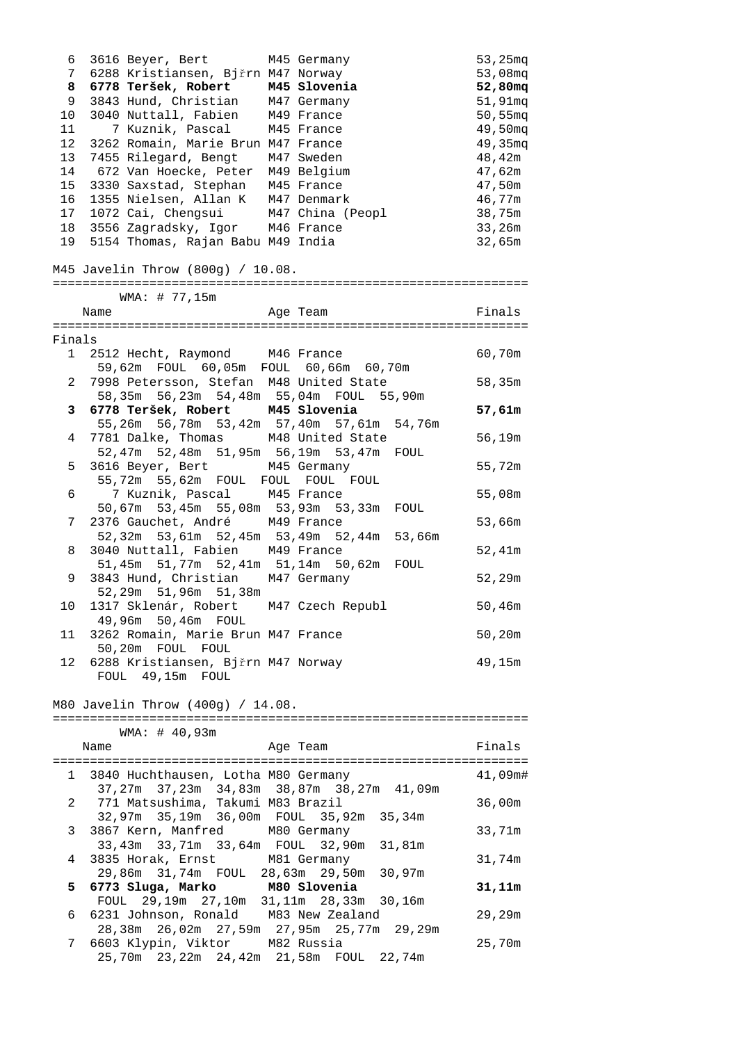| | | | | |
|---|---|---|---|---|
| 6 | 3616 Beyer, Bert | M45 | Germany | 53,25mq |
| 7 | 6288 Kristiansen, Bjřrn | M47 | Norway | 53,08mq |
| **8** | **6778 Teršek, Robert** | **M45** | **Slovenia** | **52,80mq** |
| 9 | 3843 Hund, Christian | M47 | Germany | 51,91mq |
| 10 | 3040 Nuttall, Fabien | M49 | France | 50,55mq |
| 11 | 7 Kuznik, Pascal | M45 | France | 49,50mq |
| 12 | 3262 Romain, Marie Brun | M47 | France | 49,35mq |
| 13 | 7455 Rilegard, Bengt | M47 | Sweden | 48,42m |
| 14 | 672 Van Hoecke, Peter | M49 | Belgium | 47,62m |
| 15 | 3330 Saxstad, Stephan | M45 | France | 47,50m |
| 16 | 1355 Nielsen, Allan K | M47 | Denmark | 46,77m |
| 17 | 1072 Cai, Chengsui | M47 | China (Peopl | 38,75m |
| 18 | 3556 Zagradsky, Igor | M46 | France | 33,26m |
| 19 | 5154 Thomas, Rajan Babu | M49 | India | 32,65m |

## M45 Javelin Throw (800g) / 10.08.

WMA: # 77,15m

Finals

| Place | Name | Age | Team | Finals |
|---|---|---|---|---|
| 1 | 2512 Hecht, Raymond | M46 | France | 60,70m |
| | 59,62m FOUL 60,05m FOUL 60,66m 60,70m | | | |
| 2 | 7998 Petersson, Stefan | M48 | United State | 58,35m |
| | 58,35m 56,23m 54,48m 55,04m FOUL 55,90m | | | |
| **3** | **6778 Teršek, Robert** | **M45** | **Slovenia** | **57,61m** |
| | 55,26m 56,78m 53,42m 57,40m 57,61m 54,76m | | | |
| 4 | 7781 Dalke, Thomas | M48 | United State | 56,19m |
| | 52,47m 52,48m 51,95m 56,19m 53,47m FOUL | | | |
| 5 | 3616 Beyer, Bert | M45 | Germany | 55,72m |
| | 55,72m 55,62m FOUL FOUL FOUL FOUL | | | |
| 6 | 7 Kuznik, Pascal | M45 | France | 55,08m |
| | 50,67m 53,45m 55,08m 53,93m 53,33m FOUL | | | |
| 7 | 2376 Gauchet, André | M49 | France | 53,66m |
| | 52,32m 53,61m 52,45m 53,49m 52,44m 53,66m | | | |
| 8 | 3040 Nuttall, Fabien | M49 | France | 52,41m |
| | 51,45m 51,77m 52,41m 51,14m 50,62m FOUL | | | |
| 9 | 3843 Hund, Christian | M47 | Germany | 52,29m |
| | 52,29m 51,96m 51,38m | | | |
| 10 | 1317 Sklenár, Robert | M47 | Czech Republ | 50,46m |
| | 49,96m 50,46m FOUL | | | |
| 11 | 3262 Romain, Marie Brun | M47 | France | 50,20m |
| | 50,20m FOUL FOUL | | | |
| 12 | 6288 Kristiansen, Bjřrn | M47 | Norway | 49,15m |
| | FOUL 49,15m FOUL | | | |

## M80 Javelin Throw (400g) / 14.08.

WMA: # 40,93m

| Place | Name | Age | Team | Finals |
|---|---|---|---|---|
| 1 | 3840 Huchthausen, Lotha | M80 | Germany | 41,09m# |
| | 37,27m 37,23m 34,83m 38,87m 38,27m 41,09m | | | |
| 2 | 771 Matsushima, Takumi | M83 | Brazil | 36,00m |
| | 32,97m 35,19m 36,00m FOUL 35,92m 35,34m | | | |
| 3 | 3867 Kern, Manfred | M80 | Germany | 33,71m |
| | 33,43m 33,71m 33,64m FOUL 32,90m 31,81m | | | |
| 4 | 3835 Horak, Ernst | M81 | Germany | 31,74m |
| | 29,86m 31,74m FOUL 28,63m 29,50m 30,97m | | | |
| **5** | **6773 Sluga, Marko** | **M80** | **Slovenia** | **31,11m** |
| | FOUL 29,19m 27,10m 31,11m 28,33m 30,16m | | | |
| 6 | 6231 Johnson, Ronald | M83 | New Zealand | 29,29m |
| | 28,38m 26,02m 27,59m 27,95m 25,77m 29,29m | | | |
| 7 | 6603 Klypin, Viktor | M82 | Russia | 25,70m |
| | 25,70m 23,22m 24,42m 21,58m FOUL 22,74m | | | |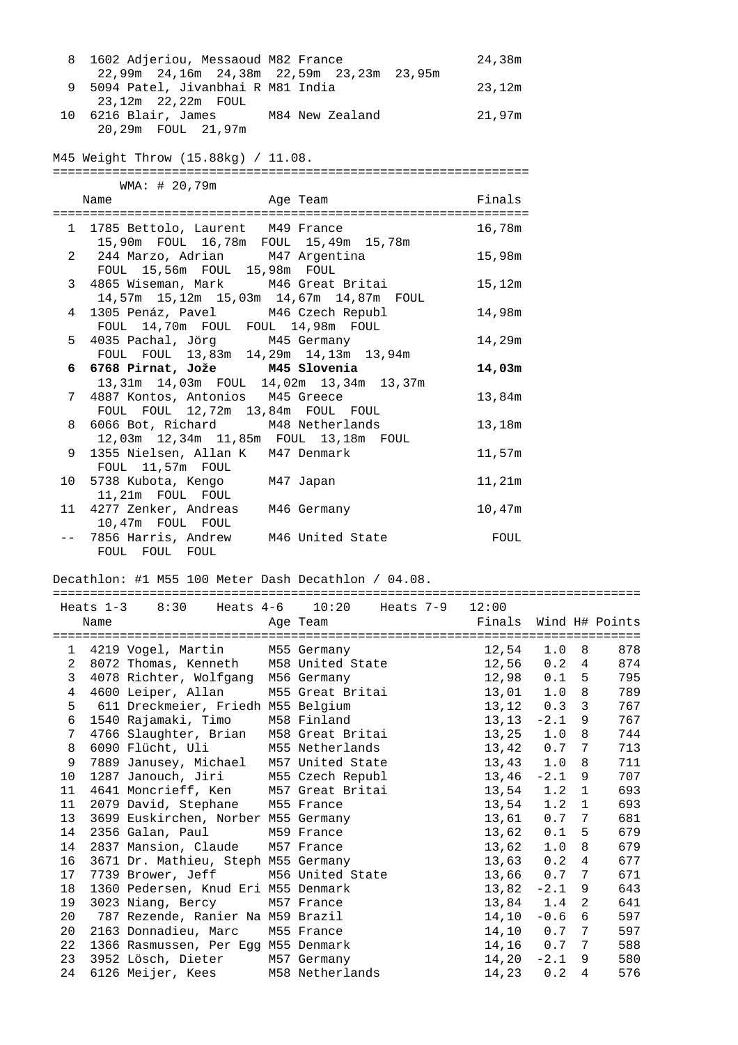| | | | | | |
|---|---|---|---|---|---|
| 8 | 1602 Adjeriou, Messaoud | M82 | France | 24,38m | |
| | 22,99m 24,16m 24,38m 22,59m 23,23m 23,95m | | | | |
| 9 | 5094 Patel, Jivanbhai R | M81 | India | 23,12m | |
| | 23,12m 22,22m FOUL | | | | |
| 10 | 6216 Blair, James | M84 | New Zealand | 21,97m | |
| | 20,29m FOUL 21,97m | | | | |

M45 Weight Throw (15.88kg) / 11.08.

WMA: # 20,79m

| | Name | Age | Team | Finals |
|---|---|---|---|---|
| 1 | 1785 Bettolo, Laurent | M49 | France | 16,78m |
| | 15,90m FOUL 16,78m FOUL 15,49m 15,78m | | | |
| 2 | 244 Marzo, Adrian | M47 | Argentina | 15,98m |
| | FOUL 15,56m FOUL 15,98m FOUL | | | |
| 3 | 4865 Wiseman, Mark | M46 | Great Britai | 15,12m |
| | 14,57m 15,12m 15,03m 14,67m 14,87m FOUL | | | |
| 4 | 1305 Penáz, Pavel | M46 | Czech Republ | 14,98m |
| | FOUL 14,70m FOUL FOUL 14,98m FOUL | | | |
| 5 | 4035 Pachal, Jörg | M45 | Germany | 14,29m |
| | FOUL FOUL 13,83m 14,29m 14,13m 13,94m | | | |
| **6** | **6768 Pirnat, Jože** | **M45** | **Slovenia** | **14,03m** |
| | 13,31m 14,03m FOUL 14,02m 13,34m 13,37m | | | |
| 7 | 4887 Kontos, Antonios | M45 | Greece | 13,84m |
| | FOUL FOUL 12,72m 13,84m FOUL FOUL | | | |
| 8 | 6066 Bot, Richard | M48 | Netherlands | 13,18m |
| | 12,03m 12,34m 11,85m FOUL 13,18m FOUL | | | |
| 9 | 1355 Nielsen, Allan K | M47 | Denmark | 11,57m |
| | FOUL 11,57m FOUL | | | |
| 10 | 5738 Kubota, Kengo | M47 | Japan | 11,21m |
| | 11,21m FOUL FOUL | | | |
| 11 | 4277 Zenker, Andreas | M46 | Germany | 10,47m |
| | 10,47m FOUL FOUL | | | |
| -- | 7856 Harris, Andrew | M46 | United State | FOUL |
| | FOUL FOUL FOUL | | | |

Decathlon: #1 M55 100 Meter Dash Decathlon / 04.08.

Heats 1-3 8:30 Heats 4-6 10:20 Heats 7-9 12:00

| | Name | Age | Team | Finals | Wind | H# | Points |
|---|---|---|---|---|---|---|---|
| 1 | 4219 Vogel, Martin | M55 | Germany | 12,54 | 1.0 | 8 | 878 |
| 2 | 8072 Thomas, Kenneth | M58 | United State | 12,56 | 0.2 | 4 | 874 |
| 3 | 4078 Richter, Wolfgang | M56 | Germany | 12,98 | 0.1 | 5 | 795 |
| 4 | 4600 Leiper, Allan | M55 | Great Britai | 13,01 | 1.0 | 8 | 789 |
| 5 | 611 Dreckmeier, Friedh | M55 | Belgium | 13,12 | 0.3 | 3 | 767 |
| 6 | 1540 Rajamaki, Timo | M58 | Finland | 13,13 | -2.1 | 9 | 767 |
| 7 | 4766 Slaughter, Brian | M58 | Great Britai | 13,25 | 1.0 | 8 | 744 |
| 8 | 6090 Flücht, Uli | M55 | Netherlands | 13,42 | 0.7 | 7 | 713 |
| 9 | 7889 Janusey, Michael | M57 | United State | 13,43 | 1.0 | 8 | 711 |
| 10 | 1287 Janouch, Jiri | M55 | Czech Republ | 13,46 | -2.1 | 9 | 707 |
| 11 | 4641 Moncrieff, Ken | M57 | Great Britai | 13,54 | 1.2 | 1 | 693 |
| 11 | 2079 David, Stephane | M55 | France | 13,54 | 1.2 | 1 | 693 |
| 13 | 3699 Euskirchen, Norber | M55 | Germany | 13,61 | 0.7 | 7 | 681 |
| 14 | 2356 Galan, Paul | M59 | France | 13,62 | 0.1 | 5 | 679 |
| 14 | 2837 Mansion, Claude | M57 | France | 13,62 | 1.0 | 8 | 679 |
| 16 | 3671 Dr. Mathieu, Steph | M55 | Germany | 13,63 | 0.2 | 4 | 677 |
| 17 | 7739 Brower, Jeff | M56 | United State | 13,66 | 0.7 | 7 | 671 |
| 18 | 1360 Pedersen, Knud Eri | M55 | Denmark | 13,82 | -2.1 | 9 | 643 |
| 19 | 3023 Niang, Bercy | M57 | France | 13,84 | 1.4 | 2 | 641 |
| 20 | 787 Rezende, Ranier Na | M59 | Brazil | 14,10 | -0.6 | 6 | 597 |
| 20 | 2163 Donnadieu, Marc | M55 | France | 14,10 | 0.7 | 7 | 597 |
| 22 | 1366 Rasmussen, Per Egg | M55 | Denmark | 14,16 | 0.7 | 7 | 588 |
| 23 | 3952 Lösch, Dieter | M57 | Germany | 14,20 | -2.1 | 9 | 580 |
| 24 | 6126 Meijer, Kees | M58 | Netherlands | 14,23 | 0.2 | 4 | 576 |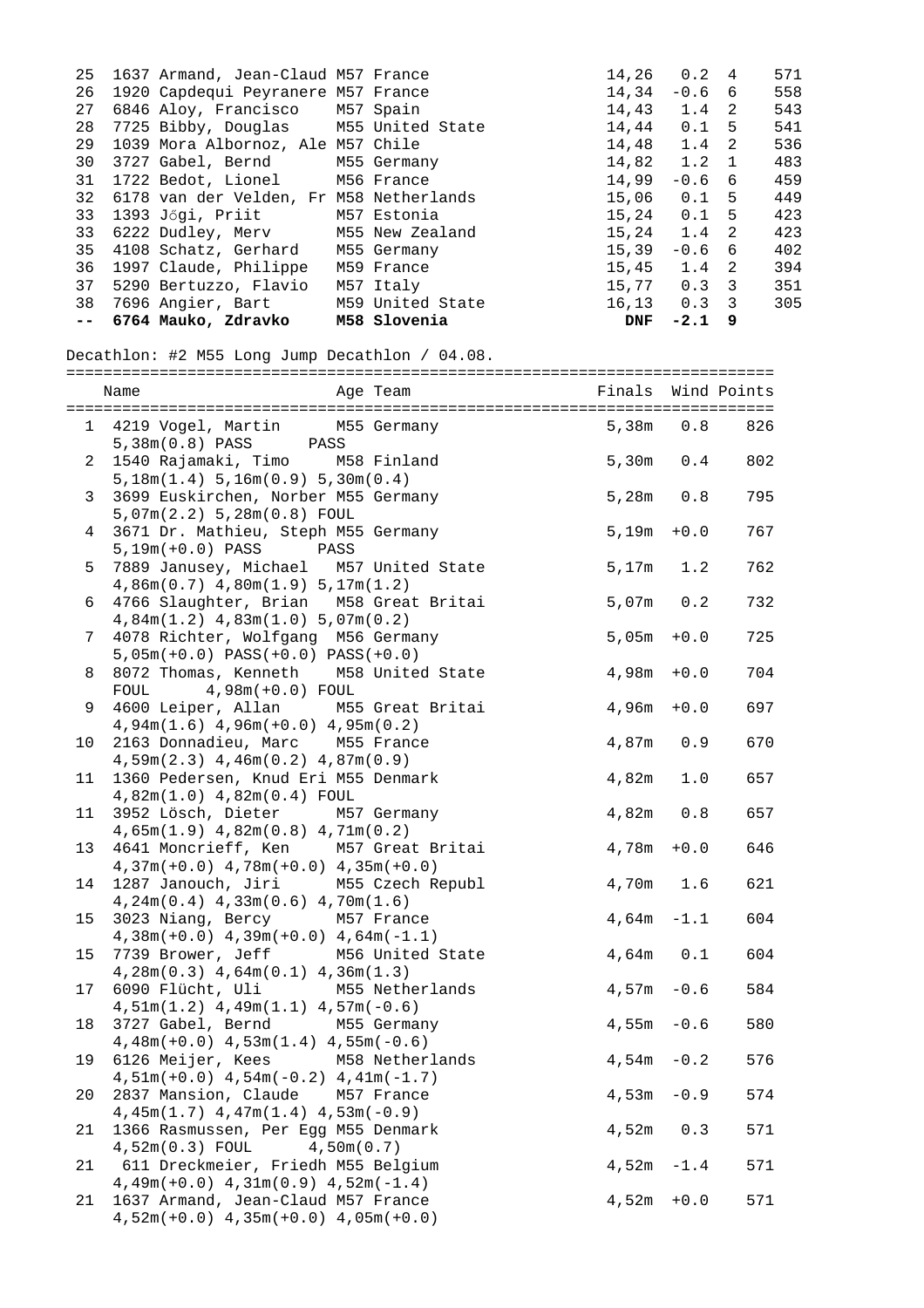| Place | Name | Age | Team | Finals | Wind | H | Points |
|---|---|---|---|---|---|---|---|
| 25 | 1637 Armand, Jean-Claud | M57 | France | 14,26 | 0.2 | 4 | 571 |
| 26 | 1920 Capdequi Peyranere | M57 | France | 14,34 | -0.6 | 6 | 558 |
| 27 | 6846 Aloy, Francisco | M57 | Spain | 14,43 | 1.4 | 2 | 543 |
| 28 | 7725 Bibby, Douglas | M55 | United State | 14,44 | 0.1 | 5 | 541 |
| 29 | 1039 Mora Albornoz, Ale | M57 | Chile | 14,48 | 1.4 | 2 | 536 |
| 30 | 3727 Gabel, Bernd | M55 | Germany | 14,82 | 1.2 | 1 | 483 |
| 31 | 1722 Bedot, Lionel | M56 | France | 14,99 | -0.6 | 6 | 459 |
| 32 | 6178 van der Velden, Fr | M58 | Netherlands | 15,06 | 0.1 | 5 | 449 |
| 33 | 1393 Jõgi, Priit | M57 | Estonia | 15,24 | 0.1 | 5 | 423 |
| 33 | 6222 Dudley, Merv | M55 | New Zealand | 15,24 | 1.4 | 2 | 423 |
| 35 | 4108 Schatz, Gerhard | M55 | Germany | 15,39 | -0.6 | 6 | 402 |
| 36 | 1997 Claude, Philippe | M59 | France | 15,45 | 1.4 | 2 | 394 |
| 37 | 5290 Bertuzzo, Flavio | M57 | Italy | 15,77 | 0.3 | 3 | 351 |
| 38 | 7696 Angier, Bart | M59 | United State | 16,13 | 0.3 | 3 | 305 |
| **--** | **6764 Mauko, Zdravko** | **M58** | **Slovenia** | **DNF** | **-2.1** | **9** | |

Decathlon: #2 M55 Long Jump Decathlon / 04.08.

| Place | Name | Age | Team | Finals | Wind | Points |
|---|---|---|---|---|---|---|
| 1 | 4219 Vogel, Martin<br>5,38m(0.8) PASS PASS | M55 | Germany | 5,38m | 0.8 | 826 |
| 2 | 1540 Rajamaki, Timo<br>5,18m(1.4) 5,16m(0.9) 5,30m(0.4) | M58 | Finland | 5,30m | 0.4 | 802 |
| 3 | 3699 Euskirchen, Norber<br>5,07m(2.2) 5,28m(0.8) FOUL | M55 | Germany | 5,28m | 0.8 | 795 |
| 4 | 3671 Dr. Mathieu, Steph<br>5,19m(+0.0) PASS PASS | M55 | Germany | 5,19m | +0.0 | 767 |
| 5 | 7889 Janusey, Michael<br>4,86m(0.7) 4,80m(1.9) 5,17m(1.2) | M57 | United State | 5,17m | 1.2 | 762 |
| 6 | 4766 Slaughter, Brian<br>4,84m(1.2) 4,83m(1.0) 5,07m(0.2) | M58 | Great Britai | 5,07m | 0.2 | 732 |
| 7 | 4078 Richter, Wolfgang<br>5,05m(+0.0) PASS(+0.0) PASS(+0.0) | M56 | Germany | 5,05m | +0.0 | 725 |
| 8 | 8072 Thomas, Kenneth<br>FOUL 4,98m(+0.0) FOUL | M58 | United State | 4,98m | +0.0 | 704 |
| 9 | 4600 Leiper, Allan<br>4,94m(1.6) 4,96m(+0.0) 4,95m(0.2) | M55 | Great Britai | 4,96m | +0.0 | 697 |
| 10 | 2163 Donnadieu, Marc<br>4,59m(2.3) 4,46m(0.2) 4,87m(0.9) | M55 | France | 4,87m | 0.9 | 670 |
| 11 | 1360 Pedersen, Knud Eri<br>4,82m(1.0) 4,82m(0.4) FOUL | M55 | Denmark | 4,82m | 1.0 | 657 |
| 11 | 3952 Lösch, Dieter<br>4,65m(1.9) 4,82m(0.8) 4,71m(0.2) | M57 | Germany | 4,82m | 0.8 | 657 |
| 13 | 4641 Moncrieff, Ken<br>4,37m(+0.0) 4,78m(+0.0) 4,35m(+0.0) | M57 | Great Britai | 4,78m | +0.0 | 646 |
| 14 | 1287 Janouch, Jiri<br>4,24m(0.4) 4,33m(0.6) 4,70m(1.6) | M55 | Czech Republ | 4,70m | 1.6 | 621 |
| 15 | 3023 Niang, Bercy<br>4,38m(+0.0) 4,39m(+0.0) 4,64m(-1.1) | M57 | France | 4,64m | -1.1 | 604 |
| 15 | 7739 Brower, Jeff<br>4,28m(0.3) 4,64m(0.1) 4,36m(1.3) | M56 | United State | 4,64m | 0.1 | 604 |
| 17 | 6090 Flücht, Uli<br>4,51m(1.2) 4,49m(1.1) 4,57m(-0.6) | M55 | Netherlands | 4,57m | -0.6 | 584 |
| 18 | 3727 Gabel, Bernd<br>4,48m(+0.0) 4,53m(1.4) 4,55m(-0.6) | M55 | Germany | 4,55m | -0.6 | 580 |
| 19 | 6126 Meijer, Kees<br>4,51m(+0.0) 4,54m(-0.2) 4,41m(-1.7) | M58 | Netherlands | 4,54m | -0.2 | 576 |
| 20 | 2837 Mansion, Claude<br>4,45m(1.7) 4,47m(1.4) 4,53m(-0.9) | M57 | France | 4,53m | -0.9 | 574 |
| 21 | 1366 Rasmussen, Per Egg<br>4,52m(0.3) FOUL 4,50m(0.7) | M55 | Denmark | 4,52m | 0.3 | 571 |
| 21 | 611 Dreckmeier, Friedh<br>4,49m(+0.0) 4,31m(0.9) 4,52m(-1.4) | M55 | Belgium | 4,52m | -1.4 | 571 |
| 21 | 1637 Armand, Jean-Claud<br>4,52m(+0.0) 4,35m(+0.0) 4,05m(+0.0) | M57 | France | 4,52m | +0.0 | 571 |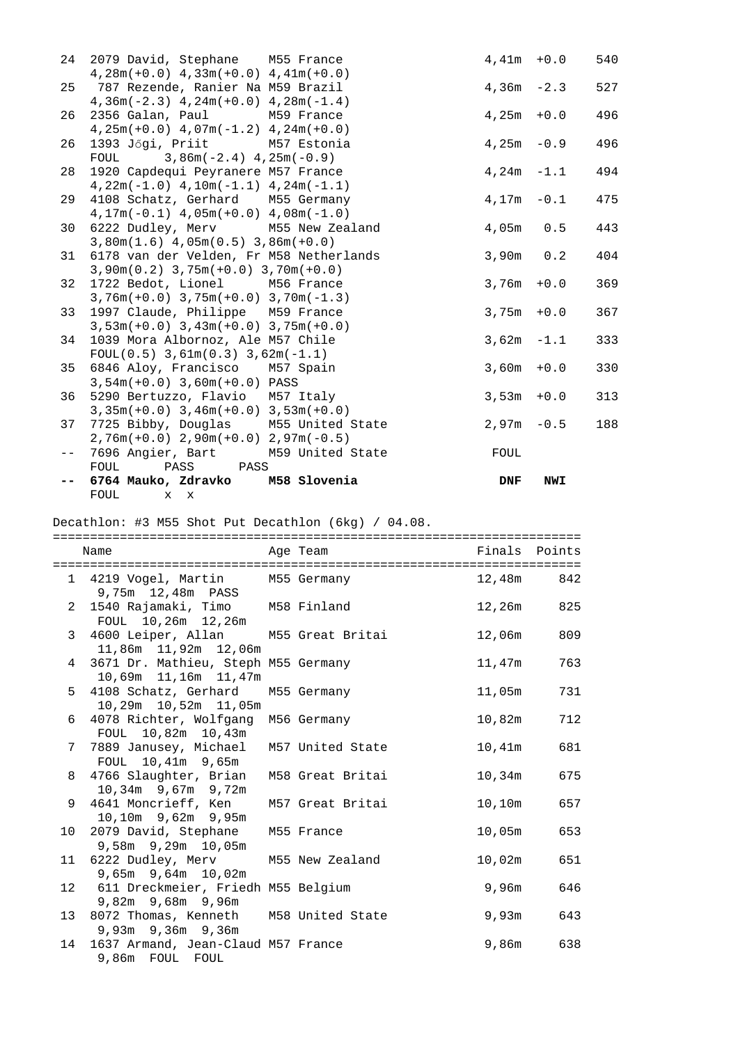```
 24  2079 David, Stephane    M55 France                      4,41m  +0.0    540
      4,28m(+0.0) 4,33m(+0.0) 4,41m(+0.0)
 25   787 Rezende, Ranier Na M59 Brazil                      4,36m  -2.3    527
      4,36m(-2.3) 4,24m(+0.0) 4,28m(-1.4)
 26  2356 Galan, Paul        M59 France                      4,25m  +0.0    496
      4,25m(+0.0) 4,07m(-1.2) 4,24m(+0.0)
 26  1393 Jõgi, Priit        M57 Estonia                     4,25m  -0.9    496
      FOUL     3,86m(-2.4) 4,25m(-0.9)
 28  1920 Capdequi Peyranere M57 France                      4,24m  -1.1    494
      4,22m(-1.0) 4,10m(-1.1) 4,24m(-1.1)
 29  4108 Schatz, Gerhard    M55 Germany                     4,17m  -0.1    475
      4,17m(-0.1) 4,05m(+0.0) 4,08m(-1.0)
 30  6222 Dudley, Merv       M55 New Zealand                 4,05m   0.5    443
      3,80m(1.6) 4,05m(0.5) 3,86m(+0.0)
 31  6178 van der Velden, Fr M58 Netherlands                 3,90m   0.2    404
      3,90m(0.2) 3,75m(+0.0) 3,70m(+0.0)
 32  1722 Bedot, Lionel      M56 France                      3,76m  +0.0    369
      3,76m(+0.0) 3,75m(+0.0) 3,70m(-1.3)
 33  1997 Claude, Philippe   M59 France                      3,75m  +0.0    367
      3,53m(+0.0) 3,43m(+0.0) 3,75m(+0.0)
 34  1039 Mora Albornoz, Ale M57 Chile                       3,62m  -1.1    333
      FOUL(0.5) 3,61m(0.3) 3,62m(-1.1)
 35  6846 Aloy, Francisco    M57 Spain                       3,60m  +0.0    330
      3,54m(+0.0) 3,60m(+0.0) PASS
 36  5290 Bertuzzo, Flavio   M57 Italy                       3,53m  +0.0    313
      3,35m(+0.0) 3,46m(+0.0) 3,53m(+0.0)
 37  7725 Bibby, Douglas     M55 United State                2,97m  -0.5    188
      2,76m(+0.0) 2,90m(+0.0) 2,97m(-0.5)
 --  7696 Angier, Bart       M59 United State                FOUL
      FOUL     PASS     PASS
 --  6764 Mauko, Zdravko     M58 Slovenia                     DNF   NWI
      FOUL     x  x
```

Decathlon: #3 M55 Shot Put Decathlon (6kg) / 04.08.

```
=========================================================================
    Name                    Age Team                     Finals  Points
=========================================================================
  1  4219 Vogel, Martin      M55 Germany                 12,48m     842
      9,75m  12,48m  PASS
  2  1540 Rajamaki, Timo     M58 Finland                 12,26m     825
      FOUL  10,26m  12,26m
  3  4600 Leiper, Allan      M55 Great Britai            12,06m     809
      11,86m  11,92m  12,06m
  4  3671 Dr. Mathieu, Steph M55 Germany                 11,47m     763
      10,69m  11,16m  11,47m
  5  4108 Schatz, Gerhard    M55 Germany                 11,05m     731
      10,29m  10,52m  11,05m
  6  4078 Richter, Wolfgang  M56 Germany                 10,82m     712
      FOUL  10,82m  10,43m
  7  7889 Janusey, Michael   M57 United State            10,41m     681
      FOUL  10,41m  9,65m
  8  4766 Slaughter, Brian   M58 Great Britai            10,34m     675
      10,34m  9,67m  9,72m
  9  4641 Moncrieff, Ken     M57 Great Britai            10,10m     657
      10,10m  9,62m  9,95m
 10  2079 David, Stephane    M55 France                  10,05m     653
      9,58m  9,29m  10,05m
 11  6222 Dudley, Merv       M55 New Zealand             10,02m     651
      9,65m  9,64m  10,02m
 12   611 Dreckmeier, Friedh M55 Belgium                  9,96m     646
      9,82m  9,68m  9,96m
 13  8072 Thomas, Kenneth    M58 United State             9,93m     643
      9,93m  9,36m  9,36m
 14  1637 Armand, Jean-Claud M57 France                   9,86m     638
      9,86m  FOUL  FOUL
```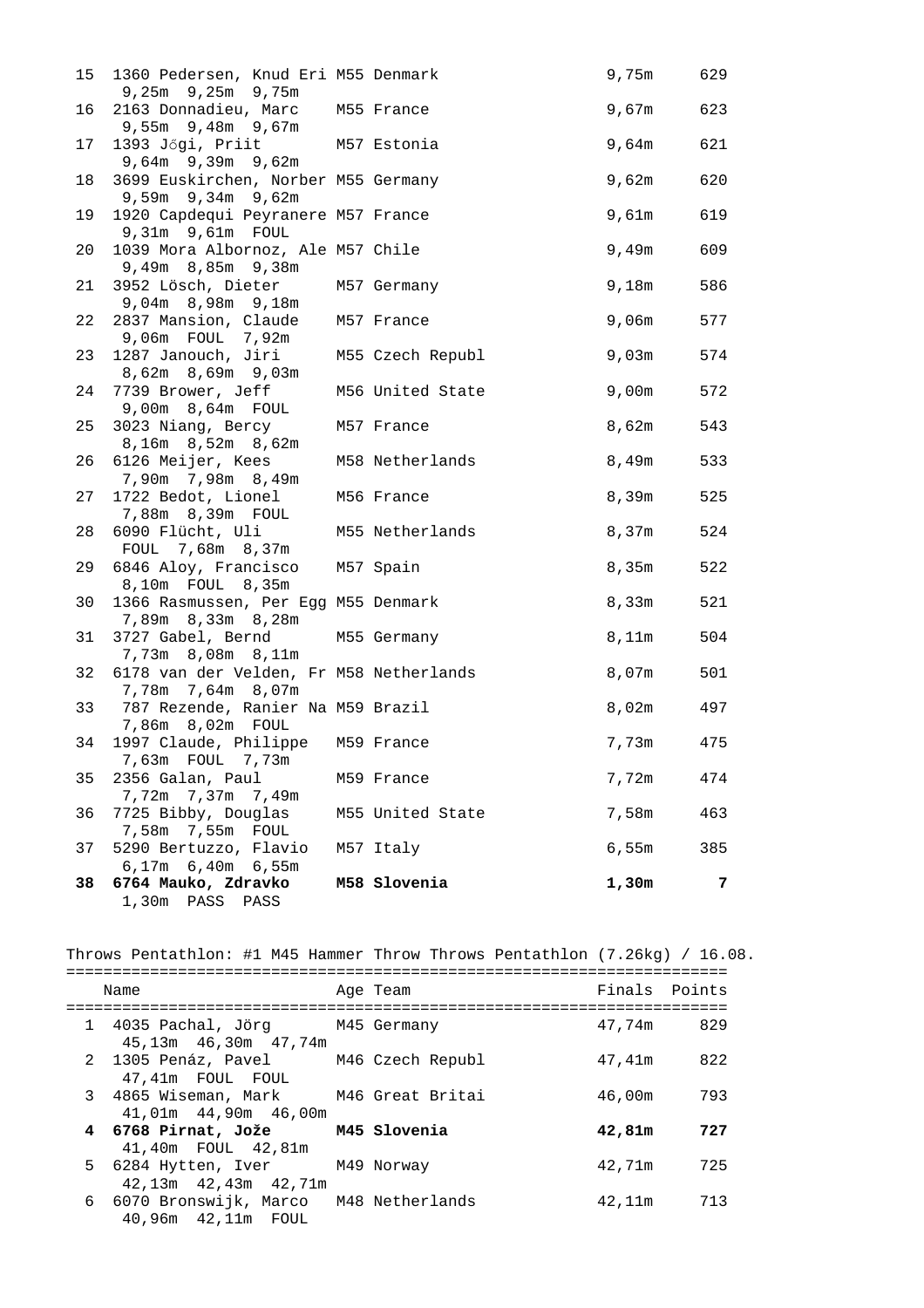| Place | Name | Age | Team | Finals | Points |
|---|---|---|---|---|---|
| 15 | 1360 Pedersen, Knud Eri | M55 | Denmark | 9,75m | 629 |
| | 9,25m 9,25m 9,75m | | | | |
| 16 | 2163 Donnadieu, Marc | M55 | France | 9,67m | 623 |
| | 9,55m 9,48m 9,67m | | | | |
| 17 | 1393 Jõgi, Priit | M57 | Estonia | 9,64m | 621 |
| | 9,64m 9,39m 9,62m | | | | |
| 18 | 3699 Euskirchen, Norber | M55 | Germany | 9,62m | 620 |
| | 9,59m 9,34m 9,62m | | | | |
| 19 | 1920 Capdequi Peyranere | M57 | France | 9,61m | 619 |
| | 9,31m 9,61m FOUL | | | | |
| 20 | 1039 Mora Albornoz, Ale | M57 | Chile | 9,49m | 609 |
| | 9,49m 8,85m 9,38m | | | | |
| 21 | 3952 Lösch, Dieter | M57 | Germany | 9,18m | 586 |
| | 9,04m 8,98m 9,18m | | | | |
| 22 | 2837 Mansion, Claude | M57 | France | 9,06m | 577 |
| | 9,06m FOUL 7,92m | | | | |
| 23 | 1287 Janouch, Jiri | M55 | Czech Republ | 9,03m | 574 |
| | 8,62m 8,69m 9,03m | | | | |
| 24 | 7739 Brower, Jeff | M56 | United State | 9,00m | 572 |
| | 9,00m 8,64m FOUL | | | | |
| 25 | 3023 Niang, Bercy | M57 | France | 8,62m | 543 |
| | 8,16m 8,52m 8,62m | | | | |
| 26 | 6126 Meijer, Kees | M58 | Netherlands | 8,49m | 533 |
| | 7,90m 7,98m 8,49m | | | | |
| 27 | 1722 Bedot, Lionel | M56 | France | 8,39m | 525 |
| | 7,88m 8,39m FOUL | | | | |
| 28 | 6090 Flücht, Uli | M55 | Netherlands | 8,37m | 524 |
| | FOUL 7,68m 8,37m | | | | |
| 29 | 6846 Aloy, Francisco | M57 | Spain | 8,35m | 522 |
| | 8,10m FOUL 8,35m | | | | |
| 30 | 1366 Rasmussen, Per Egg | M55 | Denmark | 8,33m | 521 |
| | 7,89m 8,33m 8,28m | | | | |
| 31 | 3727 Gabel, Bernd | M55 | Germany | 8,11m | 504 |
| | 7,73m 8,08m 8,11m | | | | |
| 32 | 6178 van der Velden, Fr | M58 | Netherlands | 8,07m | 501 |
| | 7,78m 7,64m 8,07m | | | | |
| 33 | 787 Rezende, Ranier Na | M59 | Brazil | 8,02m | 497 |
| | 7,86m 8,02m FOUL | | | | |
| 34 | 1997 Claude, Philippe | M59 | France | 7,73m | 475 |
| | 7,63m FOUL 7,73m | | | | |
| 35 | 2356 Galan, Paul | M59 | France | 7,72m | 474 |
| | 7,72m 7,37m 7,49m | | | | |
| 36 | 7725 Bibby, Douglas | M55 | United State | 7,58m | 463 |
| | 7,58m 7,55m FOUL | | | | |
| 37 | 5290 Bertuzzo, Flavio | M57 | Italy | 6,55m | 385 |
| | 6,17m 6,40m 6,55m | | | | |
| **38** | **6764 Mauko, Zdravko** | **M58** | **Slovenia** | **1,30m** | **7** |
| | 1,30m PASS PASS | | | | |

Throws Pentathlon: #1 M45 Hammer Throw Throws Pentathlon (7.26kg) / 16.08.

| Place | Name | Age | Team | Finals | Points |
|---|---|---|---|---|---|
| 1 | 4035 Pachal, Jörg | M45 | Germany | 47,74m | 829 |
| | 45,13m 46,30m 47,74m | | | | |
| 2 | 1305 Penáz, Pavel | M46 | Czech Republ | 47,41m | 822 |
| | 47,41m FOUL FOUL | | | | |
| 3 | 4865 Wiseman, Mark | M46 | Great Britai | 46,00m | 793 |
| | 41,01m 44,90m 46,00m | | | | |
| **4** | **6768 Pirnat, Jože** | **M45** | **Slovenia** | **42,81m** | **727** |
| | 41,40m FOUL 42,81m | | | | |
| 5 | 6284 Hytten, Iver | M49 | Norway | 42,71m | 725 |
| | 42,13m 42,43m 42,71m | | | | |
| 6 | 6070 Bronswijk, Marco | M48 | Netherlands | 42,11m | 713 |
| | 40,96m 42,11m FOUL | | | | |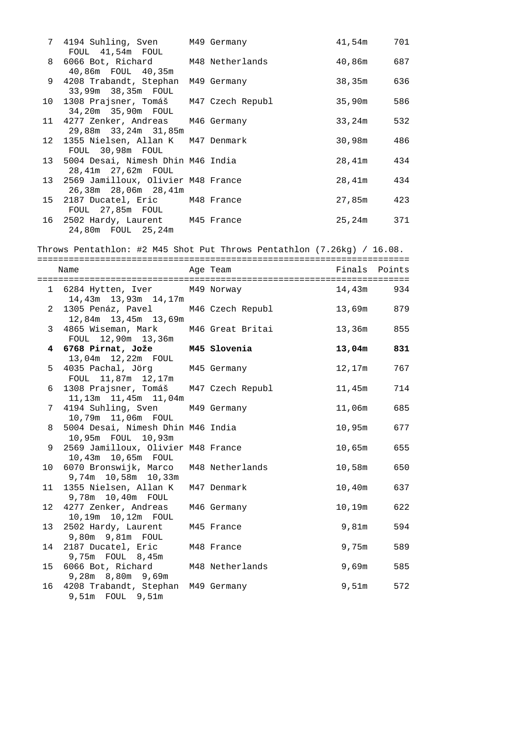| Place | Name | Age | Team | Finals | Points |
|---|---|---|---|---|---|
| 7 | 4194 Suhling, Sven | M49 | Germany | 41,54m | 701 |
| | FOUL 41,54m FOUL | | | | |
| 8 | 6066 Bot, Richard | M48 | Netherlands | 40,86m | 687 |
| | 40,86m FOUL 40,35m | | | | |
| 9 | 4208 Trabandt, Stephan | M49 | Germany | 38,35m | 636 |
| | 33,99m 38,35m FOUL | | | | |
| 10 | 1308 Prajsner, Tomáš | M47 | Czech Republ | 35,90m | 586 |
| | 34,20m 35,90m FOUL | | | | |
| 11 | 4277 Zenker, Andreas | M46 | Germany | 33,24m | 532 |
| | 29,88m 33,24m 31,85m | | | | |
| 12 | 1355 Nielsen, Allan K | M47 | Denmark | 30,98m | 486 |
| | FOUL 30,98m FOUL | | | | |
| 13 | 5004 Desai, Nimesh Dhin | M46 | India | 28,41m | 434 |
| | 28,41m 27,62m FOUL | | | | |
| 13 | 2569 Jamilloux, Olivier | M48 | France | 28,41m | 434 |
| | 26,38m 28,06m 28,41m | | | | |
| 15 | 2187 Ducatel, Eric | M48 | France | 27,85m | 423 |
| | FOUL 27,85m FOUL | | | | |
| 16 | 2502 Hardy, Laurent | M45 | France | 25,24m | 371 |
| | 24,80m FOUL 25,24m | | | | |

Throws Pentathlon: #2 M45 Shot Put Throws Pentathlon (7.26kg) / 16.08.

| Place | Name | Age | Team | Finals | Points |
|---|---|---|---|---|---|
| 1 | 6284 Hytten, Iver | M49 | Norway | 14,43m | 934 |
| | 14,43m 13,93m 14,17m | | | | |
| 2 | 1305 Penáz, Pavel | M46 | Czech Republ | 13,69m | 879 |
| | 12,84m 13,45m 13,69m | | | | |
| 3 | 4865 Wiseman, Mark | M46 | Great Britai | 13,36m | 855 |
| | FOUL 12,90m 13,36m | | | | |
| **4** | **6768 Pirnat, Jože** | **M45** | **Slovenia** | **13,04m** | **831** |
| | 13,04m 12,22m FOUL | | | | |
| 5 | 4035 Pachal, Jörg | M45 | Germany | 12,17m | 767 |
| | FOUL 11,87m 12,17m | | | | |
| 6 | 1308 Prajsner, Tomáš | M47 | Czech Republ | 11,45m | 714 |
| | 11,13m 11,45m 11,04m | | | | |
| 7 | 4194 Suhling, Sven | M49 | Germany | 11,06m | 685 |
| | 10,79m 11,06m FOUL | | | | |
| 8 | 5004 Desai, Nimesh Dhin | M46 | India | 10,95m | 677 |
| | 10,95m FOUL 10,93m | | | | |
| 9 | 2569 Jamilloux, Olivier | M48 | France | 10,65m | 655 |
| | 10,43m 10,65m FOUL | | | | |
| 10 | 6070 Bronswijk, Marco | M48 | Netherlands | 10,58m | 650 |
| | 9,74m 10,58m 10,33m | | | | |
| 11 | 1355 Nielsen, Allan K | M47 | Denmark | 10,40m | 637 |
| | 9,78m 10,40m FOUL | | | | |
| 12 | 4277 Zenker, Andreas | M46 | Germany | 10,19m | 622 |
| | 10,19m 10,12m FOUL | | | | |
| 13 | 2502 Hardy, Laurent | M45 | France | 9,81m | 594 |
| | 9,80m 9,81m FOUL | | | | |
| 14 | 2187 Ducatel, Eric | M48 | France | 9,75m | 589 |
| | 9,75m FOUL 8,45m | | | | |
| 15 | 6066 Bot, Richard | M48 | Netherlands | 9,69m | 585 |
| | 9,28m 8,80m 9,69m | | | | |
| 16 | 4208 Trabandt, Stephan | M49 | Germany | 9,51m | 572 |
| | 9,51m FOUL 9,51m | | | | |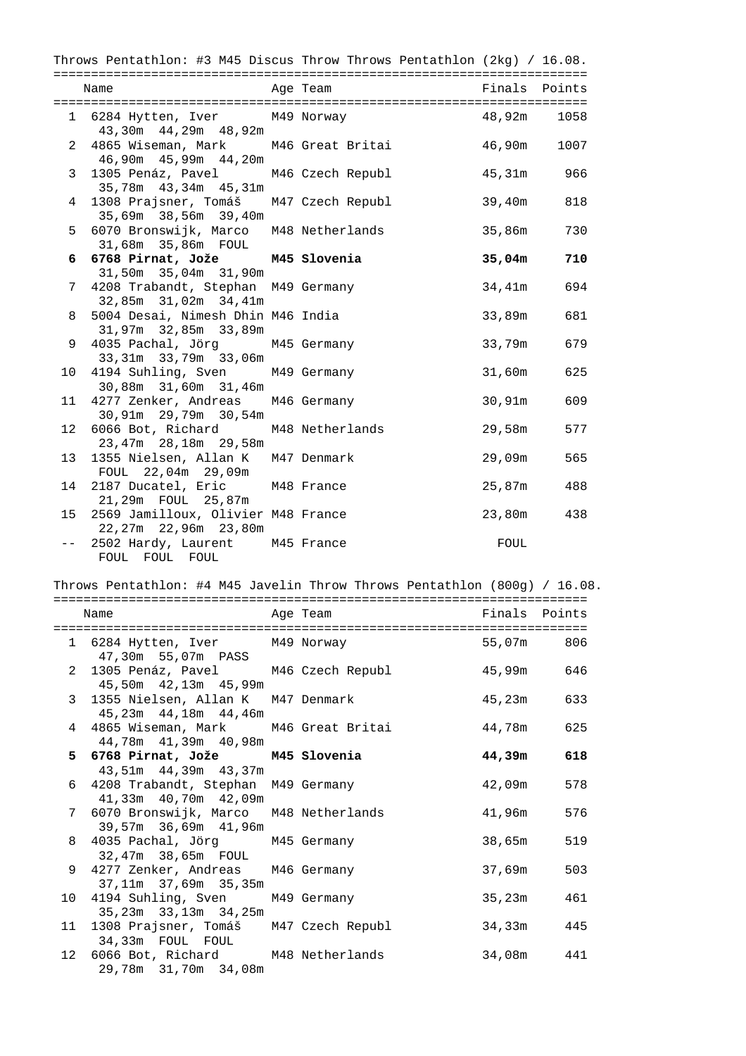Throws Pentathlon: #3 M45 Discus Throw Throws Pentathlon (2kg) / 16.08.

| | Name | Age | Team | Finals | Points |
|---|---|---|---|---|---|
| 1 | 6284 Hytten, Iver | M49 | Norway | 48,92m | 1058 |
| | 43,30m 44,29m 48,92m | | | | |
| 2 | 4865 Wiseman, Mark | M46 | Great Britai | 46,90m | 1007 |
| | 46,90m 45,99m 44,20m | | | | |
| 3 | 1305 Penáz, Pavel | M46 | Czech Republ | 45,31m | 966 |
| | 35,78m 43,34m 45,31m | | | | |
| 4 | 1308 Prajsner, Tomáš | M47 | Czech Republ | 39,40m | 818 |
| | 35,69m 38,56m 39,40m | | | | |
| 5 | 6070 Bronswijk, Marco | M48 | Netherlands | 35,86m | 730 |
| | 31,68m 35,86m FOUL | | | | |
| **6** | **6768 Pirnat, Jože** | **M45** | **Slovenia** | **35,04m** | **710** |
| | 31,50m 35,04m 31,90m | | | | |
| 7 | 4208 Trabandt, Stephan | M49 | Germany | 34,41m | 694 |
| | 32,85m 31,02m 34,41m | | | | |
| 8 | 5004 Desai, Nimesh Dhin | M46 | India | 33,89m | 681 |
| | 31,97m 32,85m 33,89m | | | | |
| 9 | 4035 Pachal, Jörg | M45 | Germany | 33,79m | 679 |
| | 33,31m 33,79m 33,06m | | | | |
| 10 | 4194 Suhling, Sven | M49 | Germany | 31,60m | 625 |
| | 30,88m 31,60m 31,46m | | | | |
| 11 | 4277 Zenker, Andreas | M46 | Germany | 30,91m | 609 |
| | 30,91m 29,79m 30,54m | | | | |
| 12 | 6066 Bot, Richard | M48 | Netherlands | 29,58m | 577 |
| | 23,47m 28,18m 29,58m | | | | |
| 13 | 1355 Nielsen, Allan K | M47 | Denmark | 29,09m | 565 |
| | FOUL 22,04m 29,09m | | | | |
| 14 | 2187 Ducatel, Eric | M48 | France | 25,87m | 488 |
| | 21,29m FOUL 25,87m | | | | |
| 15 | 2569 Jamilloux, Olivier | M48 | France | 23,80m | 438 |
| | 22,27m 22,96m 23,80m | | | | |
| -- | 2502 Hardy, Laurent | M45 | France | FOUL | |
| | FOUL FOUL FOUL | | | | |

Throws Pentathlon: #4 M45 Javelin Throw Throws Pentathlon (800g) / 16.08.

| | Name | Age | Team | Finals | Points |
|---|---|---|---|---|---|
| 1 | 6284 Hytten, Iver | M49 | Norway | 55,07m | 806 |
| | 47,30m 55,07m PASS | | | | |
| 2 | 1305 Penáz, Pavel | M46 | Czech Republ | 45,99m | 646 |
| | 45,50m 42,13m 45,99m | | | | |
| 3 | 1355 Nielsen, Allan K | M47 | Denmark | 45,23m | 633 |
| | 45,23m 44,18m 44,46m | | | | |
| 4 | 4865 Wiseman, Mark | M46 | Great Britai | 44,78m | 625 |
| | 44,78m 41,39m 40,98m | | | | |
| **5** | **6768 Pirnat, Jože** | **M45** | **Slovenia** | **44,39m** | **618** |
| | 43,51m 44,39m 43,37m | | | | |
| 6 | 4208 Trabandt, Stephan | M49 | Germany | 42,09m | 578 |
| | 41,33m 40,70m 42,09m | | | | |
| 7 | 6070 Bronswijk, Marco | M48 | Netherlands | 41,96m | 576 |
| | 39,57m 36,69m 41,96m | | | | |
| 8 | 4035 Pachal, Jörg | M45 | Germany | 38,65m | 519 |
| | 32,47m 38,65m FOUL | | | | |
| 9 | 4277 Zenker, Andreas | M46 | Germany | 37,69m | 503 |
| | 37,11m 37,69m 35,35m | | | | |
| 10 | 4194 Suhling, Sven | M49 | Germany | 35,23m | 461 |
| | 35,23m 33,13m 34,25m | | | | |
| 11 | 1308 Prajsner, Tomáš | M47 | Czech Republ | 34,33m | 445 |
| | 34,33m FOUL FOUL | | | | |
| 12 | 6066 Bot, Richard | M48 | Netherlands | 34,08m | 441 |
| | 29,78m 31,70m 34,08m | | | | |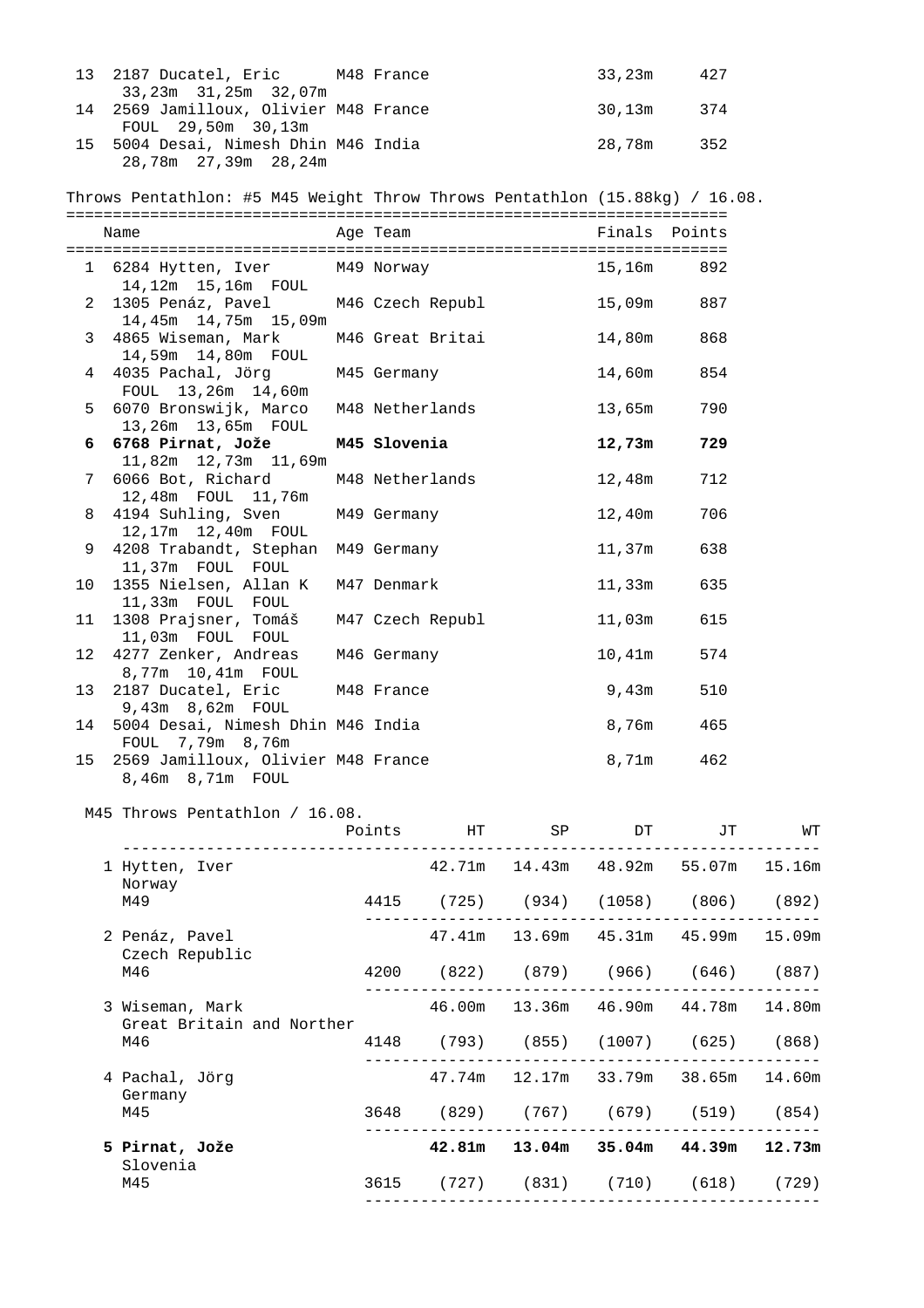| Place | Name | Age | Team | Finals | Points |
|---|---|---|---|---|---|
| 13 | 2187 Ducatel, Eric | M48 | France | 33,23m | 427 |
| | 33,23m 31,25m 32,07m | | | | |
| 14 | 2569 Jamilloux, Olivier | M48 | France | 30,13m | 374 |
| | FOUL 29,50m 30,13m | | | | |
| 15 | 5004 Desai, Nimesh Dhin | M46 | India | 28,78m | 352 |
| | 28,78m 27,39m 28,24m | | | | |

Throws Pentathlon: #5 M45 Weight Throw Throws Pentathlon (15.88kg) / 16.08.

| Place | Name | Age | Team | Finals | Points |
|---|---|---|---|---|---|
| 1 | 6284 Hytten, Iver | M49 | Norway | 15,16m | 892 |
| | 14,12m 15,16m FOUL | | | | |
| 2 | 1305 Penáz, Pavel | M46 | Czech Republ | 15,09m | 887 |
| | 14,45m 14,75m 15,09m | | | | |
| 3 | 4865 Wiseman, Mark | M46 | Great Britai | 14,80m | 868 |
| | 14,59m 14,80m FOUL | | | | |
| 4 | 4035 Pachal, Jörg | M45 | Germany | 14,60m | 854 |
| | FOUL 13,26m 14,60m | | | | |
| 5 | 6070 Bronswijk, Marco | M48 | Netherlands | 13,65m | 790 |
| | 13,26m 13,65m FOUL | | | | |
| **6** | **6768 Pirnat, Jože** | **M45** | **Slovenia** | **12,73m** | **729** |
| | 11,82m 12,73m 11,69m | | | | |
| 7 | 6066 Bot, Richard | M48 | Netherlands | 12,48m | 712 |
| | 12,48m FOUL 11,76m | | | | |
| 8 | 4194 Suhling, Sven | M49 | Germany | 12,40m | 706 |
| | 12,17m 12,40m FOUL | | | | |
| 9 | 4208 Trabandt, Stephan | M49 | Germany | 11,37m | 638 |
| | 11,37m FOUL FOUL | | | | |
| 10 | 1355 Nielsen, Allan K | M47 | Denmark | 11,33m | 635 |
| | 11,33m FOUL FOUL | | | | |
| 11 | 1308 Prajsner, Tomáš | M47 | Czech Republ | 11,03m | 615 |
| | 11,03m FOUL FOUL | | | | |
| 12 | 4277 Zenker, Andreas | M46 | Germany | 10,41m | 574 |
| | 8,77m 10,41m FOUL | | | | |
| 13 | 2187 Ducatel, Eric | M48 | France | 9,43m | 510 |
| | 9,43m 8,62m FOUL | | | | |
| 14 | 5004 Desai, Nimesh Dhin | M46 | India | 8,76m | 465 |
| | FOUL 7,79m 8,76m | | | | |
| 15 | 2569 Jamilloux, Olivier | M48 | France | 8,71m | 462 |
| | 8,46m 8,71m FOUL | | | | |

M45 Throws Pentathlon / 16.08.

| Place / Name | Points | HT | SP | DT | JT | WT |
|---|---|---|---|---|---|---|
| 1 Hytten, Iver<br>Norway<br>M49 | 4415 | 42.71m (725) | 14.43m (934) | 48.92m (1058) | 55.07m (806) | 15.16m (892) |
| 2 Penáz, Pavel<br>Czech Republic<br>M46 | 4200 | 47.41m (822) | 13.69m (879) | 45.31m (966) | 45.99m (646) | 15.09m (887) |
| 3 Wiseman, Mark<br>Great Britain and Norther<br>M46 | 4148 | 46.00m (793) | 13.36m (855) | 46.90m (1007) | 44.78m (625) | 14.80m (868) |
| 4 Pachal, Jörg<br>Germany<br>M45 | 3648 | 47.74m (829) | 12.17m (767) | 33.79m (679) | 38.65m (519) | 14.60m (854) |
| **5 Pirnat, Jože**<br>Slovenia<br>M45 | 3615 | **42.81m** (727) | **13.04m** (831) | **35.04m** (710) | **44.39m** (618) | **12.73m** (729) |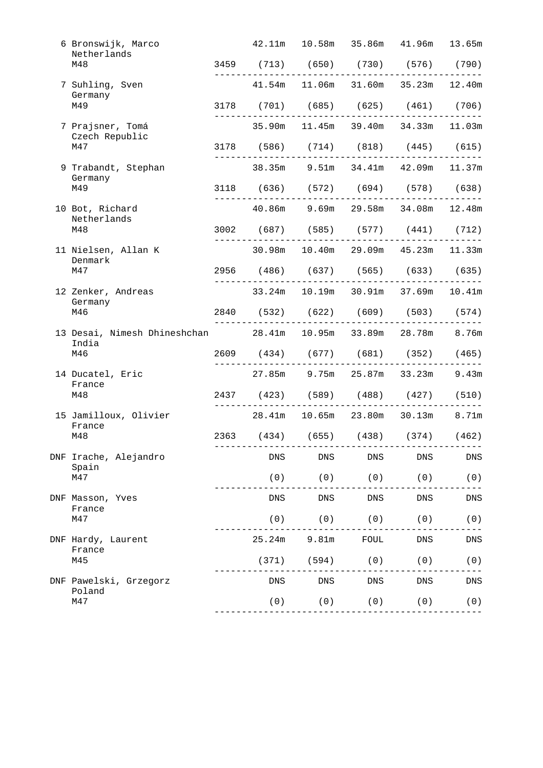| Place | Name / Country / Category | Total | Event 1 | Event 2 | Event 3 | Event 4 | Event 5 |
|---|---|---|---|---|---|---|---|
| 6 | Bronswijk, Marco<br>Netherlands<br>M48 | 3459 | 42.11m<br>(713) | 10.58m<br>(650) | 35.86m<br>(730) | 41.96m<br>(576) | 13.65m<br>(790) |
| 7 | Suhling, Sven<br>Germany<br>M49 | 3178 | 41.54m<br>(701) | 11.06m<br>(685) | 31.60m<br>(625) | 35.23m<br>(461) | 12.40m<br>(706) |
| 7 | Prajsner, Tomá<br>Czech Republic<br>M47 | 3178 | 35.90m<br>(586) | 11.45m<br>(714) | 39.40m<br>(818) | 34.33m<br>(445) | 11.03m<br>(615) |
| 9 | Trabandt, Stephan<br>Germany<br>M49 | 3118 | 38.35m<br>(636) | 9.51m<br>(572) | 34.41m<br>(694) | 42.09m<br>(578) | 11.37m<br>(638) |
| 10 | Bot, Richard<br>Netherlands<br>M48 | 3002 | 40.86m<br>(687) | 9.69m<br>(585) | 29.58m<br>(577) | 34.08m<br>(441) | 12.48m<br>(712) |
| 11 | Nielsen, Allan K<br>Denmark<br>M47 | 2956 | 30.98m<br>(486) | 10.40m<br>(637) | 29.09m<br>(565) | 45.23m<br>(633) | 11.33m<br>(635) |
| 12 | Zenker, Andreas<br>Germany<br>M46 | 2840 | 33.24m<br>(532) | 10.19m<br>(622) | 30.91m<br>(609) | 37.69m<br>(503) | 10.41m<br>(574) |
| 13 | Desai, Nimesh Dhineshchan<br>India<br>M46 | 2609 | 28.41m<br>(434) | 10.95m<br>(677) | 33.89m<br>(681) | 28.78m<br>(352) | 8.76m<br>(465) |
| 14 | Ducatel, Eric<br>France<br>M48 | 2437 | 27.85m<br>(423) | 9.75m<br>(589) | 25.87m<br>(488) | 33.23m<br>(427) | 9.43m<br>(510) |
| 15 | Jamilloux, Olivier<br>France<br>M48 | 2363 | 28.41m<br>(434) | 10.65m<br>(655) | 23.80m<br>(438) | 30.13m<br>(374) | 8.71m<br>(462) |
| DNF | Irache, Alejandro<br>Spain<br>M47 | | DNS<br>(0) | DNS<br>(0) | DNS<br>(0) | DNS<br>(0) | DNS<br>(0) |
| DNF | Masson, Yves<br>France<br>M47 | | DNS<br>(0) | DNS<br>(0) | DNS<br>(0) | DNS<br>(0) | DNS<br>(0) |
| DNF | Hardy, Laurent<br>France<br>M45 | | 25.24m<br>(371) | 9.81m<br>(594) | FOUL<br>(0) | DNS<br>(0) | DNS<br>(0) |
| DNF | Pawelski, Grzegorz<br>Poland<br>M47 | | DNS<br>(0) | DNS<br>(0) | DNS<br>(0) | DNS<br>(0) | DNS<br>(0) |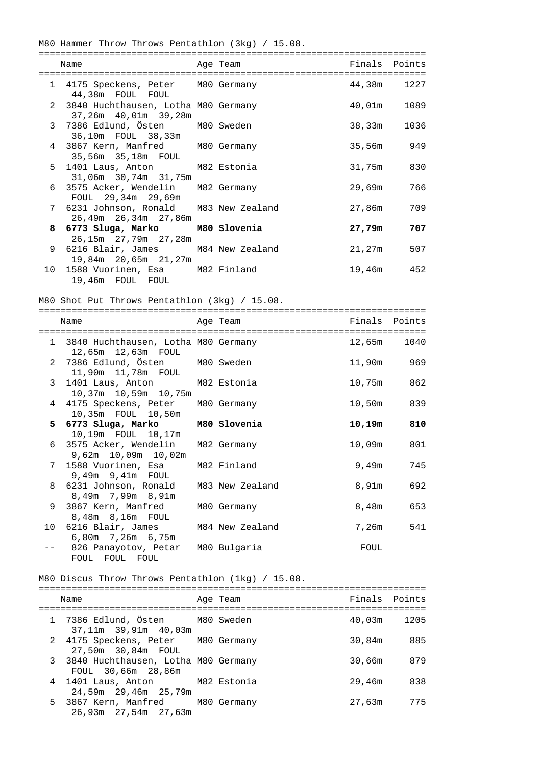M80 Hammer Throw Throws Pentathlon (3kg) / 15.08.

| | Name | Age | Team | Finals | Points |
|---|---|---|---|---|---|
| 1 | 4175 Speckens, Peter<br>44,38m FOUL FOUL | M80 | Germany | 44,38m | 1227 |
| 2 | 3840 Huchthausen, Lotha<br>37,26m 40,01m 39,28m | M80 | Germany | 40,01m | 1089 |
| 3 | 7386 Edlund, Östen<br>36,10m FOUL 38,33m | M80 | Sweden | 38,33m | 1036 |
| 4 | 3867 Kern, Manfred<br>35,56m 35,18m FOUL | M80 | Germany | 35,56m | 949 |
| 5 | 1401 Laus, Anton<br>31,06m 30,74m 31,75m | M82 | Estonia | 31,75m | 830 |
| 6 | 3575 Acker, Wendelin<br>FOUL 29,34m 29,69m | M82 | Germany | 29,69m | 766 |
| 7 | 6231 Johnson, Ronald<br>26,49m 26,34m 27,86m | M83 | New Zealand | 27,86m | 709 |
| **8** | **6773 Sluga, Marko**<br>26,15m 27,79m 27,28m | **M80** | **Slovenia** | **27,79m** | **707** |
| 9 | 6216 Blair, James<br>19,84m 20,65m 21,27m | M84 | New Zealand | 21,27m | 507 |
| 10 | 1588 Vuorinen, Esa<br>19,46m FOUL FOUL | M82 | Finland | 19,46m | 452 |

M80 Shot Put Throws Pentathlon (3kg) / 15.08.

| | Name | Age | Team | Finals | Points |
|---|---|---|---|---|---|
| 1 | 3840 Huchthausen, Lotha<br>12,65m 12,63m FOUL | M80 | Germany | 12,65m | 1040 |
| 2 | 7386 Edlund, Östen<br>11,90m 11,78m FOUL | M80 | Sweden | 11,90m | 969 |
| 3 | 1401 Laus, Anton<br>10,37m 10,59m 10,75m | M82 | Estonia | 10,75m | 862 |
| 4 | 4175 Speckens, Peter<br>10,35m FOUL 10,50m | M80 | Germany | 10,50m | 839 |
| **5** | **6773 Sluga, Marko**<br>10,19m FOUL 10,17m | **M80** | **Slovenia** | **10,19m** | **810** |
| 6 | 3575 Acker, Wendelin<br>9,62m 10,09m 10,02m | M82 | Germany | 10,09m | 801 |
| 7 | 1588 Vuorinen, Esa<br>9,49m 9,41m FOUL | M82 | Finland | 9,49m | 745 |
| 8 | 6231 Johnson, Ronald<br>8,49m 7,99m 8,91m | M83 | New Zealand | 8,91m | 692 |
| 9 | 3867 Kern, Manfred<br>8,48m 8,16m FOUL | M80 | Germany | 8,48m | 653 |
| 10 | 6216 Blair, James<br>6,80m 7,26m 6,75m | M84 | New Zealand | 7,26m | 541 |
| -- | 826 Panayotov, Petar<br>FOUL FOUL FOUL | M80 | Bulgaria | FOUL | |

M80 Discus Throw Throws Pentathlon (1kg) / 15.08.

| | Name | Age | Team | Finals | Points |
|---|---|---|---|---|---|
| 1 | 7386 Edlund, Östen<br>37,11m 39,91m 40,03m | M80 | Sweden | 40,03m | 1205 |
| 2 | 4175 Speckens, Peter<br>27,50m 30,84m FOUL | M80 | Germany | 30,84m | 885 |
| 3 | 3840 Huchthausen, Lotha<br>FOUL 30,66m 28,86m | M80 | Germany | 30,66m | 879 |
| 4 | 1401 Laus, Anton<br>24,59m 29,46m 25,79m | M82 | Estonia | 29,46m | 838 |
| 5 | 3867 Kern, Manfred<br>26,93m 27,54m 27,63m | M80 | Germany | 27,63m | 775 |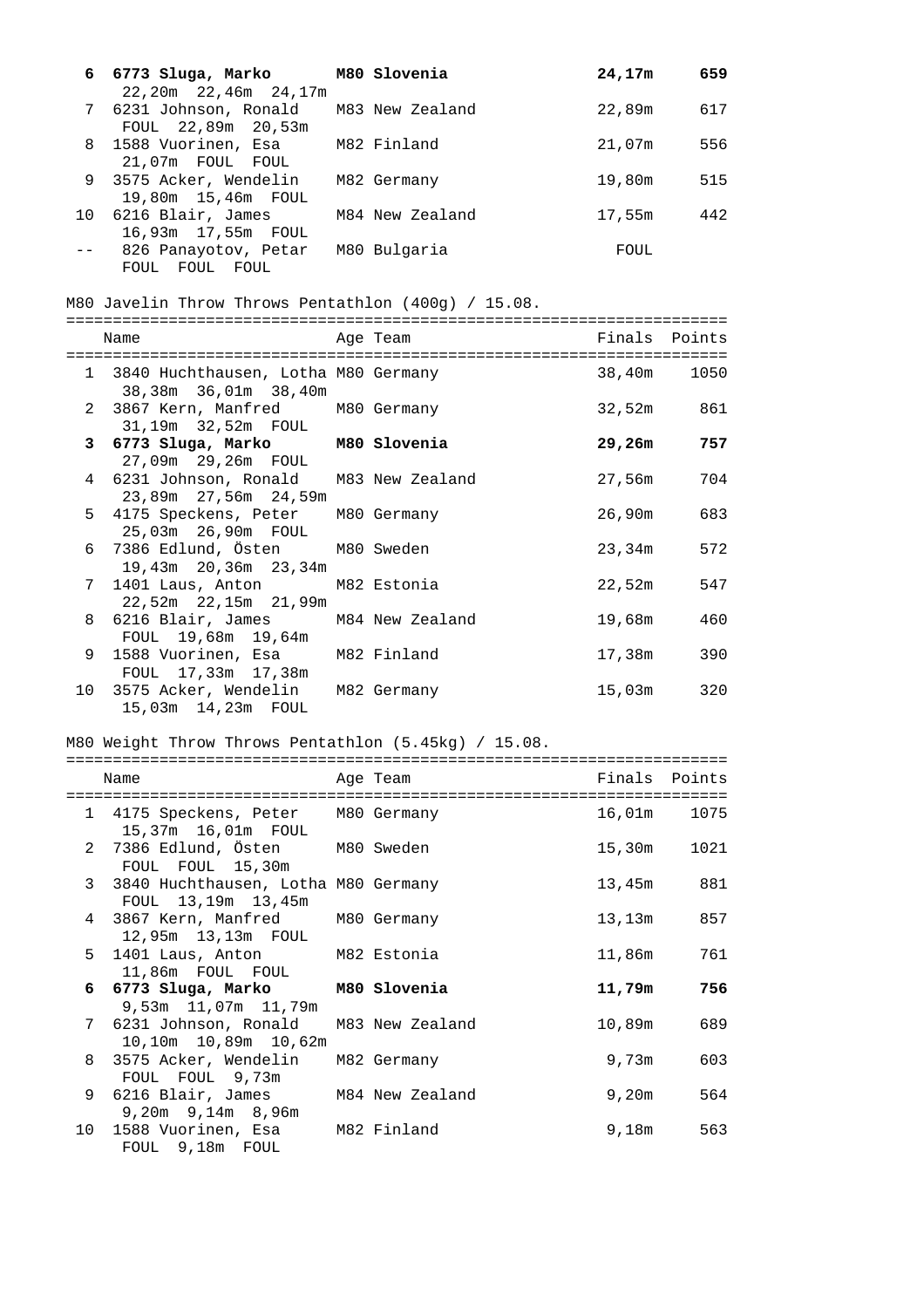| | Name | Age | Team | Finals | Points |
|---|---|---|---|---|---|
| **6** | **6773 Sluga, Marko** | **M80** | **Slovenia** | **24,17m** | **659** |
| | 22,20m 22,46m 24,17m | | | | |
| 7 | 6231 Johnson, Ronald | M83 | New Zealand | 22,89m | 617 |
| | FOUL 22,89m 20,53m | | | | |
| 8 | 1588 Vuorinen, Esa | M82 | Finland | 21,07m | 556 |
| | 21,07m FOUL FOUL | | | | |
| 9 | 3575 Acker, Wendelin | M82 | Germany | 19,80m | 515 |
| | 19,80m 15,46m FOUL | | | | |
| 10 | 6216 Blair, James | M84 | New Zealand | 17,55m | 442 |
| | 16,93m 17,55m FOUL | | | | |
| -- | 826 Panayotov, Petar | M80 | Bulgaria | FOUL | |
| | FOUL FOUL FOUL | | | | |

M80 Javelin Throw Throws Pentathlon (400g) / 15.08.

| | Name | Age | Team | Finals | Points |
|---|---|---|---|---|---|
| 1 | 3840 Huchthausen, Lotha | M80 | Germany | 38,40m | 1050 |
| | 38,38m 36,01m 38,40m | | | | |
| 2 | 3867 Kern, Manfred | M80 | Germany | 32,52m | 861 |
| | 31,19m 32,52m FOUL | | | | |
| **3** | **6773 Sluga, Marko** | **M80** | **Slovenia** | **29,26m** | **757** |
| | 27,09m 29,26m FOUL | | | | |
| 4 | 6231 Johnson, Ronald | M83 | New Zealand | 27,56m | 704 |
| | 23,89m 27,56m 24,59m | | | | |
| 5 | 4175 Speckens, Peter | M80 | Germany | 26,90m | 683 |
| | 25,03m 26,90m FOUL | | | | |
| 6 | 7386 Edlund, Östen | M80 | Sweden | 23,34m | 572 |
| | 19,43m 20,36m 23,34m | | | | |
| 7 | 1401 Laus, Anton | M82 | Estonia | 22,52m | 547 |
| | 22,52m 22,15m 21,99m | | | | |
| 8 | 6216 Blair, James | M84 | New Zealand | 19,68m | 460 |
| | FOUL 19,68m 19,64m | | | | |
| 9 | 1588 Vuorinen, Esa | M82 | Finland | 17,38m | 390 |
| | FOUL 17,33m 17,38m | | | | |
| 10 | 3575 Acker, Wendelin | M82 | Germany | 15,03m | 320 |
| | 15,03m 14,23m FOUL | | | | |

M80 Weight Throw Throws Pentathlon (5.45kg) / 15.08.

| | Name | Age | Team | Finals | Points |
|---|---|---|---|---|---|
| 1 | 4175 Speckens, Peter | M80 | Germany | 16,01m | 1075 |
| | 15,37m 16,01m FOUL | | | | |
| 2 | 7386 Edlund, Östen | M80 | Sweden | 15,30m | 1021 |
| | FOUL FOUL 15,30m | | | | |
| 3 | 3840 Huchthausen, Lotha | M80 | Germany | 13,45m | 881 |
| | FOUL 13,19m 13,45m | | | | |
| 4 | 3867 Kern, Manfred | M80 | Germany | 13,13m | 857 |
| | 12,95m 13,13m FOUL | | | | |
| 5 | 1401 Laus, Anton | M82 | Estonia | 11,86m | 761 |
| | 11,86m FOUL FOUL | | | | |
| **6** | **6773 Sluga, Marko** | **M80** | **Slovenia** | **11,79m** | **756** |
| | 9,53m 11,07m 11,79m | | | | |
| 7 | 6231 Johnson, Ronald | M83 | New Zealand | 10,89m | 689 |
| | 10,10m 10,89m 10,62m | | | | |
| 8 | 3575 Acker, Wendelin | M82 | Germany | 9,73m | 603 |
| | FOUL FOUL 9,73m | | | | |
| 9 | 6216 Blair, James | M84 | New Zealand | 9,20m | 564 |
| | 9,20m 9,14m 8,96m | | | | |
| 10 | 1588 Vuorinen, Esa | M82 | Finland | 9,18m | 563 |
| | FOUL 9,18m FOUL | | | | |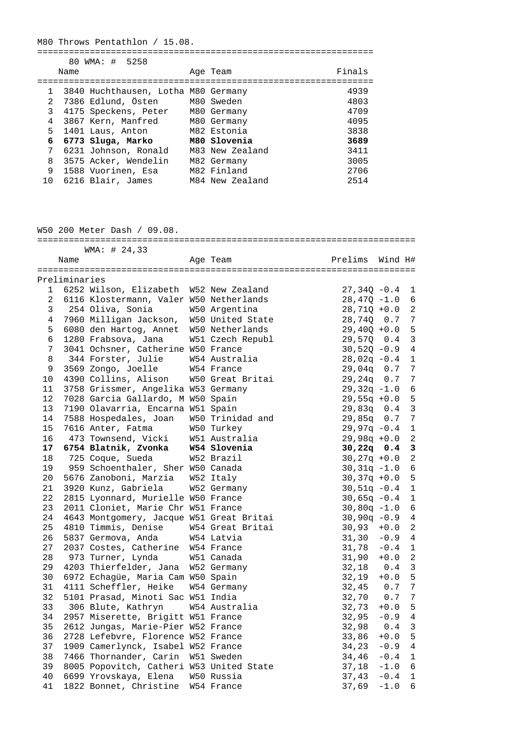## M80 Throws Pentathlon / 15.08.

80 WMA: # 5258

| | Name | Age | Team | Finals |
|---|---|---|---|---|
| 1 | 3840 Huchthausen, Lotha | M80 | Germany | 4939 |
| 2 | 7386 Edlund, Östen | M80 | Sweden | 4803 |
| 3 | 4175 Speckens, Peter | M80 | Germany | 4709 |
| 4 | 3867 Kern, Manfred | M80 | Germany | 4095 |
| 5 | 1401 Laus, Anton | M82 | Estonia | 3838 |
| **6** | **6773 Sluga, Marko** | **M80** | **Slovenia** | **3689** |
| 7 | 6231 Johnson, Ronald | M83 | New Zealand | 3411 |
| 8 | 3575 Acker, Wendelin | M82 | Germany | 3005 |
| 9 | 1588 Vuorinen, Esa | M82 | Finland | 2706 |
| 10 | 6216 Blair, James | M84 | New Zealand | 2514 |

## W50 200 Meter Dash / 09.08.

WMA: # 24,33

Preliminaries

| | Name | Age | Team | Prelims | Wind | H# |
|---|---|---|---|---|---|---|
| 1 | 6252 Wilson, Elizabeth | W52 | New Zealand | 27,34Q | -0.4 | 1 |
| 2 | 6116 Klostermann, Valer | W50 | Netherlands | 28,47Q | -1.0 | 6 |
| 3 | 254 Oliva, Sonia | W50 | Argentina | 28,71Q | +0.0 | 2 |
| 4 | 7960 Milligan Jackson, | W50 | United State | 28,74Q | 0.7 | 7 |
| 5 | 6080 den Hartog, Annet | W50 | Netherlands | 29,40Q | +0.0 | 5 |
| 6 | 1280 Frabsova, Jana | W51 | Czech Republ | 29,57Q | 0.4 | 3 |
| 7 | 3041 Ochsner, Catherine | W50 | France | 30,52Q | -0.9 | 4 |
| 8 | 344 Forster, Julie | W54 | Australia | 28,02q | -0.4 | 1 |
| 9 | 3569 Zongo, Joelle | W54 | France | 29,04q | 0.7 | 7 |
| 10 | 4390 Collins, Alison | W50 | Great Britai | 29,24q | 0.7 | 7 |
| 11 | 3758 Grissmer, Angelika | W53 | Germany | 29,32q | -1.0 | 6 |
| 12 | 7028 Garcia Gallardo, M | W50 | Spain | 29,55q | +0.0 | 5 |
| 13 | 7190 Olavarria, Encarna | W51 | Spain | 29,83q | 0.4 | 3 |
| 14 | 7588 Hospedales, Joan | W50 | Trinidad and | 29,85q | 0.7 | 7 |
| 15 | 7616 Anter, Fatma | W50 | Turkey | 29,97q | -0.4 | 1 |
| 16 | 473 Townsend, Vicki | W51 | Australia | 29,98q | +0.0 | 2 |
| **17** | **6754 Blatnik, Zvonka** | **W54** | **Slovenia** | **30,22q** | **0.4** | **3** |
| 18 | 725 Coque, Sueda | W52 | Brazil | 30,27q | +0.0 | 2 |
| 19 | 959 Schoenthaler, Sher | W50 | Canada | 30,31q | -1.0 | 6 |
| 20 | 5676 Zanoboni, Marzia | W52 | Italy | 30,37q | +0.0 | 5 |
| 21 | 3920 Kunz, Gabriela | W52 | Germany | 30,51q | -0.4 | 1 |
| 22 | 2815 Lyonnard, Murielle | W50 | France | 30,65q | -0.4 | 1 |
| 23 | 2011 Cloniet, Marie Chr | W51 | France | 30,80q | -1.0 | 6 |
| 24 | 4643 Montgomery, Jacque | W51 | Great Britai | 30,90q | -0.9 | 4 |
| 25 | 4810 Timmis, Denise | W54 | Great Britai | 30,93 | +0.0 | 2 |
| 26 | 5837 Germova, Anda | W54 | Latvia | 31,30 | -0.9 | 4 |
| 27 | 2037 Costes, Catherine | W54 | France | 31,78 | -0.4 | 1 |
| 28 | 973 Turner, Lynda | W51 | Canada | 31,90 | +0.0 | 2 |
| 29 | 4203 Thierfelder, Jana | W52 | Germany | 32,18 | 0.4 | 3 |
| 30 | 6972 Echagüe, Maria Cam | W50 | Spain | 32,19 | +0.0 | 5 |
| 31 | 4111 Scheffler, Heike | W54 | Germany | 32,45 | 0.7 | 7 |
| 32 | 5101 Prasad, Minoti Sac | W51 | India | 32,70 | 0.7 | 7 |
| 33 | 306 Blute, Kathryn | W54 | Australia | 32,73 | +0.0 | 5 |
| 34 | 2957 Miserette, Brigitt | W51 | France | 32,95 | -0.9 | 4 |
| 35 | 2612 Jungas, Marie-Pier | W52 | France | 32,98 | 0.4 | 3 |
| 36 | 2728 Lefebvre, Florence | W52 | France | 33,86 | +0.0 | 5 |
| 37 | 1909 Camerlynck, Isabel | W52 | France | 34,23 | -0.9 | 4 |
| 38 | 7466 Thornander, Carin | W51 | Sweden | 34,46 | -0.4 | 1 |
| 39 | 8005 Popovitch, Catheri | W53 | United State | 37,18 | -1.0 | 6 |
| 40 | 6699 Yrovskaya, Elena | W50 | Russia | 37,43 | -0.4 | 1 |
| 41 | 1822 Bonnet, Christine | W54 | France | 37,69 | -1.0 | 6 |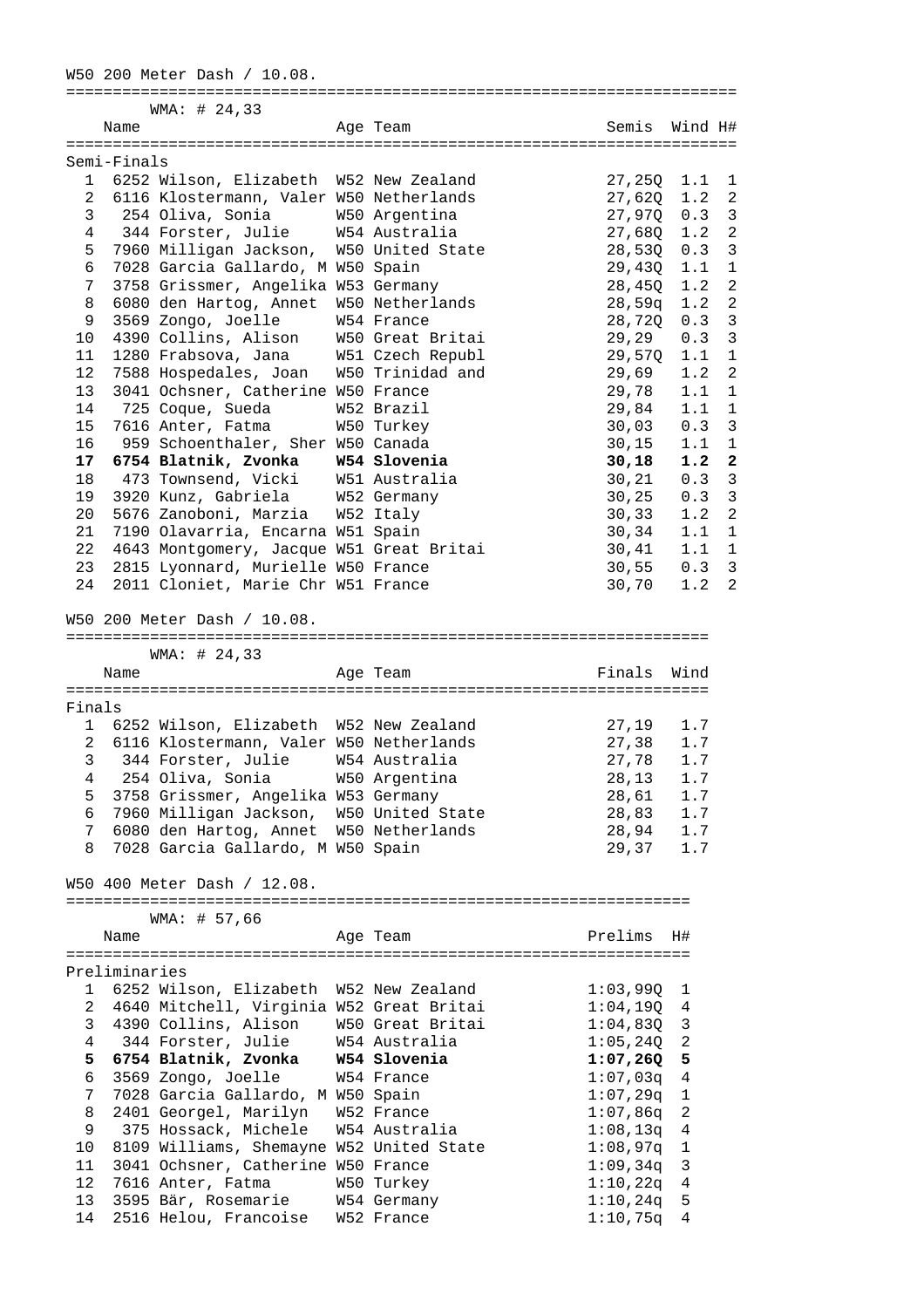W50 200 Meter Dash / 10.08.

WMA: # 24,33

**Semi-Finals**

| | Bib | Name | Age | Team | Semis | Wind | H# |
|---|---|---|---|---|---|---|---|
| 1 | 6252 | Wilson, Elizabeth | W52 | New Zealand | 27,25Q | 1.1 | 1 |
| 2 | 6116 | Klostermann, Valer | W50 | Netherlands | 27,62Q | 1.2 | 2 |
| 3 | 254 | Oliva, Sonia | W50 | Argentina | 27,97Q | 0.3 | 3 |
| 4 | 344 | Forster, Julie | W54 | Australia | 27,68Q | 1.2 | 2 |
| 5 | 7960 | Milligan Jackson, | W50 | United State | 28,53Q | 0.3 | 3 |
| 6 | 7028 | Garcia Gallardo, M | W50 | Spain | 29,43Q | 1.1 | 1 |
| 7 | 3758 | Grissmer, Angelika | W53 | Germany | 28,45Q | 1.2 | 2 |
| 8 | 6080 | den Hartog, Annet | W50 | Netherlands | 28,59q | 1.2 | 2 |
| 9 | 3569 | Zongo, Joelle | W54 | France | 28,72Q | 0.3 | 3 |
| 10 | 4390 | Collins, Alison | W50 | Great Britai | 29,29 | 0.3 | 3 |
| 11 | 1280 | Frabsova, Jana | W51 | Czech Republ | 29,57Q | 1.1 | 1 |
| 12 | 7588 | Hospedales, Joan | W50 | Trinidad and | 29,69 | 1.2 | 2 |
| 13 | 3041 | Ochsner, Catherine | W50 | France | 29,78 | 1.1 | 1 |
| 14 | 725 | Coque, Sueda | W52 | Brazil | 29,84 | 1.1 | 1 |
| 15 | 7616 | Anter, Fatma | W50 | Turkey | 30,03 | 0.3 | 3 |
| 16 | 959 | Schoenthaler, Sher | W50 | Canada | 30,15 | 1.1 | 1 |
| **17** | **6754** | **Blatnik, Zvonka** | **W54** | **Slovenia** | **30,18** | **1.2** | **2** |
| 18 | 473 | Townsend, Vicki | W51 | Australia | 30,21 | 0.3 | 3 |
| 19 | 3920 | Kunz, Gabriela | W52 | Germany | 30,25 | 0.3 | 3 |
| 20 | 5676 | Zanoboni, Marzia | W52 | Italy | 30,33 | 1.2 | 2 |
| 21 | 7190 | Olavarria, Encarna | W51 | Spain | 30,34 | 1.1 | 1 |
| 22 | 4643 | Montgomery, Jacque | W51 | Great Britai | 30,41 | 1.1 | 1 |
| 23 | 2815 | Lyonnard, Murielle | W50 | France | 30,55 | 0.3 | 3 |
| 24 | 2011 | Cloniet, Marie Chr | W51 | France | 30,70 | 1.2 | 2 |

W50 200 Meter Dash / 10.08.

WMA: # 24,33

**Finals**

| | Bib | Name | Age | Team | Finals | Wind |
|---|---|---|---|---|---|---|
| 1 | 6252 | Wilson, Elizabeth | W52 | New Zealand | 27,19 | 1.7 |
| 2 | 6116 | Klostermann, Valer | W50 | Netherlands | 27,38 | 1.7 |
| 3 | 344 | Forster, Julie | W54 | Australia | 27,78 | 1.7 |
| 4 | 254 | Oliva, Sonia | W50 | Argentina | 28,13 | 1.7 |
| 5 | 3758 | Grissmer, Angelika | W53 | Germany | 28,61 | 1.7 |
| 6 | 7960 | Milligan Jackson, | W50 | United State | 28,83 | 1.7 |
| 7 | 6080 | den Hartog, Annet | W50 | Netherlands | 28,94 | 1.7 |
| 8 | 7028 | Garcia Gallardo, M | W50 | Spain | 29,37 | 1.7 |

W50 400 Meter Dash / 12.08.

WMA: # 57,66

**Preliminaries**

| | Bib | Name | Age | Team | Prelims | H# |
|---|---|---|---|---|---|---|
| 1 | 6252 | Wilson, Elizabeth | W52 | New Zealand | 1:03,99Q | 1 |
| 2 | 4640 | Mitchell, Virginia | W52 | Great Britai | 1:04,19Q | 4 |
| 3 | 4390 | Collins, Alison | W50 | Great Britai | 1:04,83Q | 3 |
| 4 | 344 | Forster, Julie | W54 | Australia | 1:05,24Q | 2 |
| **5** | **6754** | **Blatnik, Zvonka** | **W54** | **Slovenia** | **1:07,26Q** | **5** |
| 6 | 3569 | Zongo, Joelle | W54 | France | 1:07,03q | 4 |
| 7 | 7028 | Garcia Gallardo, M | W50 | Spain | 1:07,29q | 1 |
| 8 | 2401 | Georgel, Marilyn | W52 | France | 1:07,86q | 2 |
| 9 | 375 | Hossack, Michele | W54 | Australia | 1:08,13q | 4 |
| 10 | 8109 | Williams, Shemayne | W52 | United State | 1:08,97q | 1 |
| 11 | 3041 | Ochsner, Catherine | W50 | France | 1:09,34q | 3 |
| 12 | 7616 | Anter, Fatma | W50 | Turkey | 1:10,22q | 4 |
| 13 | 3595 | Bär, Rosemarie | W54 | Germany | 1:10,24q | 5 |
| 14 | 2516 | Helou, Francoise | W52 | France | 1:10,75q | 4 |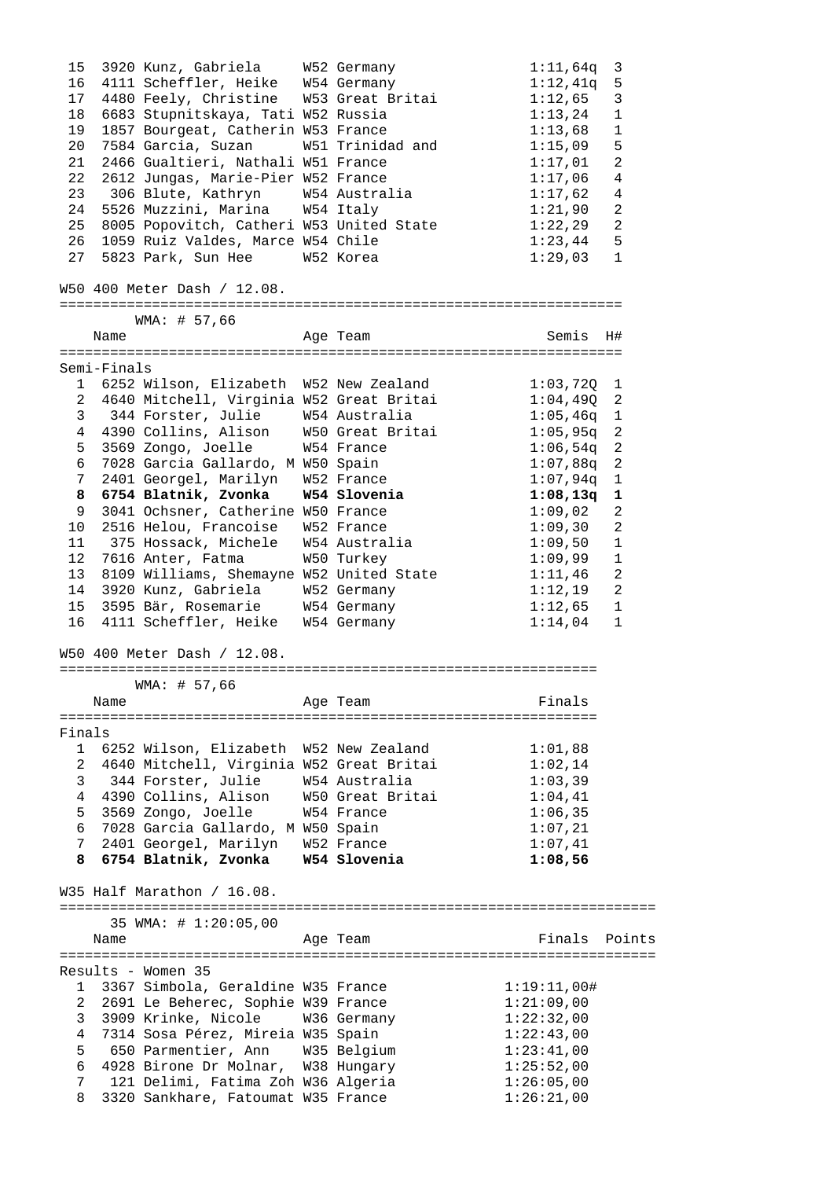| # | Bib | Name | Age | Team | Time | H# |
|---|---|---|---|---|---|---|
| 15 | 3920 | Kunz, Gabriela | W52 | Germany | 1:11,64q | 3 |
| 16 | 4111 | Scheffler, Heike | W54 | Germany | 1:12,41q | 5 |
| 17 | 4480 | Feely, Christine | W53 | Great Britai | 1:12,65 | 3 |
| 18 | 6683 | Stupnitskaya, Tati | W52 | Russia | 1:13,24 | 1 |
| 19 | 1857 | Bourgeat, Catherin | W53 | France | 1:13,68 | 1 |
| 20 | 7584 | Garcia, Suzan | W51 | Trinidad and | 1:15,09 | 5 |
| 21 | 2466 | Gualtieri, Nathali | W51 | France | 1:17,01 | 2 |
| 22 | 2612 | Jungas, Marie-Pier | W52 | France | 1:17,06 | 4 |
| 23 | 306 | Blute, Kathryn | W54 | Australia | 1:17,62 | 4 |
| 24 | 5526 | Muzzini, Marina | W54 | Italy | 1:21,90 | 2 |
| 25 | 8005 | Popovitch, Catheri | W53 | United State | 1:22,29 | 2 |
| 26 | 1059 | Ruiz Valdes, Marce | W54 | Chile | 1:23,44 | 5 |
| 27 | 5823 | Park, Sun Hee | W52 | Korea | 1:29,03 | 1 |

W50 400 Meter Dash / 12.08.

WMA: # 57,66

Semi-Finals

| # | Bib | Name | Age | Team | Semis | H# |
|---|---|---|---|---|---|---|
| 1 | 6252 | Wilson, Elizabeth | W52 | New Zealand | 1:03,72Q | 1 |
| 2 | 4640 | Mitchell, Virginia | W52 | Great Britai | 1:04,49Q | 2 |
| 3 | 344 | Forster, Julie | W54 | Australia | 1:05,46q | 1 |
| 4 | 4390 | Collins, Alison | W50 | Great Britai | 1:05,95q | 2 |
| 5 | 3569 | Zongo, Joelle | W54 | France | 1:06,54q | 2 |
| 6 | 7028 | Garcia Gallardo, M | W50 | Spain | 1:07,88q | 2 |
| 7 | 2401 | Georgel, Marilyn | W52 | France | 1:07,94q | 1 |
| **8** | **6754** | **Blatnik, Zvonka** | **W54** | **Slovenia** | **1:08,13q** | **1** |
| 9 | 3041 | Ochsner, Catherine | W50 | France | 1:09,02 | 2 |
| 10 | 2516 | Helou, Francoise | W52 | France | 1:09,30 | 2 |
| 11 | 375 | Hossack, Michele | W54 | Australia | 1:09,50 | 1 |
| 12 | 7616 | Anter, Fatma | W50 | Turkey | 1:09,99 | 1 |
| 13 | 8109 | Williams, Shemayne | W52 | United State | 1:11,46 | 2 |
| 14 | 3920 | Kunz, Gabriela | W52 | Germany | 1:12,19 | 2 |
| 15 | 3595 | Bär, Rosemarie | W54 | Germany | 1:12,65 | 1 |
| 16 | 4111 | Scheffler, Heike | W54 | Germany | 1:14,04 | 1 |

W50 400 Meter Dash / 12.08.

WMA: # 57,66

Finals

| # | Bib | Name | Age | Team | Finals |
|---|---|---|---|---|---|
| 1 | 6252 | Wilson, Elizabeth | W52 | New Zealand | 1:01,88 |
| 2 | 4640 | Mitchell, Virginia | W52 | Great Britai | 1:02,14 |
| 3 | 344 | Forster, Julie | W54 | Australia | 1:03,39 |
| 4 | 4390 | Collins, Alison | W50 | Great Britai | 1:04,41 |
| 5 | 3569 | Zongo, Joelle | W54 | France | 1:06,35 |
| 6 | 7028 | Garcia Gallardo, M | W50 | Spain | 1:07,21 |
| 7 | 2401 | Georgel, Marilyn | W52 | France | 1:07,41 |
| **8** | **6754** | **Blatnik, Zvonka** | **W54** | **Slovenia** | **1:08,56** |

W35 Half Marathon / 16.08.

35 WMA: # 1:20:05,00

Results - Women 35

| # | Bib | Name | Age | Team | Finals | Points |
|---|---|---|---|---|---|---|
| 1 | 3367 | Simbola, Geraldine | W35 | France | 1:19:11,00# | |
| 2 | 2691 | Le Beherec, Sophie | W39 | France | 1:21:09,00 | |
| 3 | 3909 | Krinke, Nicole | W36 | Germany | 1:22:32,00 | |
| 4 | 7314 | Sosa Pérez, Mireia | W35 | Spain | 1:22:43,00 | |
| 5 | 650 | Parmentier, Ann | W35 | Belgium | 1:23:41,00 | |
| 6 | 4928 | Birone Dr Molnar, | W38 | Hungary | 1:25:52,00 | |
| 7 | 121 | Delimi, Fatima Zoh | W36 | Algeria | 1:26:05,00 | |
| 8 | 3320 | Sankhare, Fatoumat | W35 | France | 1:26:21,00 | |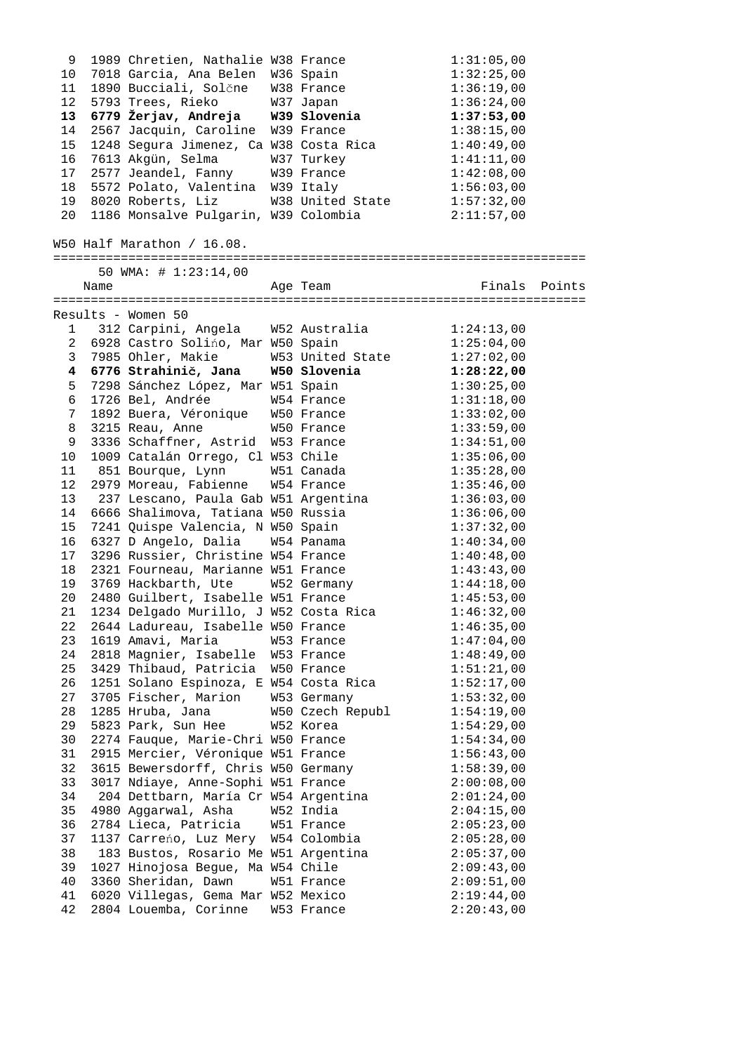| Place | Bib | Name | Age | Team | Finals |
|---|---|---|---|---|---|
| 9 | 1989 | Chretien, Nathalie | W38 | France | 1:31:05,00 |
| 10 | 7018 | Garcia, Ana Belen | W36 | Spain | 1:32:25,00 |
| 11 | 1890 | Bucciali, Solčne | W38 | France | 1:36:19,00 |
| 12 | 5793 | Trees, Rieko | W37 | Japan | 1:36:24,00 |
| **13** | **6779** | **Žerjav, Andreja** | **W39** | **Slovenia** | **1:37:53,00** |
| 14 | 2567 | Jacquin, Caroline | W39 | France | 1:38:15,00 |
| 15 | 1248 | Segura Jimenez, Ca | W38 | Costa Rica | 1:40:49,00 |
| 16 | 7613 | Akgün, Selma | W37 | Turkey | 1:41:11,00 |
| 17 | 2577 | Jeandel, Fanny | W39 | France | 1:42:08,00 |
| 18 | 5572 | Polato, Valentina | W39 | Italy | 1:56:03,00 |
| 19 | 8020 | Roberts, Liz | W38 | United State | 1:57:32,00 |
| 20 | 1186 | Monsalve Pulgarin, | W39 | Colombia | 2:11:57,00 |

W50 Half Marathon / 16.08.

50 WMA: # 1:23:14,00

Results - Women 50

| Place | Bib | Name | Age | Team | Finals | Points |
|---|---|---|---|---|---|---|
| 1 | 312 | Carpini, Angela | W52 | Australia | 1:24:13,00 | |
| 2 | 6928 | Castro Soliño, Mar | W50 | Spain | 1:25:04,00 | |
| 3 | 7985 | Ohler, Makie | W53 | United State | 1:27:02,00 | |
| **4** | **6776** | **Strahinič, Jana** | **W50** | **Slovenia** | **1:28:22,00** | |
| 5 | 7298 | Sánchez López, Mar | W51 | Spain | 1:30:25,00 | |
| 6 | 1726 | Bel, Andrée | W54 | France | 1:31:18,00 | |
| 7 | 1892 | Buera, Véronique | W50 | France | 1:33:02,00 | |
| 8 | 3215 | Reau, Anne | W50 | France | 1:33:59,00 | |
| 9 | 3336 | Schaffner, Astrid | W53 | France | 1:34:51,00 | |
| 10 | 1009 | Catalán Orrego, Cl | W53 | Chile | 1:35:06,00 | |
| 11 | 851 | Bourque, Lynn | W51 | Canada | 1:35:28,00 | |
| 12 | 2979 | Moreau, Fabienne | W54 | France | 1:35:46,00 | |
| 13 | 237 | Lescano, Paula Gab | W51 | Argentina | 1:36:03,00 | |
| 14 | 6666 | Shalimova, Tatiana | W50 | Russia | 1:36:06,00 | |
| 15 | 7241 | Quispe Valencia, N | W50 | Spain | 1:37:32,00 | |
| 16 | 6327 | D Angelo, Dalia | W54 | Panama | 1:40:34,00 | |
| 17 | 3296 | Russier, Christine | W54 | France | 1:40:48,00 | |
| 18 | 2321 | Fourneau, Marianne | W51 | France | 1:43:43,00 | |
| 19 | 3769 | Hackbarth, Ute | W52 | Germany | 1:44:18,00 | |
| 20 | 2480 | Guilbert, Isabelle | W51 | France | 1:45:53,00 | |
| 21 | 1234 | Delgado Murillo, J | W52 | Costa Rica | 1:46:32,00 | |
| 22 | 2644 | Ladureau, Isabelle | W50 | France | 1:46:35,00 | |
| 23 | 1619 | Amavi, Maria | W53 | France | 1:47:04,00 | |
| 24 | 2818 | Magnier, Isabelle | W53 | France | 1:48:49,00 | |
| 25 | 3429 | Thibaud, Patricia | W50 | France | 1:51:21,00 | |
| 26 | 1251 | Solano Espinoza, E | W54 | Costa Rica | 1:52:17,00 | |
| 27 | 3705 | Fischer, Marion | W53 | Germany | 1:53:32,00 | |
| 28 | 1285 | Hruba, Jana | W50 | Czech Republ | 1:54:19,00 | |
| 29 | 5823 | Park, Sun Hee | W52 | Korea | 1:54:29,00 | |
| 30 | 2274 | Fauque, Marie-Chri | W50 | France | 1:54:34,00 | |
| 31 | 2915 | Mercier, Véronique | W51 | France | 1:56:43,00 | |
| 32 | 3615 | Bewersdorff, Chris | W50 | Germany | 1:58:39,00 | |
| 33 | 3017 | Ndiaye, Anne-Sophi | W51 | France | 2:00:08,00 | |
| 34 | 204 | Dettbarn, María Cr | W54 | Argentina | 2:01:24,00 | |
| 35 | 4980 | Aggarwal, Asha | W52 | India | 2:04:15,00 | |
| 36 | 2784 | Lieca, Patricia | W51 | France | 2:05:23,00 | |
| 37 | 1137 | Carreńo, Luz Mery | W54 | Colombia | 2:05:28,00 | |
| 38 | 183 | Bustos, Rosario Me | W51 | Argentina | 2:05:37,00 | |
| 39 | 1027 | Hinojosa Begue, Ma | W54 | Chile | 2:09:43,00 | |
| 40 | 3360 | Sheridan, Dawn | W51 | France | 2:09:51,00 | |
| 41 | 6020 | Villegas, Gema Mar | W52 | Mexico | 2:19:44,00 | |
| 42 | 2804 | Louemba, Corinne | W53 | France | 2:20:43,00 | |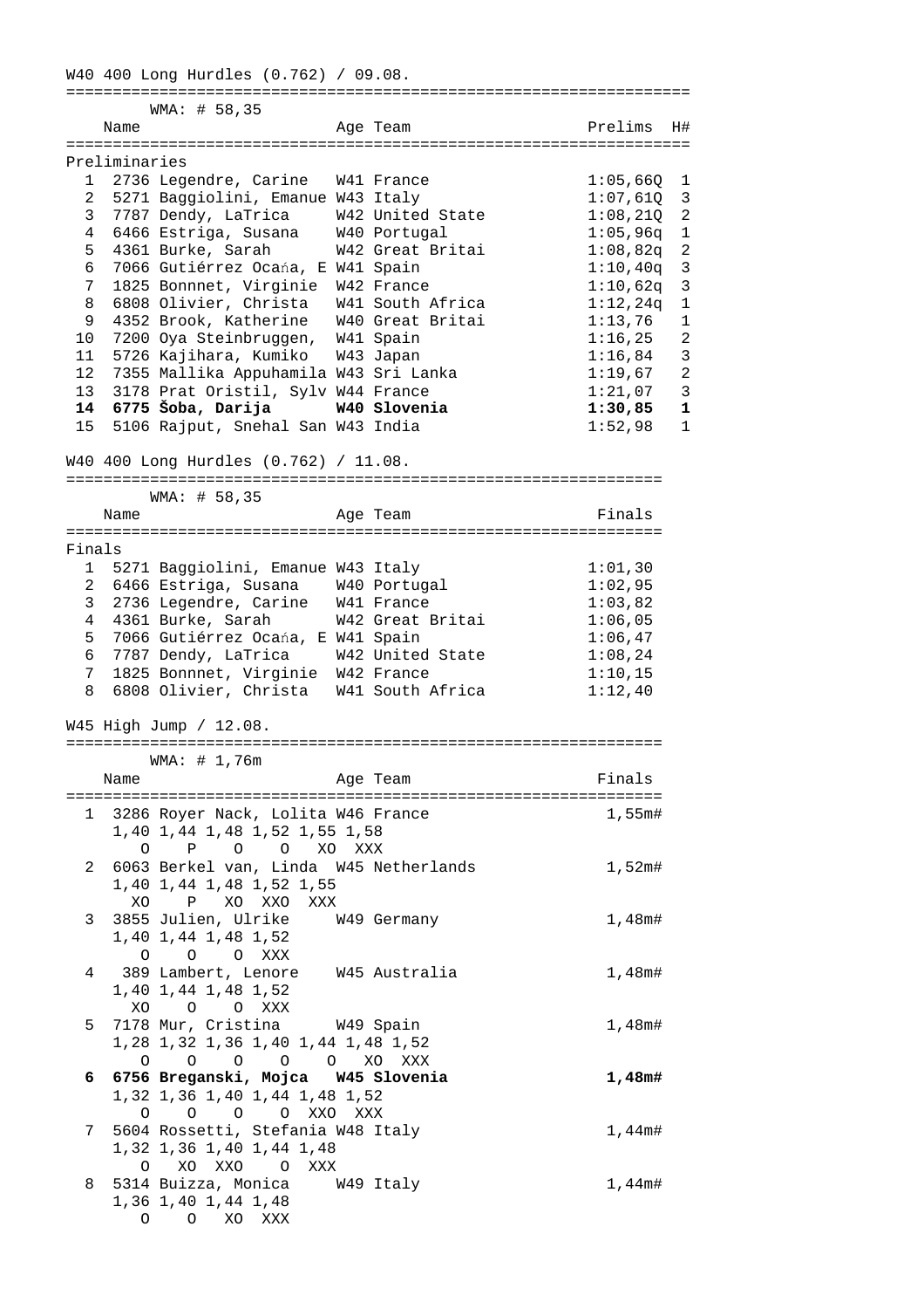W40 400 Long Hurdles (0.762) / 09.08.

WMA: # 58,35

**Preliminaries**

| | Name | Age | Team | Prelims | H# |
|---|---|---|---|---|---|
| 1 | 2736 Legendre, Carine | W41 | France | 1:05,66Q | 1 |
| 2 | 5271 Baggiolini, Emanue | W43 | Italy | 1:07,61Q | 3 |
| 3 | 7787 Dendy, LaTrica | W42 | United State | 1:08,21Q | 2 |
| 4 | 6466 Estriga, Susana | W40 | Portugal | 1:05,96q | 1 |
| 5 | 4361 Burke, Sarah | W42 | Great Britai | 1:08,82q | 2 |
| 6 | 7066 Gutiérrez Ocańa, E | W41 | Spain | 1:10,40q | 3 |
| 7 | 1825 Bonnnet, Virginie | W42 | France | 1:10,62q | 3 |
| 8 | 6808 Olivier, Christa | W41 | South Africa | 1:12,24q | 1 |
| 9 | 4352 Brook, Katherine | W40 | Great Britai | 1:13,76 | 1 |
| 10 | 7200 Oya Steinbruggen, | W41 | Spain | 1:16,25 | 2 |
| 11 | 5726 Kajihara, Kumiko | W43 | Japan | 1:16,84 | 3 |
| 12 | 7355 Mallika Appuhamila | W43 | Sri Lanka | 1:19,67 | 2 |
| 13 | 3178 Prat Oristil, Sylv | W44 | France | 1:21,07 | 3 |
| **14** | **6775 Šoba, Darija** | **W40** | **Slovenia** | **1:30,85** | **1** |
| 15 | 5106 Rajput, Snehal San | W43 | India | 1:52,98 | 1 |

W40 400 Long Hurdles (0.762) / 11.08.

WMA: # 58,35

**Finals**

| | Name | Age | Team | Finals |
|---|---|---|---|---|
| 1 | 5271 Baggiolini, Emanue | W43 | Italy | 1:01,30 |
| 2 | 6466 Estriga, Susana | W40 | Portugal | 1:02,95 |
| 3 | 2736 Legendre, Carine | W41 | France | 1:03,82 |
| 4 | 4361 Burke, Sarah | W42 | Great Britai | 1:06,05 |
| 5 | 7066 Gutiérrez Ocańa, E | W41 | Spain | 1:06,47 |
| 6 | 7787 Dendy, LaTrica | W42 | United State | 1:08,24 |
| 7 | 1825 Bonnnet, Virginie | W42 | France | 1:10,15 |
| 8 | 6808 Olivier, Christa | W41 | South Africa | 1:12,40 |

W45 High Jump / 12.08.

WMA: # 1,76m

| | Name | Age | Team | Finals |
|---|---|---|---|---|
| 1 | 3286 Royer Nack, Lolita | W46 | France | 1,55m# |
| | 1,40 1,44 1,48 1,52 1,55 1,58 — O P O O XO XXX | | | |
| 2 | 6063 Berkel van, Linda | W45 | Netherlands | 1,52m# |
| | 1,40 1,44 1,48 1,52 1,55 — XO P XO XXO XXX | | | |
| 3 | 3855 Julien, Ulrike | W49 | Germany | 1,48m# |
| | 1,40 1,44 1,48 1,52 — O O O XXX | | | |
| 4 | 389 Lambert, Lenore | W45 | Australia | 1,48m# |
| | 1,40 1,44 1,48 1,52 — XO O O XXX | | | |
| 5 | 7178 Mur, Cristina | W49 | Spain | 1,48m# |
| | 1,28 1,32 1,36 1,40 1,44 1,48 1,52 — O O O O O XO XXX | | | |
| **6** | **6756 Breganski, Mojca** | **W45** | **Slovenia** | **1,48m#** |
| | 1,32 1,36 1,40 1,44 1,48 1,52 — O O O O XXO XXX | | | |
| 7 | 5604 Rossetti, Stefania | W48 | Italy | 1,44m# |
| | 1,32 1,36 1,40 1,44 1,48 — O XO XXO O XXX | | | |
| 8 | 5314 Buizza, Monica | W49 | Italy | 1,44m# |
| | 1,36 1,40 1,44 1,48 — O O XO XXX | | | |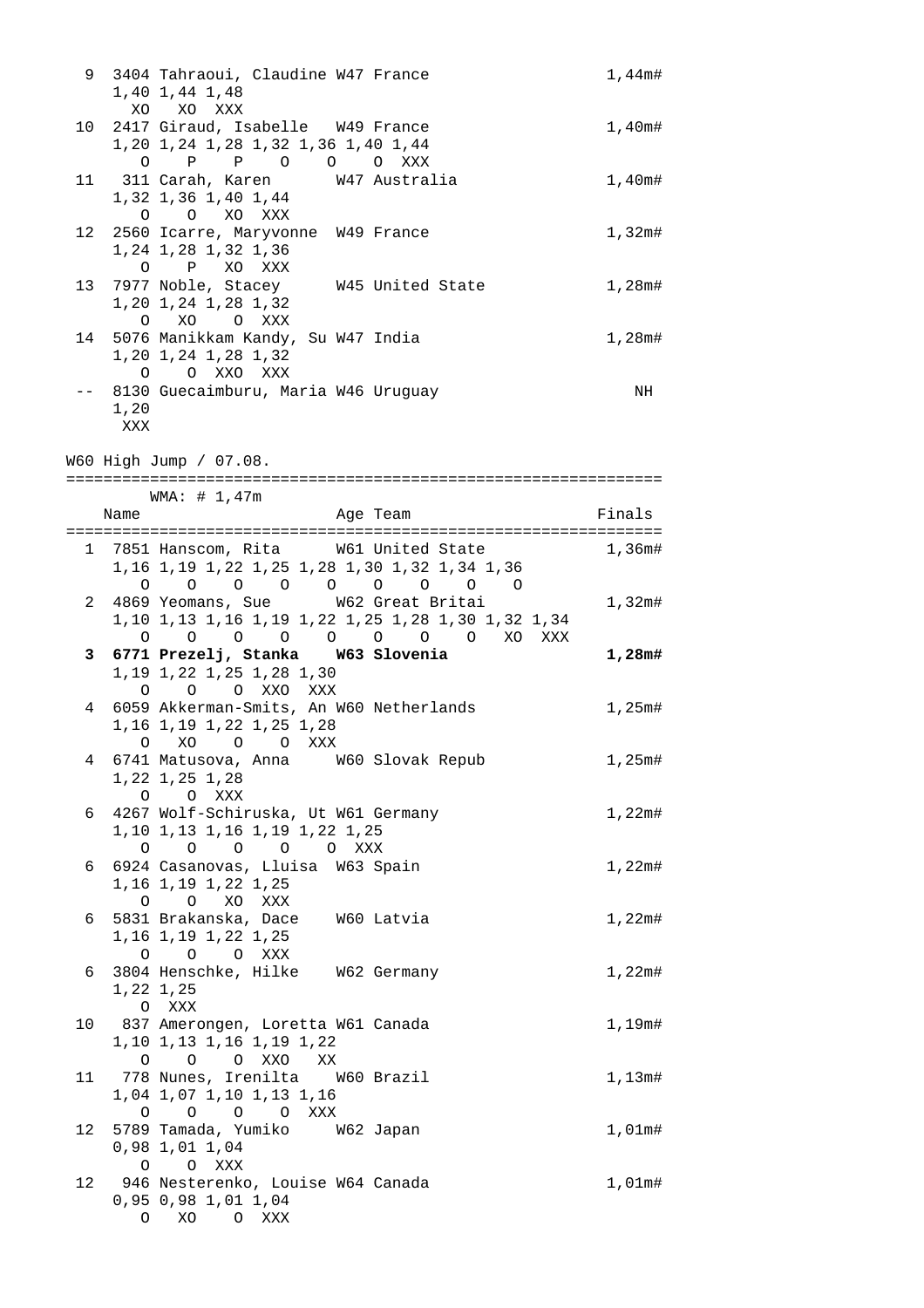```
  9  3404 Tahraoui, Claudine W47 France                       1,44m#
     1,40 1,44 1,48
       XO   XO  XXX
 10  2417 Giraud, Isabelle   W49 France                       1,40m#
     1,20 1,24 1,28 1,32 1,36 1,40 1,44
       O    P    P    O    O    O  XXX
 11   311 Carah, Karen       W47 Australia                    1,40m#
     1,32 1,36 1,40 1,44
       O    O   XO  XXX
 12  2560 Icarre, Maryvonne  W49 France                       1,32m#
     1,24 1,28 1,32 1,36
       O    P   XO  XXX
 13  7977 Noble, Stacey      W45 United State                 1,28m#
     1,20 1,24 1,28 1,32
       O   XO    O  XXX
 14  5076 Manikkam Kandy, Su W47 India                        1,28m#
     1,20 1,24 1,28 1,32
       O    O  XXO  XXX
 --  8130 Guecaimburu, Maria W46 Uruguay                        NH
     1,20
      XXX
```

W60 High Jump / 07.08.

```
=================================================================
        WMA: # 1,47m
    Name                    Age Team                    Finals
=================================================================
  1  7851 Hanscom, Rita      W61 United State                 1,36m#
     1,16 1,19 1,22 1,25 1,28 1,30 1,32 1,34 1,36
       O    O    O    O    O    O    O    O    O
  2  4869 Yeomans, Sue       W62 Great Britai                 1,32m#
     1,10 1,13 1,16 1,19 1,22 1,25 1,28 1,30 1,32 1,34
       O    O    O    O    O    O    O    O   XO  XXX
```
**3 6771 Prezelj, Stanka W63 Slovenia 1,28m#**
```
     1,19 1,22 1,25 1,28 1,30
       O    O    O  XXO  XXX
  4  6059 Akkerman-Smits, An W60 Netherlands                  1,25m#
     1,16 1,19 1,22 1,25 1,28
       O   XO    O    O  XXX
  4  6741 Matusova, Anna     W60 Slovak Repub                 1,25m#
     1,22 1,25 1,28
       O    O  XXX
  6  4267 Wolf-Schiruska, Ut W61 Germany                      1,22m#
     1,10 1,13 1,16 1,19 1,22 1,25
       O    O    O    O    O  XXX
  6  6924 Casanovas, Lluisa  W63 Spain                        1,22m#
     1,16 1,19 1,22 1,25
       O    O   XO  XXX
  6  5831 Brakanska, Dace    W60 Latvia                       1,22m#
     1,16 1,19 1,22 1,25
       O    O    O  XXX
  6  3804 Henschke, Hilke    W62 Germany                      1,22m#
     1,22 1,25
       O  XXX
 10   837 Amerongen, Loretta W61 Canada                       1,19m#
     1,10 1,13 1,16 1,19 1,22
       O    O    O  XXO   XX
 11   778 Nunes, Irenilta    W60 Brazil                       1,13m#
     1,04 1,07 1,10 1,13 1,16
       O    O    O    O  XXX
 12  5789 Tamada, Yumiko     W62 Japan                        1,01m#
     0,98 1,01 1,04
       O    O  XXX
 12   946 Nesterenko, Louise W64 Canada                       1,01m#
     0,95 0,98 1,01 1,04
       O   XO    O  XXX
```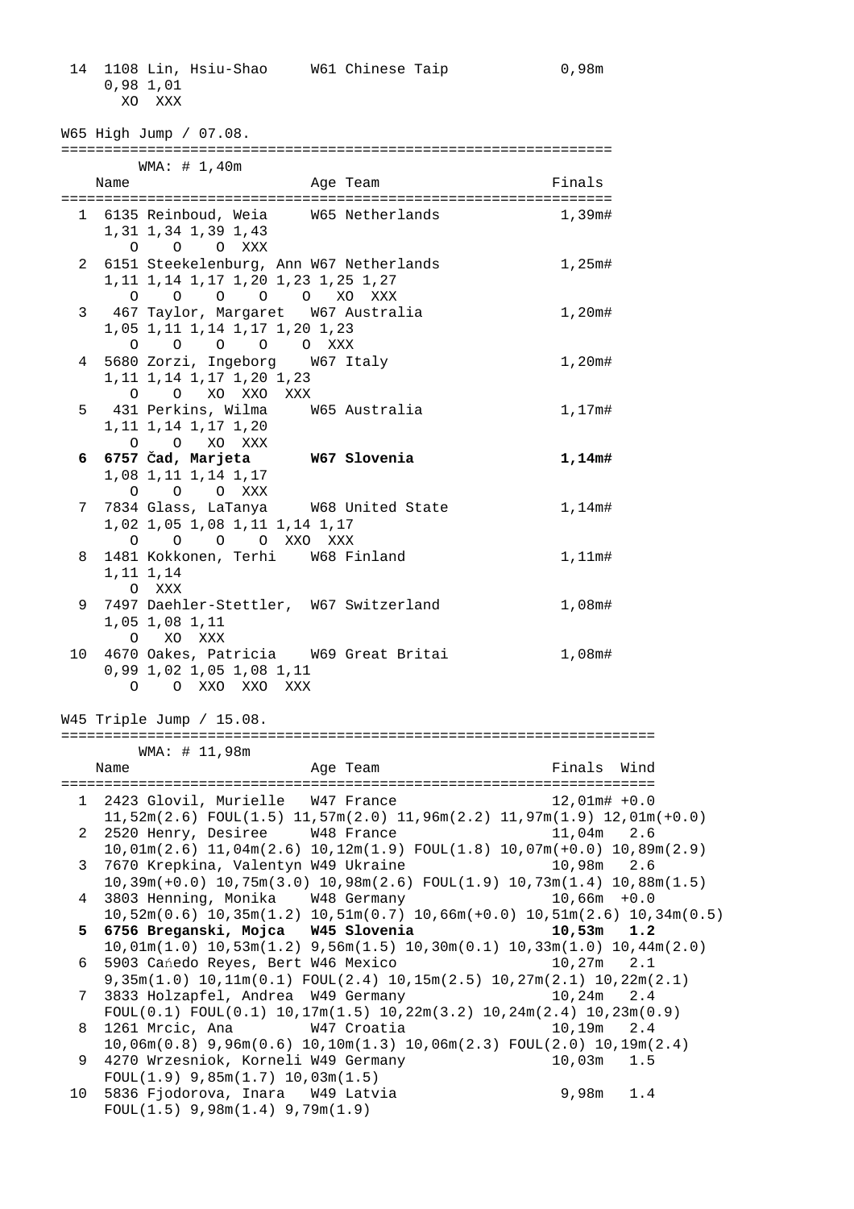```
 14  1108 Lin, Hsiu-Shao     W61 Chinese Taip            0,98m
     0,98 1,01
       XO  XXX
```

W65 High Jump / 07.08.

```
=================================================================
         WMA: # 1,40m
    Name                     Age Team                   Finals
=================================================================
  1  6135 Reinboud, Weia     W65 Netherlands             1,39m#
     1,31 1,34 1,39 1,43
        O    O    O  XXX
  2  6151 Steekelenburg, Ann W67 Netherlands             1,25m#
     1,11 1,14 1,17 1,20 1,23 1,25 1,27
        O    O    O    O    O   XO  XXX
  3   467 Taylor, Margaret   W67 Australia               1,20m#
     1,05 1,11 1,14 1,17 1,20 1,23
        O    O    O    O    O  XXX
  4  5680 Zorzi, Ingeborg    W67 Italy                   1,20m#
     1,11 1,14 1,17 1,20 1,23
        O    O   XO  XXO  XXX
  5   431 Perkins, Wilma     W65 Australia               1,17m#
     1,11 1,14 1,17 1,20
        O    O   XO  XXX
```
**6  6757 Čad, Marjeta       W67 Slovenia                1,14m#**
```
     1,08 1,11 1,14 1,17
        O    O    O  XXX
  7  7834 Glass, LaTanya     W68 United State            1,14m#
     1,02 1,05 1,08 1,11 1,14 1,17
        O    O    O    O  XXO  XXX
  8  1481 Kokkonen, Terhi    W68 Finland                 1,11m#
     1,11 1,14
        O  XXX
  9  7497 Daehler-Stettler,  W67 Switzerland             1,08m#
     1,05 1,08 1,11
        O   XO  XXX
 10  4670 Oakes, Patricia    W69 Great Britai            1,08m#
     0,99 1,02 1,05 1,08 1,11
        O    O  XXO  XXO  XXX
```

W45 Triple Jump / 15.08.

```
======================================================================
         WMA: # 11,98m
    Name                     Age Team                   Finals  Wind
======================================================================
  1  2423 Glovil, Murielle   W47 France                12,01m# +0.0
     11,52m(2.6) FOUL(1.5) 11,57m(2.0) 11,96m(2.2) 11,97m(1.9) 12,01m(+0.0)
  2  2520 Henry, Desiree     W48 France                11,04m   2.6
     10,01m(2.6) 11,04m(2.6) 10,12m(1.9) FOUL(1.8) 10,07m(+0.0) 10,89m(2.9)
  3  7670 Krepkina, Valentyn W49 Ukraine               10,98m   2.6
     10,39m(+0.0) 10,75m(3.0) 10,98m(2.6) FOUL(1.9) 10,73m(1.4) 10,88m(1.5)
  4  3803 Henning, Monika    W48 Germany               10,66m  +0.0
     10,52m(0.6) 10,35m(1.2) 10,51m(0.7) 10,66m(+0.0) 10,51m(2.6) 10,34m(0.5)
```
**5  6756 Breganski, Mojca   W45 Slovenia              10,53m   1.2**
```
     10,01m(1.0) 10,53m(1.2) 9,56m(1.5) 10,30m(0.1) 10,33m(1.0) 10,44m(2.0)
  6  5903 Cańedo Reyes, Bert W46 Mexico                10,27m   2.1
     9,35m(1.0) 10,11m(0.1) FOUL(2.4) 10,15m(2.5) 10,27m(2.1) 10,22m(2.1)
  7  3833 Holzapfel, Andrea  W49 Germany               10,24m   2.4
     FOUL(0.1) FOUL(0.1) 10,17m(1.5) 10,22m(3.2) 10,24m(2.4) 10,23m(0.9)
  8  1261 Mrcic, Ana         W47 Croatia               10,19m   2.4
     10,06m(0.8) 9,96m(0.6) 10,10m(1.3) 10,06m(2.3) FOUL(2.0) 10,19m(2.4)
  9  4270 Wrzesniok, Korneli W49 Germany               10,03m   1.5
     FOUL(1.9) 9,85m(1.7) 10,03m(1.5)
 10  5836 Fjodorova, Inara   W49 Latvia                 9,98m   1.4
     FOUL(1.5) 9,98m(1.4) 9,79m(1.9)
```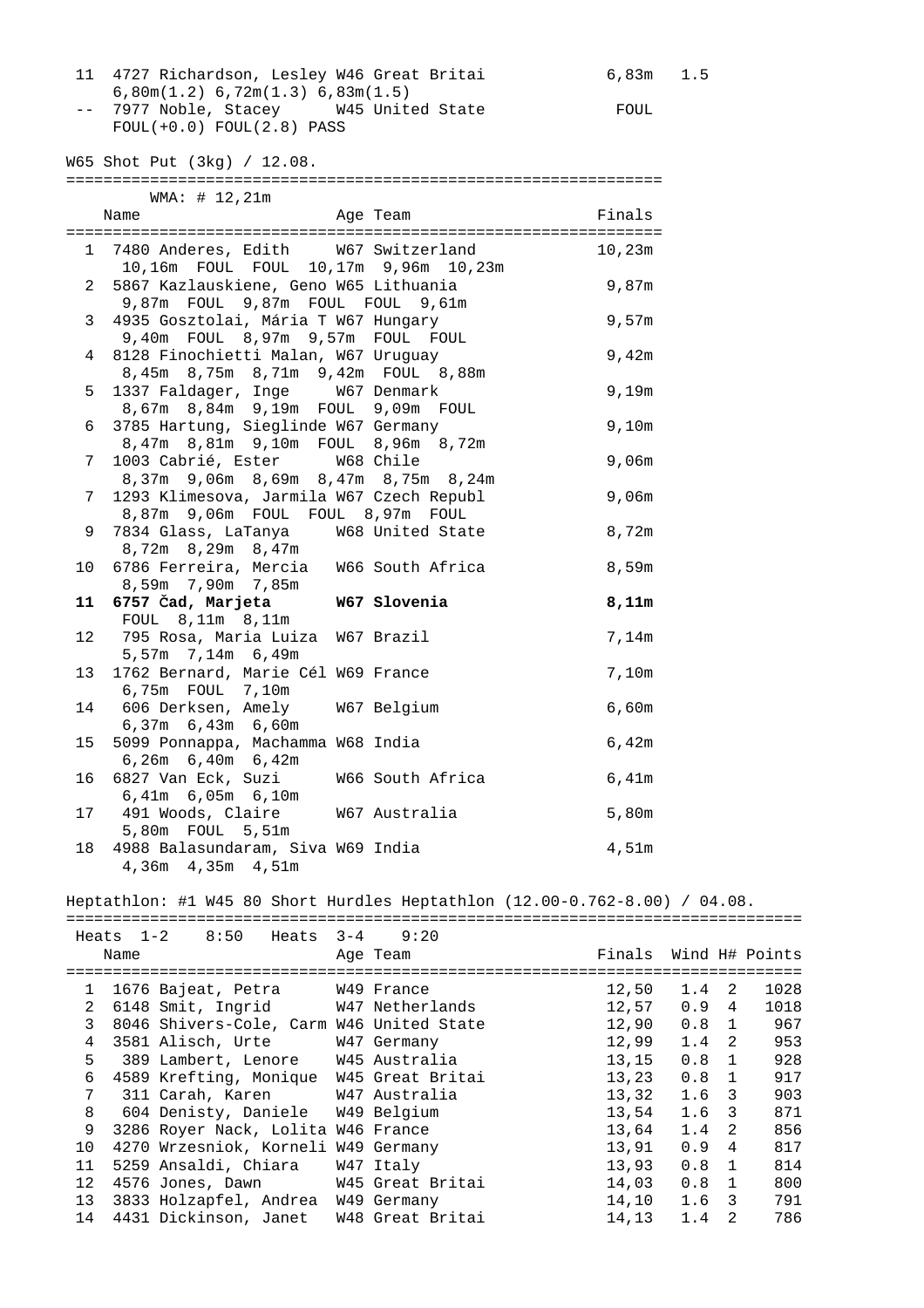| Place | No. | Name | Age | Team | Finals | Wind |
|---|---|---|---|---|---|---|
| 11 | 4727 | Richardson, Lesley | W46 | Great Britai | 6,83m | 1.5 |
| | | 6,80m(1.2) 6,72m(1.3) 6,83m(1.5) | | | | |
| -- | 7977 | Noble, Stacey | W45 | United State | FOUL | |
| | | FOUL(+0.0) FOUL(2.8) PASS | | | | |

## W65 Shot Put (3kg) / 12.08.

WMA: # 12,21m

| Place | No. | Name | Age | Team | Finals |
|---|---|---|---|---|---|
| 1 | 7480 | Anderes, Edith | W67 | Switzerland | 10,23m |
| | | 10,16m FOUL FOUL 10,17m 9,96m 10,23m | | | |
| 2 | 5867 | Kazlauskiene, Geno | W65 | Lithuania | 9,87m |
| | | 9,87m FOUL 9,87m FOUL FOUL 9,61m | | | |
| 3 | 4935 | Gosztolai, Mária T | W67 | Hungary | 9,57m |
| | | 9,40m FOUL 8,97m 9,57m FOUL FOUL | | | |
| 4 | 8128 | Finochietti Malan, | W67 | Uruguay | 9,42m |
| | | 8,45m 8,75m 8,71m 9,42m FOUL 8,88m | | | |
| 5 | 1337 | Faldager, Inge | W67 | Denmark | 9,19m |
| | | 8,67m 8,84m 9,19m FOUL 9,09m FOUL | | | |
| 6 | 3785 | Hartung, Sieglinde | W67 | Germany | 9,10m |
| | | 8,47m 8,81m 9,10m FOUL 8,96m 8,72m | | | |
| 7 | 1003 | Cabrié, Ester | W68 | Chile | 9,06m |
| | | 8,37m 9,06m 8,69m 8,47m 8,75m 8,24m | | | |
| 7 | 1293 | Klimesova, Jarmila | W67 | Czech Republ | 9,06m |
| | | 8,87m 9,06m FOUL FOUL 8,97m FOUL | | | |
| 9 | 7834 | Glass, LaTanya | W68 | United State | 8,72m |
| | | 8,72m 8,29m 8,47m | | | |
| 10 | 6786 | Ferreira, Mercia | W66 | South Africa | 8,59m |
| | | 8,59m 7,90m 7,85m | | | |
| **11** | **6757** | **Čad, Marjeta** | **W67** | **Slovenia** | **8,11m** |
| | | FOUL 8,11m 8,11m | | | |
| 12 | 795 | Rosa, Maria Luiza | W67 | Brazil | 7,14m |
| | | 5,57m 7,14m 6,49m | | | |
| 13 | 1762 | Bernard, Marie Cél | W69 | France | 7,10m |
| | | 6,75m FOUL 7,10m | | | |
| 14 | 606 | Derksen, Amely | W67 | Belgium | 6,60m |
| | | 6,37m 6,43m 6,60m | | | |
| 15 | 5099 | Ponnappa, Machamma | W68 | India | 6,42m |
| | | 6,26m 6,40m 6,42m | | | |
| 16 | 6827 | Van Eck, Suzi | W66 | South Africa | 6,41m |
| | | 6,41m 6,05m 6,10m | | | |
| 17 | 491 | Woods, Claire | W67 | Australia | 5,80m |
| | | 5,80m FOUL 5,51m | | | |
| 18 | 4988 | Balasundaram, Siva | W69 | India | 4,51m |
| | | 4,36m 4,35m 4,51m | | | |

## Heptathlon: #1 W45 80 Short Hurdles Heptathlon (12.00-0.762-8.00) / 04.08.

Heats 1-2 8:50 Heats 3-4 9:20

| Place | No. | Name | Age | Team | Finals | Wind | H# | Points |
|---|---|---|---|---|---|---|---|---|
| 1 | 1676 | Bajeat, Petra | W49 | France | 12,50 | 1.4 | 2 | 1028 |
| 2 | 6148 | Smit, Ingrid | W47 | Netherlands | 12,57 | 0.9 | 4 | 1018 |
| 3 | 8046 | Shivers-Cole, Carm | W46 | United State | 12,90 | 0.8 | 1 | 967 |
| 4 | 3581 | Alisch, Urte | W47 | Germany | 12,99 | 1.4 | 2 | 953 |
| 5 | 389 | Lambert, Lenore | W45 | Australia | 13,15 | 0.8 | 1 | 928 |
| 6 | 4589 | Krefting, Monique | W45 | Great Britai | 13,23 | 0.8 | 1 | 917 |
| 7 | 311 | Carah, Karen | W47 | Australia | 13,32 | 1.6 | 3 | 903 |
| 8 | 604 | Denisty, Daniele | W49 | Belgium | 13,54 | 1.6 | 3 | 871 |
| 9 | 3286 | Royer Nack, Lolita | W46 | France | 13,64 | 1.4 | 2 | 856 |
| 10 | 4270 | Wrzesniok, Korneli | W49 | Germany | 13,91 | 0.9 | 4 | 817 |
| 11 | 5259 | Ansaldi, Chiara | W47 | Italy | 13,93 | 0.8 | 1 | 814 |
| 12 | 4576 | Jones, Dawn | W45 | Great Britai | 14,03 | 0.8 | 1 | 800 |
| 13 | 3833 | Holzapfel, Andrea | W49 | Germany | 14,10 | 1.6 | 3 | 791 |
| 14 | 4431 | Dickinson, Janet | W48 | Great Britai | 14,13 | 1.4 | 2 | 786 |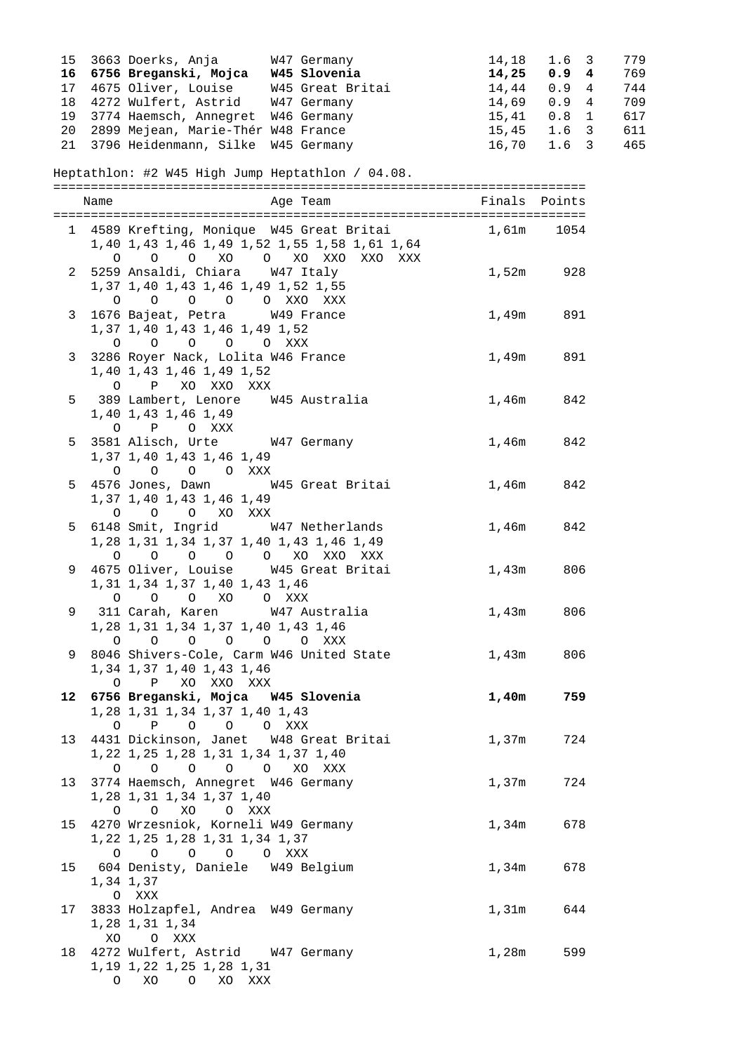```
15  3663 Doerks, Anja       W47 Germany                  14,18  1.6  3    779
16  6756 Breganski, Mojca   W45 Slovenia                 14,25  0.9  4    769
17  4675 Oliver, Louise     W45 Great Britai             14,44  0.9  4    744
18  4272 Wulfert, Astrid    W47 Germany                  14,69  0.9  4    709
19  3774 Haemsch, Annegret  W46 Germany                  15,41  0.8  1    617
20  2899 Mejean, Marie-Thér W48 France                   15,45  1.6  3    611
21  3796 Heidenmann, Silke  W45 Germany                  16,70  1.6  3    465
```

Heptathlon: #2 W45 High Jump Heptathlon / 04.08.

```
========================================================================
    Name                    Age Team                     Finals  Points
========================================================================
  1 4589 Krefting, Monique  W45 Great Britai              1,61m    1054
    1,40 1,43 1,46 1,49 1,52 1,55 1,58 1,61 1,64
       O    O    O   XO    O   XO  XXO  XXO  XXX
  2 5259 Ansaldi, Chiara    W47 Italy                     1,52m     928
    1,37 1,40 1,43 1,46 1,49 1,52 1,55
       O    O    O    O    O  XXO  XXX
  3 1676 Bajeat, Petra      W49 France                    1,49m     891
    1,37 1,40 1,43 1,46 1,49 1,52
       O    O    O    O    O  XXX
  3 3286 Royer Nack, Lolita W46 France                    1,49m     891
    1,40 1,43 1,46 1,49 1,52
       O    P   XO  XXO  XXX
  5  389 Lambert, Lenore    W45 Australia                 1,46m     842
    1,40 1,43 1,46 1,49
       O    P    O  XXX
  5 3581 Alisch, Urte       W47 Germany                   1,46m     842
    1,37 1,40 1,43 1,46 1,49
       O    O    O    O  XXX
  5 4576 Jones, Dawn        W45 Great Britai              1,46m     842
    1,37 1,40 1,43 1,46 1,49
       O    O    O   XO  XXX
  5 6148 Smit, Ingrid       W47 Netherlands               1,46m     842
    1,28 1,31 1,34 1,37 1,40 1,43 1,46 1,49
       O    O    O    O    O   XO  XXO  XXX
  9 4675 Oliver, Louise     W45 Great Britai              1,43m     806
    1,31 1,34 1,37 1,40 1,43 1,46
       O    O    O   XO    O  XXX
  9  311 Carah, Karen       W47 Australia                 1,43m     806
    1,28 1,31 1,34 1,37 1,40 1,43 1,46
       O    O    O    O    O    O  XXX
  9 8046 Shivers-Cole, Carm W46 United State              1,43m     806
    1,34 1,37 1,40 1,43 1,46
       O    P   XO  XXO  XXX
 12 6756 Breganski, Mojca   W45 Slovenia                  1,40m     759
    1,28 1,31 1,34 1,37 1,40 1,43
       O    P    O    O    O  XXX
 13 4431 Dickinson, Janet   W48 Great Britai              1,37m     724
    1,22 1,25 1,28 1,31 1,34 1,37 1,40
       O    O    O    O    O   XO  XXX
 13 3774 Haemsch, Annegret  W46 Germany                   1,37m     724
    1,28 1,31 1,34 1,37 1,40
       O    O   XO    O  XXX
 15 4270 Wrzesniok, Korneli W49 Germany                   1,34m     678
    1,22 1,25 1,28 1,31 1,34 1,37
       O    O    O    O    O  XXX
 15  604 Denisty, Daniele   W49 Belgium                   1,34m     678
    1,34 1,37
       O  XXX
 17 3833 Holzapfel, Andrea  W49 Germany                   1,31m     644
    1,28 1,31 1,34
      XO    O  XXX
 18 4272 Wulfert, Astrid    W47 Germany                   1,28m     599
    1,19 1,22 1,25 1,28 1,31
       O   XO    O   XO  XXX
```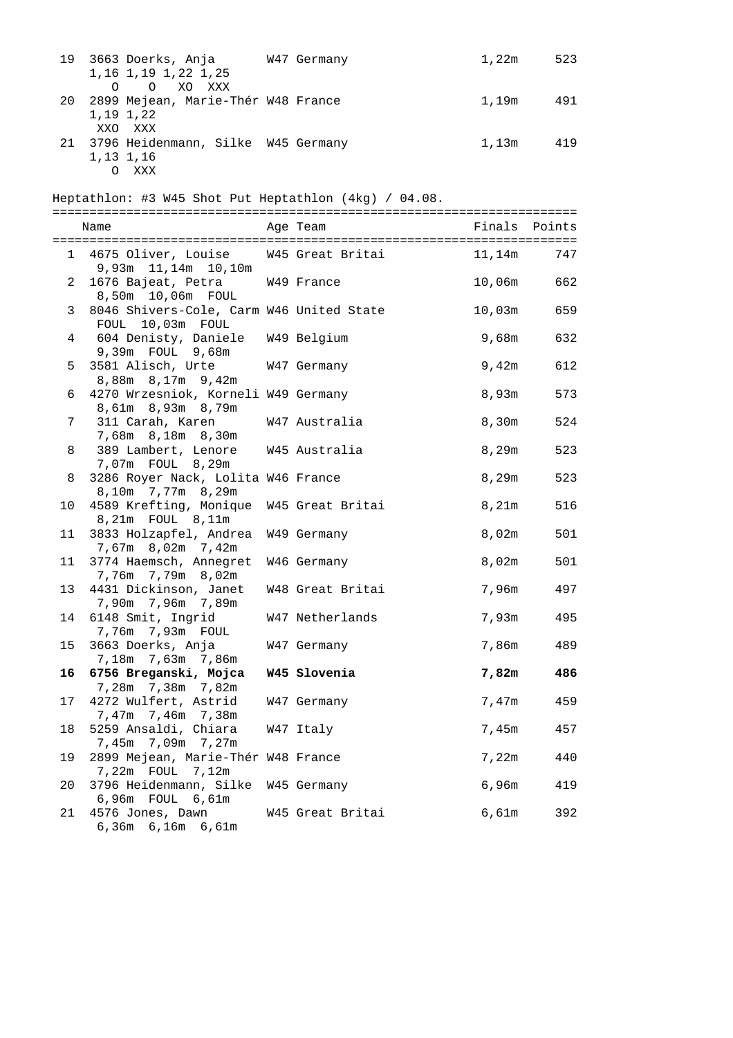| | | Age Team | Finals | Points |
|---|---|---|---|---|
| 19 | 3663 Doerks, Anja<br>1,16 1,19 1,22 1,25<br>O O XO XXX | W47 Germany | 1,22m | 523 |
| 20 | 2899 Mejean, Marie-Thér<br>1,19 1,22<br>XXO XXX | W48 France | 1,19m | 491 |
| 21 | 3796 Heidenmann, Silke<br>1,13 1,16<br>O XXX | W45 Germany | 1,13m | 419 |

Heptathlon: #3 W45 Shot Put Heptathlon (4kg) / 04.08.

| | Name | Age Team | Finals | Points |
|---|---|---|---|---|
| 1 | 4675 Oliver, Louise<br>9,93m 11,14m 10,10m | W45 Great Britai | 11,14m | 747 |
| 2 | 1676 Bajeat, Petra<br>8,50m 10,06m FOUL | W49 France | 10,06m | 662 |
| 3 | 8046 Shivers-Cole, Carm<br>FOUL 10,03m FOUL | W46 United State | 10,03m | 659 |
| 4 | 604 Denisty, Daniele<br>9,39m FOUL 9,68m | W49 Belgium | 9,68m | 632 |
| 5 | 3581 Alisch, Urte<br>8,88m 8,17m 9,42m | W47 Germany | 9,42m | 612 |
| 6 | 4270 Wrzesniok, Korneli<br>8,61m 8,93m 8,79m | W49 Germany | 8,93m | 573 |
| 7 | 311 Carah, Karen<br>7,68m 8,18m 8,30m | W47 Australia | 8,30m | 524 |
| 8 | 389 Lambert, Lenore<br>7,07m FOUL 8,29m | W45 Australia | 8,29m | 523 |
| 8 | 3286 Royer Nack, Lolita<br>8,10m 7,77m 8,29m | W46 France | 8,29m | 523 |
| 10 | 4589 Krefting, Monique<br>8,21m FOUL 8,11m | W45 Great Britai | 8,21m | 516 |
| 11 | 3833 Holzapfel, Andrea<br>7,67m 8,02m 7,42m | W49 Germany | 8,02m | 501 |
| 11 | 3774 Haemsch, Annegret<br>7,76m 7,79m 8,02m | W46 Germany | 8,02m | 501 |
| 13 | 4431 Dickinson, Janet<br>7,90m 7,96m 7,89m | W48 Great Britai | 7,96m | 497 |
| 14 | 6148 Smit, Ingrid<br>7,76m 7,93m FOUL | W47 Netherlands | 7,93m | 495 |
| 15 | 3663 Doerks, Anja<br>7,18m 7,63m 7,86m | W47 Germany | 7,86m | 489 |
| **16** | **6756 Breganski, Mojca**<br>7,28m 7,38m 7,82m | **W45 Slovenia** | **7,82m** | **486** |
| 17 | 4272 Wulfert, Astrid<br>7,47m 7,46m 7,38m | W47 Germany | 7,47m | 459 |
| 18 | 5259 Ansaldi, Chiara<br>7,45m 7,09m 7,27m | W47 Italy | 7,45m | 457 |
| 19 | 2899 Mejean, Marie-Thér<br>7,22m FOUL 7,12m | W48 France | 7,22m | 440 |
| 20 | 3796 Heidenmann, Silke<br>6,96m FOUL 6,61m | W45 Germany | 6,96m | 419 |
| 21 | 4576 Jones, Dawn<br>6,36m 6,16m 6,61m | W45 Great Britai | 6,61m | 392 |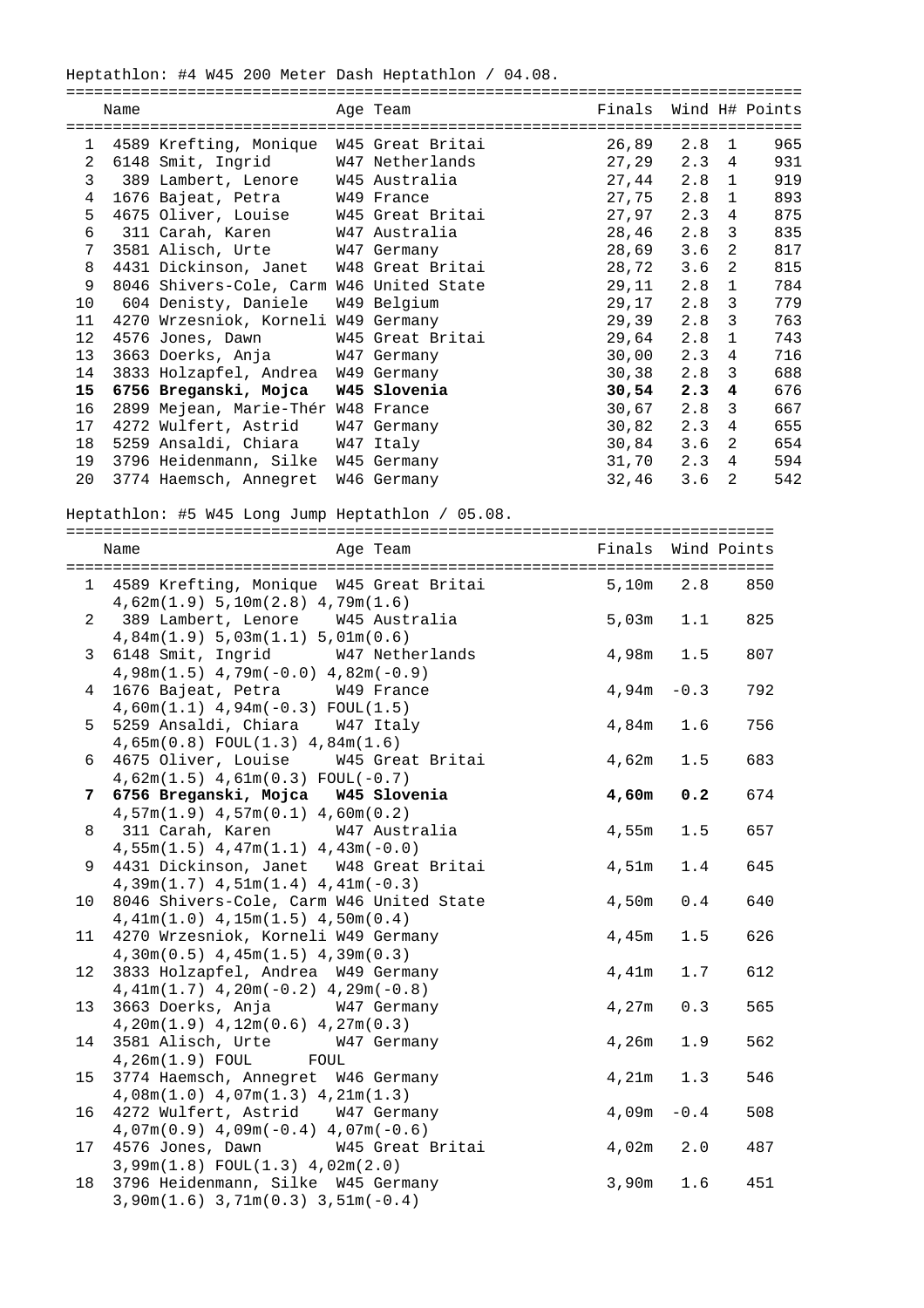## Heptathlon: #4 W45 200 Meter Dash Heptathlon / 04.08.

| | Name | Age | Team | Finals | Wind | H# | Points |
|---|---|---|---|---|---|---|---|
| 1 | 4589 Krefting, Monique | W45 | Great Britai | 26,89 | 2.8 | 1 | 965 |
| 2 | 6148 Smit, Ingrid | W47 | Netherlands | 27,29 | 2.3 | 4 | 931 |
| 3 | 389 Lambert, Lenore | W45 | Australia | 27,44 | 2.8 | 1 | 919 |
| 4 | 1676 Bajeat, Petra | W49 | France | 27,75 | 2.8 | 1 | 893 |
| 5 | 4675 Oliver, Louise | W45 | Great Britai | 27,97 | 2.3 | 4 | 875 |
| 6 | 311 Carah, Karen | W47 | Australia | 28,46 | 2.8 | 3 | 835 |
| 7 | 3581 Alisch, Urte | W47 | Germany | 28,69 | 3.6 | 2 | 817 |
| 8 | 4431 Dickinson, Janet | W48 | Great Britai | 28,72 | 3.6 | 2 | 815 |
| 9 | 8046 Shivers-Cole, Carm | W46 | United State | 29,11 | 2.8 | 1 | 784 |
| 10 | 604 Denisty, Daniele | W49 | Belgium | 29,17 | 2.8 | 3 | 779 |
| 11 | 4270 Wrzesniok, Korneli | W49 | Germany | 29,39 | 2.8 | 3 | 763 |
| 12 | 4576 Jones, Dawn | W45 | Great Britai | 29,64 | 2.8 | 1 | 743 |
| 13 | 3663 Doerks, Anja | W47 | Germany | 30,00 | 2.3 | 4 | 716 |
| 14 | 3833 Holzapfel, Andrea | W49 | Germany | 30,38 | 2.8 | 3 | 688 |
| **15** | **6756 Breganski, Mojca** | **W45** | **Slovenia** | **30,54** | **2.3** | **4** | **676** |
| 16 | 2899 Mejean, Marie-Thér | W48 | France | 30,67 | 2.8 | 3 | 667 |
| 17 | 4272 Wulfert, Astrid | W47 | Germany | 30,82 | 2.3 | 4 | 655 |
| 18 | 5259 Ansaldi, Chiara | W47 | Italy | 30,84 | 3.6 | 2 | 654 |
| 19 | 3796 Heidenmann, Silke | W45 | Germany | 31,70 | 2.3 | 4 | 594 |
| 20 | 3774 Haemsch, Annegret | W46 | Germany | 32,46 | 3.6 | 2 | 542 |

## Heptathlon: #5 W45 Long Jump Heptathlon / 05.08.

| | Name | Age | Team | Finals | Wind | Points |
|---|---|---|---|---|---|---|
| 1 | 4589 Krefting, Monique | W45 | Great Britai | 5,10m | 2.8 | 850 |
| | 4,62m(1.9) 5,10m(2.8) 4,79m(1.6) | | | | | |
| 2 | 389 Lambert, Lenore | W45 | Australia | 5,03m | 1.1 | 825 |
| | 4,84m(1.9) 5,03m(1.1) 5,01m(0.6) | | | | | |
| 3 | 6148 Smit, Ingrid | W47 | Netherlands | 4,98m | 1.5 | 807 |
| | 4,98m(1.5) 4,79m(-0.0) 4,82m(-0.9) | | | | | |
| 4 | 1676 Bajeat, Petra | W49 | France | 4,94m | -0.3 | 792 |
| | 4,60m(1.1) 4,94m(-0.3) FOUL(1.5) | | | | | |
| 5 | 5259 Ansaldi, Chiara | W47 | Italy | 4,84m | 1.6 | 756 |
| | 4,65m(0.8) FOUL(1.3) 4,84m(1.6) | | | | | |
| 6 | 4675 Oliver, Louise | W45 | Great Britai | 4,62m | 1.5 | 683 |
| | 4,62m(1.5) 4,61m(0.3) FOUL(-0.7) | | | | | |
| **7** | **6756 Breganski, Mojca** | **W45** | **Slovenia** | **4,60m** | **0.2** | 674 |
| | 4,57m(1.9) 4,57m(0.1) 4,60m(0.2) | | | | | |
| 8 | 311 Carah, Karen | W47 | Australia | 4,55m | 1.5 | 657 |
| | 4,55m(1.5) 4,47m(1.1) 4,43m(-0.0) | | | | | |
| 9 | 4431 Dickinson, Janet | W48 | Great Britai | 4,51m | 1.4 | 645 |
| | 4,39m(1.7) 4,51m(1.4) 4,41m(-0.3) | | | | | |
| 10 | 8046 Shivers-Cole, Carm | W46 | United State | 4,50m | 0.4 | 640 |
| | 4,41m(1.0) 4,15m(1.5) 4,50m(0.4) | | | | | |
| 11 | 4270 Wrzesniok, Korneli | W49 | Germany | 4,45m | 1.5 | 626 |
| | 4,30m(0.5) 4,45m(1.5) 4,39m(0.3) | | | | | |
| 12 | 3833 Holzapfel, Andrea | W49 | Germany | 4,41m | 1.7 | 612 |
| | 4,41m(1.7) 4,20m(-0.2) 4,29m(-0.8) | | | | | |
| 13 | 3663 Doerks, Anja | W47 | Germany | 4,27m | 0.3 | 565 |
| | 4,20m(1.9) 4,12m(0.6) 4,27m(0.3) | | | | | |
| 14 | 3581 Alisch, Urte | W47 | Germany | 4,26m | 1.9 | 562 |
| | 4,26m(1.9) FOUL FOUL | | | | | |
| 15 | 3774 Haemsch, Annegret | W46 | Germany | 4,21m | 1.3 | 546 |
| | 4,08m(1.0) 4,07m(1.3) 4,21m(1.3) | | | | | |
| 16 | 4272 Wulfert, Astrid | W47 | Germany | 4,09m | -0.4 | 508 |
| | 4,07m(0.9) 4,09m(-0.4) 4,07m(-0.6) | | | | | |
| 17 | 4576 Jones, Dawn | W45 | Great Britai | 4,02m | 2.0 | 487 |
| | 3,99m(1.8) FOUL(1.3) 4,02m(2.0) | | | | | |
| 18 | 3796 Heidenmann, Silke | W45 | Germany | 3,90m | 1.6 | 451 |
| | 3,90m(1.6) 3,71m(0.3) 3,51m(-0.4) | | | | | |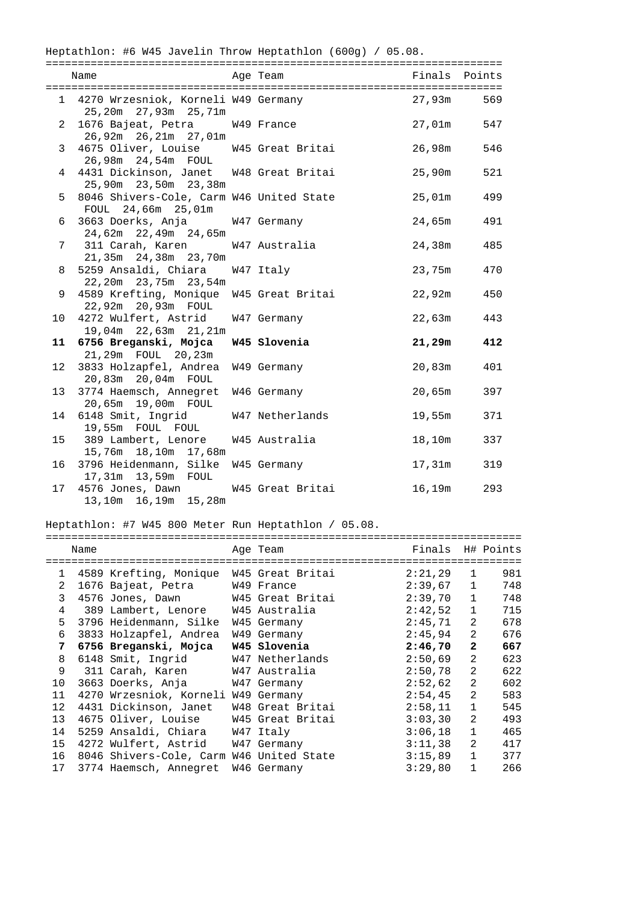Heptathlon: #6 W45 Javelin Throw Heptathlon (600g) / 05.08.

| | Name | Age | Team | Finals | Points |
|---|---|---|---|---|---|
| 1 | 4270 Wrzesniok, Korneli | W49 | Germany | 27,93m | 569 |
| | 25,20m 27,93m 25,71m | | | | |
| 2 | 1676 Bajeat, Petra | W49 | France | 27,01m | 547 |
| | 26,92m 26,21m 27,01m | | | | |
| 3 | 4675 Oliver, Louise | W45 | Great Britai | 26,98m | 546 |
| | 26,98m 24,54m FOUL | | | | |
| 4 | 4431 Dickinson, Janet | W48 | Great Britai | 25,90m | 521 |
| | 25,90m 23,50m 23,38m | | | | |
| 5 | 8046 Shivers-Cole, Carm | W46 | United State | 25,01m | 499 |
| | FOUL 24,66m 25,01m | | | | |
| 6 | 3663 Doerks, Anja | W47 | Germany | 24,65m | 491 |
| | 24,62m 22,49m 24,65m | | | | |
| 7 | 311 Carah, Karen | W47 | Australia | 24,38m | 485 |
| | 21,35m 24,38m 23,70m | | | | |
| 8 | 5259 Ansaldi, Chiara | W47 | Italy | 23,75m | 470 |
| | 22,20m 23,75m 23,54m | | | | |
| 9 | 4589 Krefting, Monique | W45 | Great Britai | 22,92m | 450 |
| | 22,92m 20,93m FOUL | | | | |
| 10 | 4272 Wulfert, Astrid | W47 | Germany | 22,63m | 443 |
| | 19,04m 22,63m 21,21m | | | | |
| **11** | **6756 Breganski, Mojca** | **W45** | **Slovenia** | **21,29m** | **412** |
| | 21,29m FOUL 20,23m | | | | |
| 12 | 3833 Holzapfel, Andrea | W49 | Germany | 20,83m | 401 |
| | 20,83m 20,04m FOUL | | | | |
| 13 | 3774 Haemsch, Annegret | W46 | Germany | 20,65m | 397 |
| | 20,65m 19,00m FOUL | | | | |
| 14 | 6148 Smit, Ingrid | W47 | Netherlands | 19,55m | 371 |
| | 19,55m FOUL FOUL | | | | |
| 15 | 389 Lambert, Lenore | W45 | Australia | 18,10m | 337 |
| | 15,76m 18,10m 17,68m | | | | |
| 16 | 3796 Heidenmann, Silke | W45 | Germany | 17,31m | 319 |
| | 17,31m 13,59m FOUL | | | | |
| 17 | 4576 Jones, Dawn | W45 | Great Britai | 16,19m | 293 |
| | 13,10m 16,19m 15,28m | | | | |

Heptathlon: #7 W45 800 Meter Run Heptathlon / 05.08.

| | Name | Age | Team | Finals | H# | Points |
|---|---|---|---|---|---|---|
| 1 | 4589 Krefting, Monique | W45 | Great Britai | 2:21,29 | 1 | 981 |
| 2 | 1676 Bajeat, Petra | W49 | France | 2:39,67 | 1 | 748 |
| 3 | 4576 Jones, Dawn | W45 | Great Britai | 2:39,70 | 1 | 748 |
| 4 | 389 Lambert, Lenore | W45 | Australia | 2:42,52 | 1 | 715 |
| 5 | 3796 Heidenmann, Silke | W45 | Germany | 2:45,71 | 2 | 678 |
| 6 | 3833 Holzapfel, Andrea | W49 | Germany | 2:45,94 | 2 | 676 |
| **7** | **6756 Breganski, Mojca** | **W45** | **Slovenia** | **2:46,70** | **2** | **667** |
| 8 | 6148 Smit, Ingrid | W47 | Netherlands | 2:50,69 | 2 | 623 |
| 9 | 311 Carah, Karen | W47 | Australia | 2:50,78 | 2 | 622 |
| 10 | 3663 Doerks, Anja | W47 | Germany | 2:52,62 | 2 | 602 |
| 11 | 4270 Wrzesniok, Korneli | W49 | Germany | 2:54,45 | 2 | 583 |
| 12 | 4431 Dickinson, Janet | W48 | Great Britai | 2:58,11 | 1 | 545 |
| 13 | 4675 Oliver, Louise | W45 | Great Britai | 3:03,30 | 2 | 493 |
| 14 | 5259 Ansaldi, Chiara | W47 | Italy | 3:06,18 | 1 | 465 |
| 15 | 4272 Wulfert, Astrid | W47 | Germany | 3:11,38 | 2 | 417 |
| 16 | 8046 Shivers-Cole, Carm | W46 | United State | 3:15,89 | 1 | 377 |
| 17 | 3774 Haemsch, Annegret | W46 | Germany | 3:29,80 | 1 | 266 |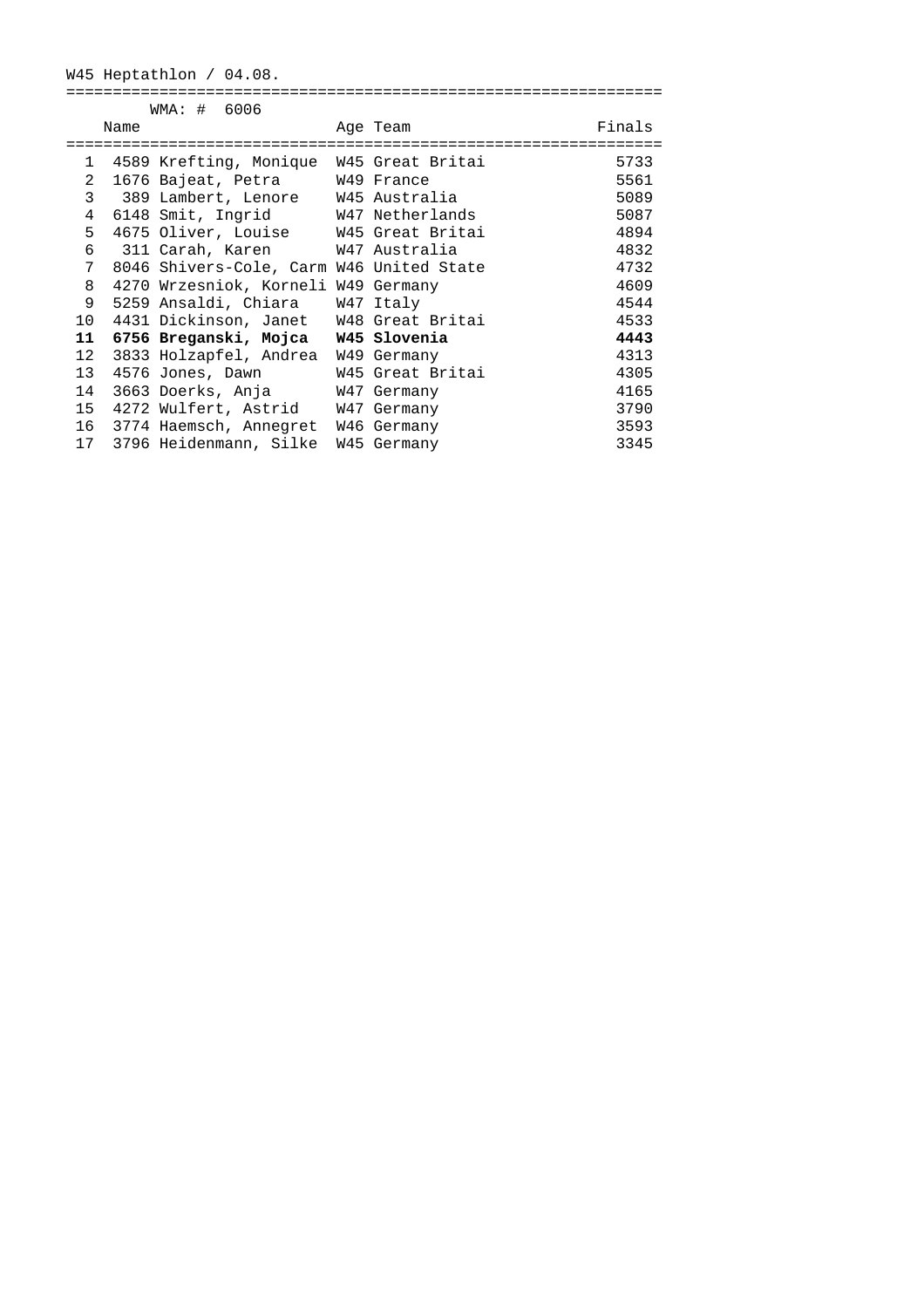W45 Heptathlon / 04.08.

WMA: # 6006

| | Name | Age | Team | Finals |
|---|---|---|---|---|
| 1 | 4589 Krefting, Monique | W45 | Great Britai | 5733 |
| 2 | 1676 Bajeat, Petra | W49 | France | 5561 |
| 3 | 389 Lambert, Lenore | W45 | Australia | 5089 |
| 4 | 6148 Smit, Ingrid | W47 | Netherlands | 5087 |
| 5 | 4675 Oliver, Louise | W45 | Great Britai | 4894 |
| 6 | 311 Carah, Karen | W47 | Australia | 4832 |
| 7 | 8046 Shivers-Cole, Carm | W46 | United State | 4732 |
| 8 | 4270 Wrzesniok, Korneli | W49 | Germany | 4609 |
| 9 | 5259 Ansaldi, Chiara | W47 | Italy | 4544 |
| 10 | 4431 Dickinson, Janet | W48 | Great Britai | 4533 |
| **11** | **6756 Breganski, Mojca** | **W45** | **Slovenia** | **4443** |
| 12 | 3833 Holzapfel, Andrea | W49 | Germany | 4313 |
| 13 | 4576 Jones, Dawn | W45 | Great Britai | 4305 |
| 14 | 3663 Doerks, Anja | W47 | Germany | 4165 |
| 15 | 4272 Wulfert, Astrid | W47 | Germany | 3790 |
| 16 | 3774 Haemsch, Annegret | W46 | Germany | 3593 |
| 17 | 3796 Heidenmann, Silke | W45 | Germany | 3345 |